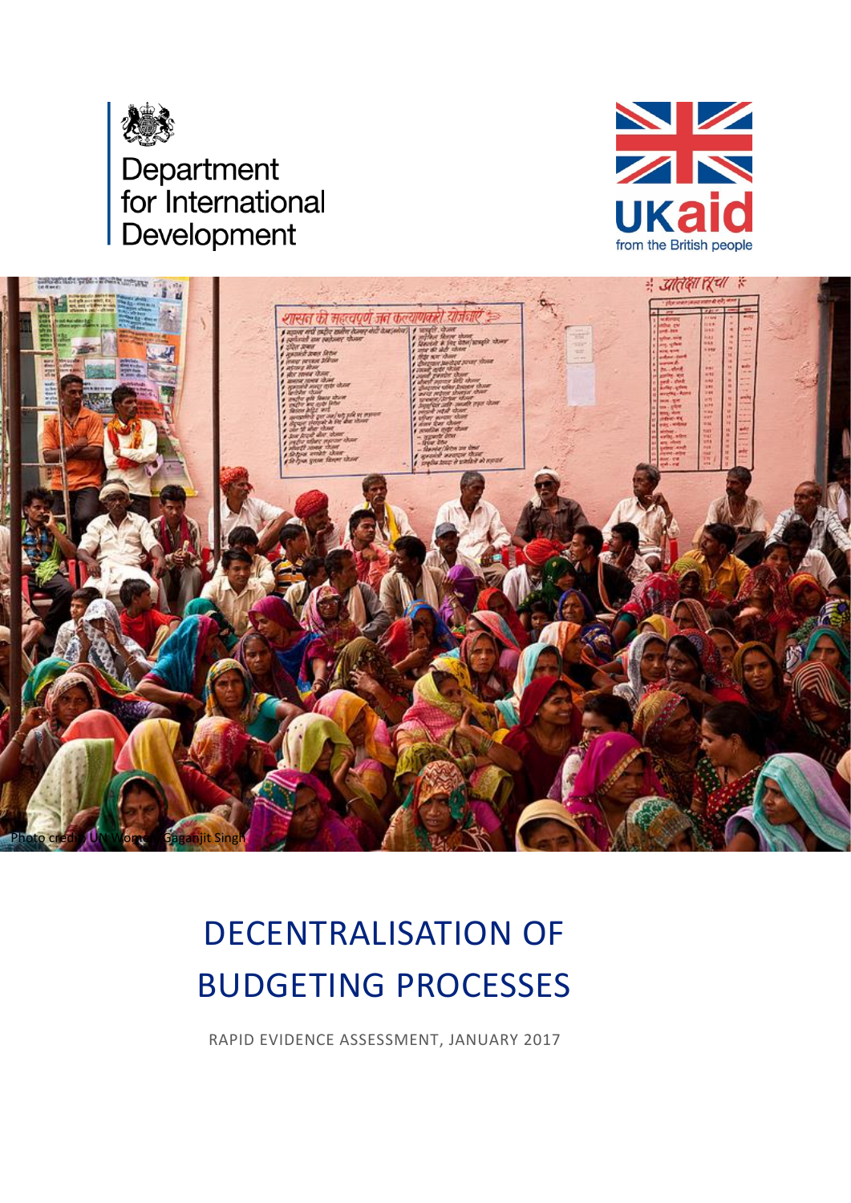Department for International Development

UKaid from the British people

Photo credit: UN Women/Gaganjit Singh

# DECENTRALISATION OF BUDGETING PROCESSES

RAPID EVIDENCE ASSESSMENT, JANUARY 2017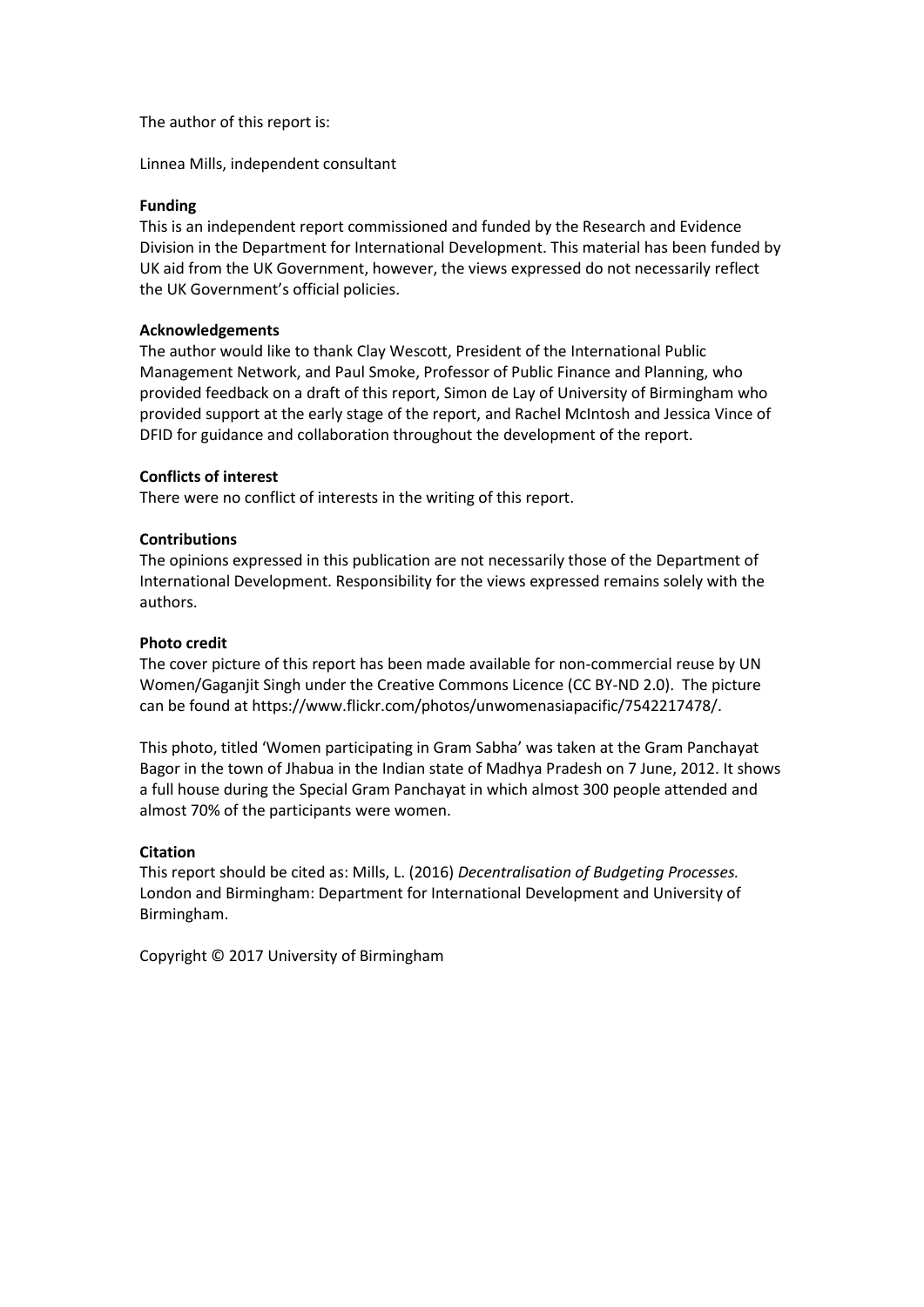The author of this report is:

Linnea Mills, independent consultant

**Funding**

This is an independent report commissioned and funded by the Research and Evidence Division in the Department for International Development. This material has been funded by UK aid from the UK Government, however, the views expressed do not necessarily reflect the UK Government's official policies.

**Acknowledgements**

The author would like to thank Clay Wescott, President of the International Public Management Network, and Paul Smoke, Professor of Public Finance and Planning, who provided feedback on a draft of this report, Simon de Lay of University of Birmingham who provided support at the early stage of the report, and Rachel McIntosh and Jessica Vince of DFID for guidance and collaboration throughout the development of the report.

**Conflicts of interest**

There were no conflict of interests in the writing of this report.

**Contributions**

The opinions expressed in this publication are not necessarily those of the Department of International Development. Responsibility for the views expressed remains solely with the authors.

**Photo credit**

The cover picture of this report has been made available for non-commercial reuse by UN Women/Gaganjit Singh under the Creative Commons Licence (CC BY-ND 2.0). The picture can be found at https://www.flickr.com/photos/unwomenasiapacific/7542217478/.

This photo, titled 'Women participating in Gram Sabha' was taken at the Gram Panchayat Bagor in the town of Jhabua in the Indian state of Madhya Pradesh on 7 June, 2012. It shows a full house during the Special Gram Panchayat in which almost 300 people attended and almost 70% of the participants were women.

**Citation**

This report should be cited as: Mills, L. (2016) *Decentralisation of Budgeting Processes.* London and Birmingham: Department for International Development and University of Birmingham.

Copyright © 2017 University of Birmingham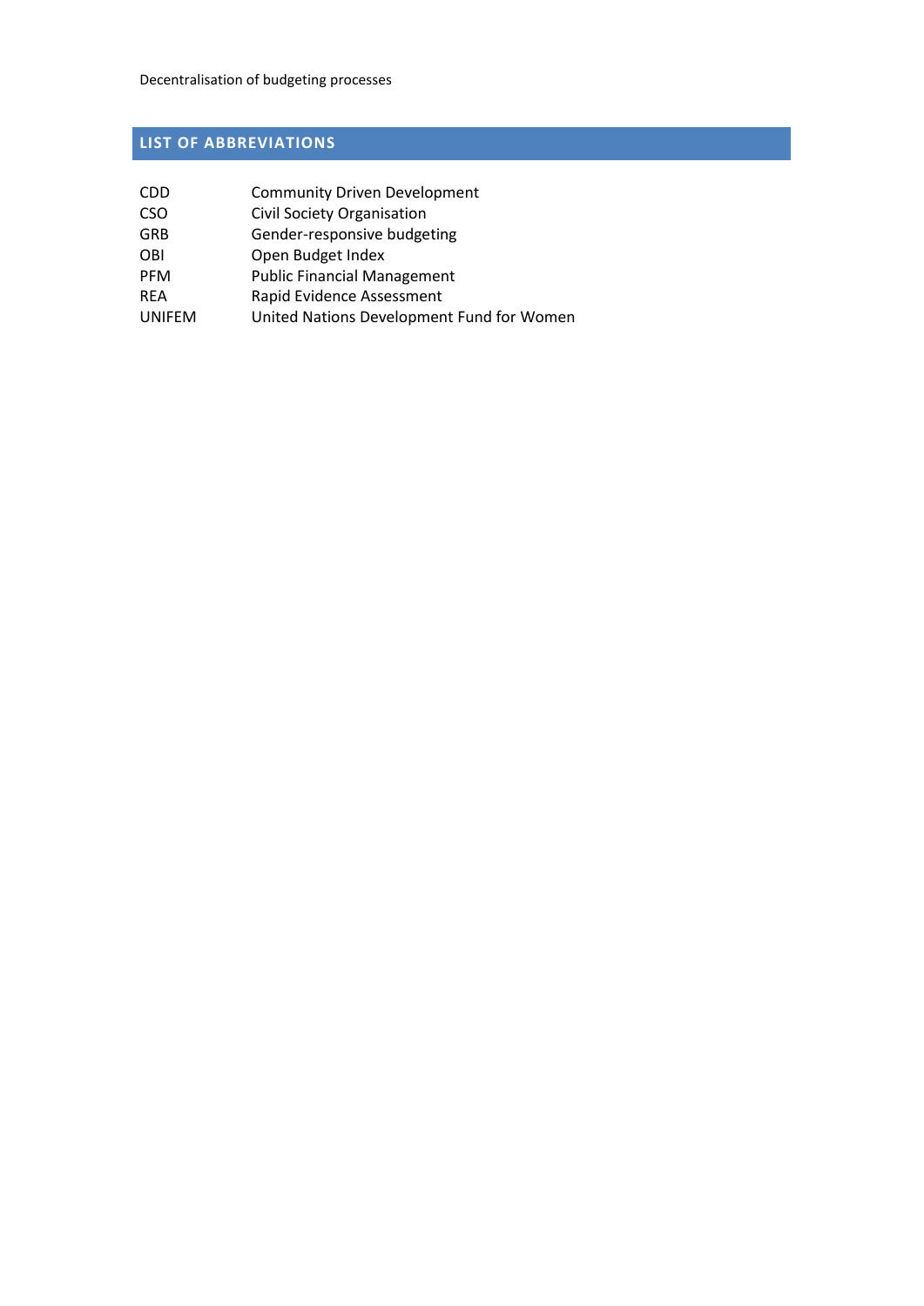## LIST OF ABBREVIATIONS

| | |
|---|---|
| CDD | Community Driven Development |
| CSO | Civil Society Organisation |
| GRB | Gender-responsive budgeting |
| OBI | Open Budget Index |
| PFM | Public Financial Management |
| REA | Rapid Evidence Assessment |
| UNIFEM | United Nations Development Fund for Women |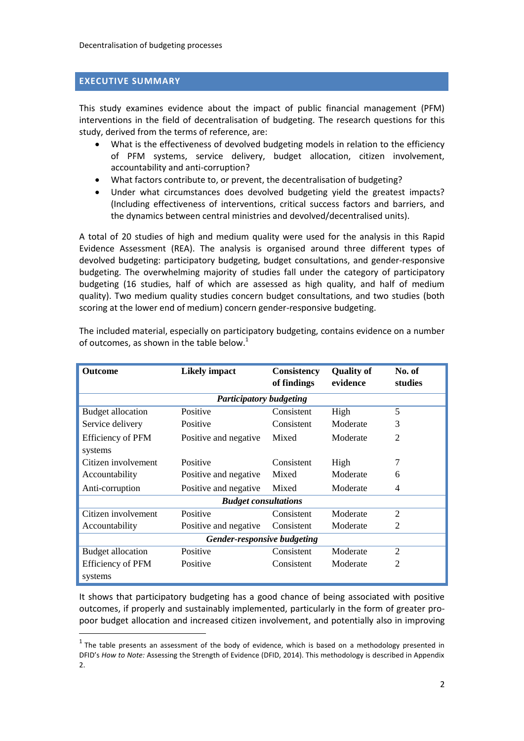## EXECUTIVE SUMMARY

This study examines evidence about the impact of public financial management (PFM) interventions in the field of decentralisation of budgeting. The research questions for this study, derived from the terms of reference, are:

- What is the effectiveness of devolved budgeting models in relation to the efficiency of PFM systems, service delivery, budget allocation, citizen involvement, accountability and anti-corruption?
- What factors contribute to, or prevent, the decentralisation of budgeting?
- Under what circumstances does devolved budgeting yield the greatest impacts? (Including effectiveness of interventions, critical success factors and barriers, and the dynamics between central ministries and devolved/decentralised units).

A total of 20 studies of high and medium quality were used for the analysis in this Rapid Evidence Assessment (REA). The analysis is organised around three different types of devolved budgeting: participatory budgeting, budget consultations, and gender-responsive budgeting. The overwhelming majority of studies fall under the category of participatory budgeting (16 studies, half of which are assessed as high quality, and half of medium quality). Two medium quality studies concern budget consultations, and two studies (both scoring at the lower end of medium) concern gender-responsive budgeting.

The included material, especially on participatory budgeting, contains evidence on a number of outcomes, as shown in the table below.[1]

| Outcome | Likely impact | Consistency of findings | Quality of evidence | No. of studies |
|---|---|---|---|---|
| *Participatory budgeting* | | | | |
| Budget allocation | Positive | Consistent | High | 5 |
| Service delivery | Positive | Consistent | Moderate | 3 |
| Efficiency of PFM systems | Positive and negative | Mixed | Moderate | 2 |
| Citizen involvement | Positive | Consistent | High | 7 |
| Accountability | Positive and negative | Mixed | Moderate | 6 |
| Anti-corruption | Positive and negative | Mixed | Moderate | 4 |
| *Budget consultations* | | | | |
| Citizen involvement | Positive | Consistent | Moderate | 2 |
| Accountability | Positive and negative | Consistent | Moderate | 2 |
| *Gender-responsive budgeting* | | | | |
| Budget allocation | Positive | Consistent | Moderate | 2 |
| Efficiency of PFM systems | Positive | Consistent | Moderate | 2 |

It shows that participatory budgeting has a good chance of being associated with positive outcomes, if properly and sustainably implemented, particularly in the form of greater pro-poor budget allocation and increased citizen involvement, and potentially also in improving

[1] The table presents an assessment of the body of evidence, which is based on a methodology presented in DFID's *How to Note:* Assessing the Strength of Evidence (DFID, 2014). This methodology is described in Appendix 2.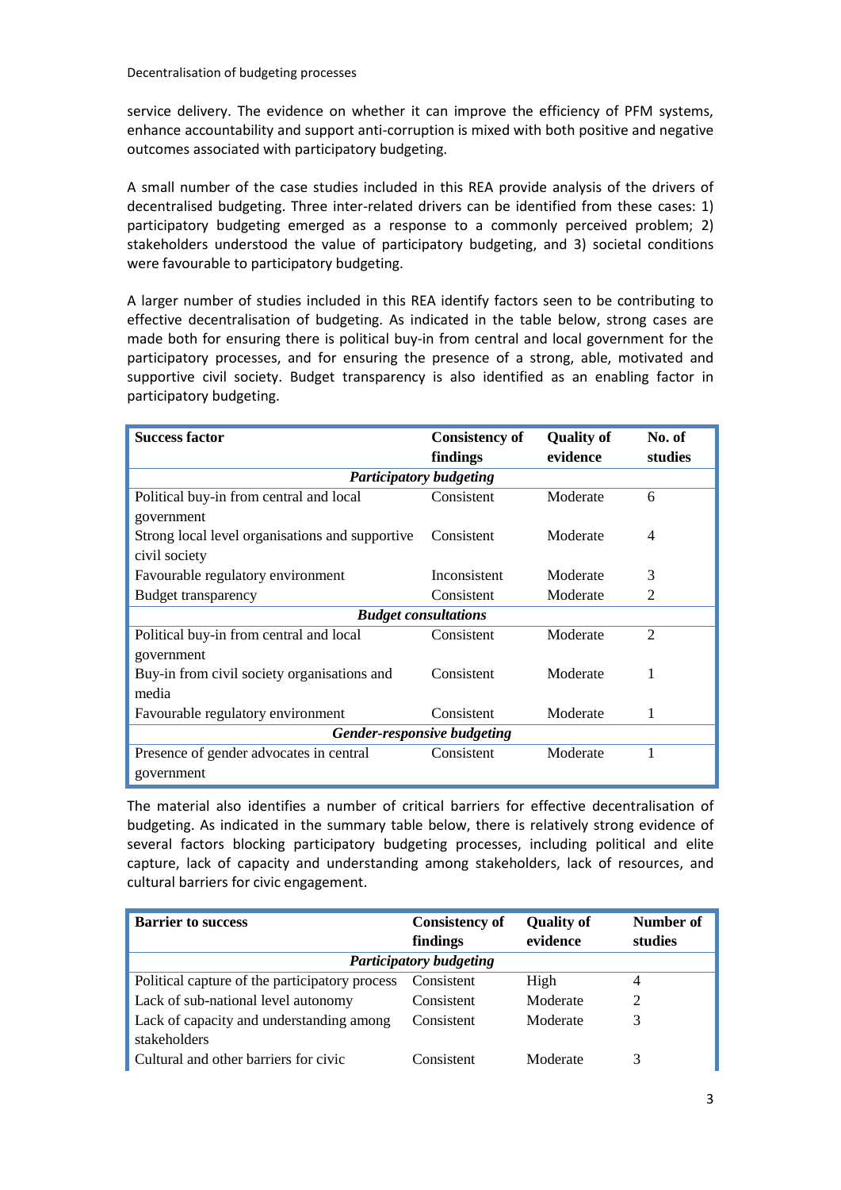service delivery. The evidence on whether it can improve the efficiency of PFM systems, enhance accountability and support anti-corruption is mixed with both positive and negative outcomes associated with participatory budgeting.

A small number of the case studies included in this REA provide analysis of the drivers of decentralised budgeting. Three inter-related drivers can be identified from these cases: 1) participatory budgeting emerged as a response to a commonly perceived problem; 2) stakeholders understood the value of participatory budgeting, and 3) societal conditions were favourable to participatory budgeting.

A larger number of studies included in this REA identify factors seen to be contributing to effective decentralisation of budgeting. As indicated in the table below, strong cases are made both for ensuring there is political buy-in from central and local government for the participatory processes, and for ensuring the presence of a strong, able, motivated and supportive civil society. Budget transparency is also identified as an enabling factor in participatory budgeting.

| Success factor | Consistency of findings | Quality of evidence | No. of studies |
|---|---|---|---|
| ***Participatory budgeting*** | | | |
| Political buy-in from central and local government | Consistent | Moderate | 6 |
| Strong local level organisations and supportive civil society | Consistent | Moderate | 4 |
| Favourable regulatory environment | Inconsistent | Moderate | 3 |
| Budget transparency | Consistent | Moderate | 2 |
| ***Budget consultations*** | | | |
| Political buy-in from central and local government | Consistent | Moderate | 2 |
| Buy-in from civil society organisations and media | Consistent | Moderate | 1 |
| Favourable regulatory environment | Consistent | Moderate | 1 |
| ***Gender-responsive budgeting*** | | | |
| Presence of gender advocates in central government | Consistent | Moderate | 1 |

The material also identifies a number of critical barriers for effective decentralisation of budgeting. As indicated in the summary table below, there is relatively strong evidence of several factors blocking participatory budgeting processes, including political and elite capture, lack of capacity and understanding among stakeholders, lack of resources, and cultural barriers for civic engagement.

| Barrier to success | Consistency of findings | Quality of evidence | Number of studies |
|---|---|---|---|
| ***Participatory budgeting*** | | | |
| Political capture of the participatory process | Consistent | High | 4 |
| Lack of sub-national level autonomy | Consistent | Moderate | 2 |
| Lack of capacity and understanding among stakeholders | Consistent | Moderate | 3 |
| Cultural and other barriers for civic | Consistent | Moderate | 3 |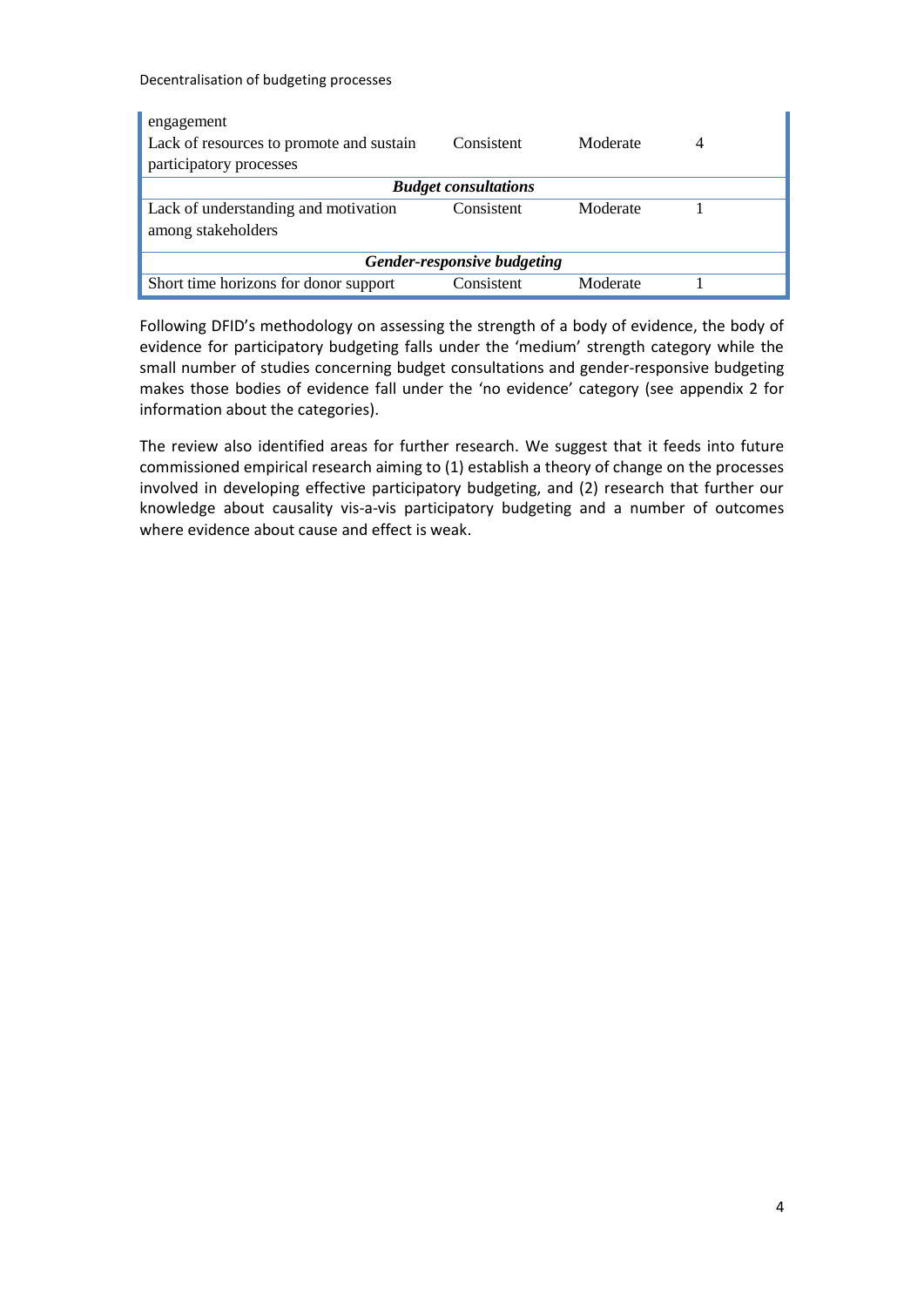| | | | |
|---|---|---|---|
| engagement | | | |
| Lack of resources to promote and sustain participatory processes | Consistent | Moderate | 4 |
| ***Budget consultations*** | | | |
| Lack of understanding and motivation among stakeholders | Consistent | Moderate | 1 |
| ***Gender-responsive budgeting*** | | | |
| Short time horizons for donor support | Consistent | Moderate | 1 |

Following DFID's methodology on assessing the strength of a body of evidence, the body of evidence for participatory budgeting falls under the 'medium' strength category while the small number of studies concerning budget consultations and gender-responsive budgeting makes those bodies of evidence fall under the 'no evidence' category (see appendix 2 for information about the categories).

The review also identified areas for further research. We suggest that it feeds into future commissioned empirical research aiming to (1) establish a theory of change on the processes involved in developing effective participatory budgeting, and (2) research that further our knowledge about causality vis-a-vis participatory budgeting and a number of outcomes where evidence about cause and effect is weak.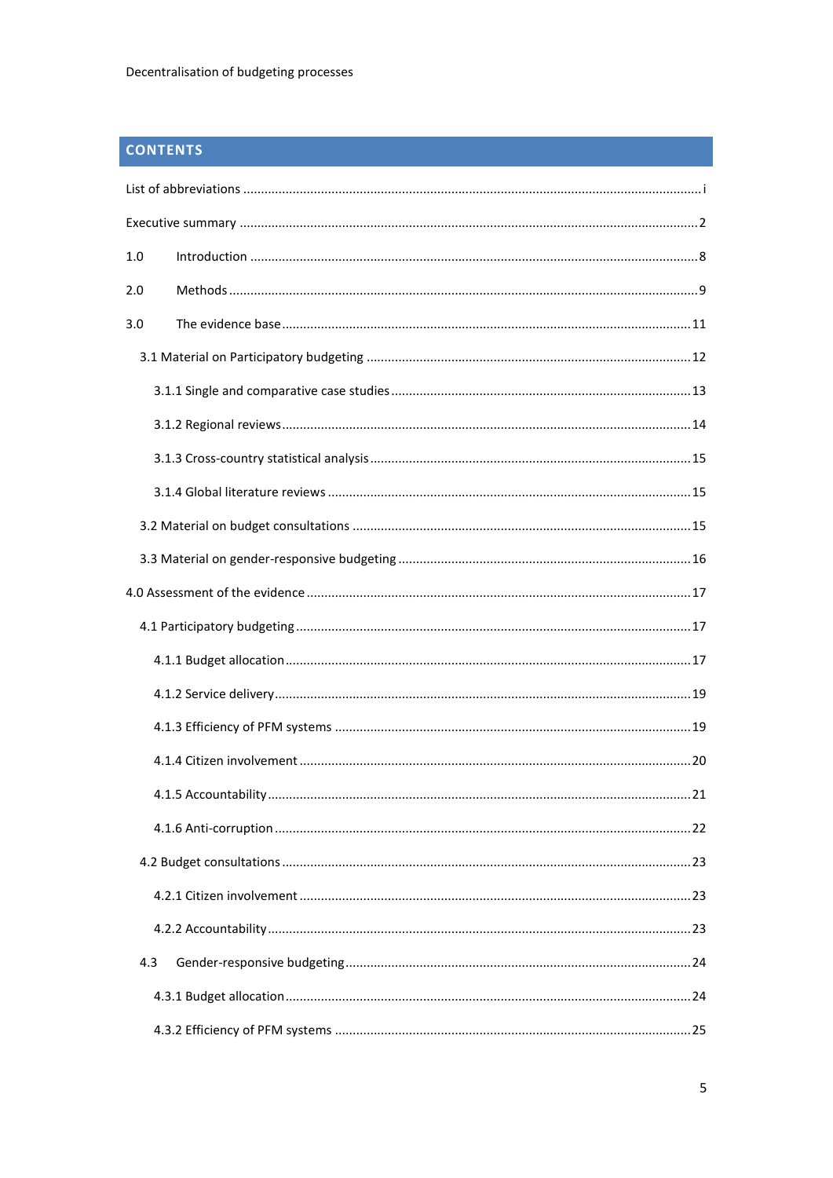## CONTENTS

List of abbreviations ..... i

Executive summary ..... 2

1.0 Introduction ..... 8

2.0 Methods ..... 9

3.0 The evidence base ..... 11

- 3.1 Material on Participatory budgeting ..... 12
  - 3.1.1 Single and comparative case studies ..... 13
  - 3.1.2 Regional reviews ..... 14
  - 3.1.3 Cross-country statistical analysis ..... 15
  - 3.1.4 Global literature reviews ..... 15
- 3.2 Material on budget consultations ..... 15
- 3.3 Material on gender-responsive budgeting ..... 16

4.0 Assessment of the evidence ..... 17

- 4.1 Participatory budgeting ..... 17
  - 4.1.1 Budget allocation ..... 17
  - 4.1.2 Service delivery ..... 19
  - 4.1.3 Efficiency of PFM systems ..... 19
  - 4.1.4 Citizen involvement ..... 20
  - 4.1.5 Accountability ..... 21
  - 4.1.6 Anti-corruption ..... 22
- 4.2 Budget consultations ..... 23
  - 4.2.1 Citizen involvement ..... 23
  - 4.2.2 Accountability ..... 23
- 4.3 Gender-responsive budgeting ..... 24
  - 4.3.1 Budget allocation ..... 24
  - 4.3.2 Efficiency of PFM systems ..... 25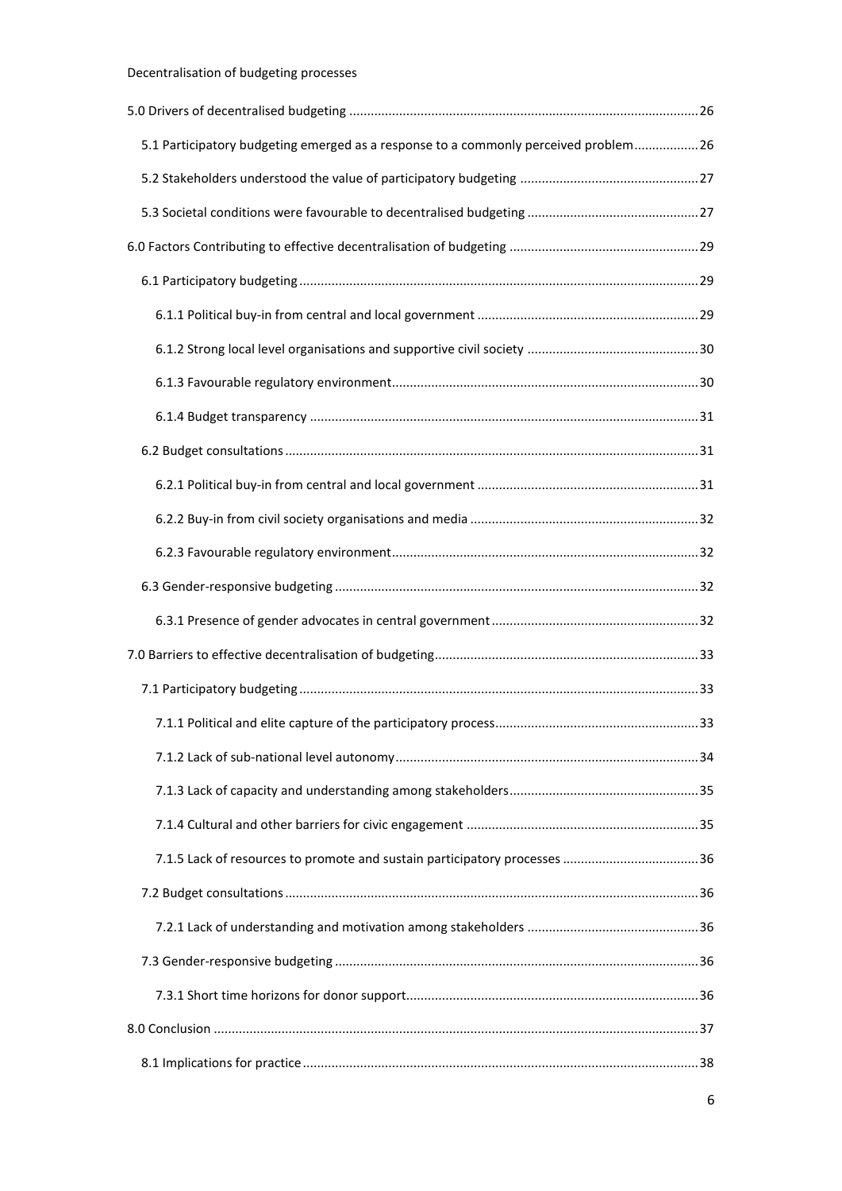5.0 Drivers of decentralised budgeting ..... 26

- 5.1 Participatory budgeting emerged as a response to a commonly perceived problem ..... 26
- 5.2 Stakeholders understood the value of participatory budgeting ..... 27
- 5.3 Societal conditions were favourable to decentralised budgeting ..... 27

6.0 Factors Contributing to effective decentralisation of budgeting ..... 29

- 6.1 Participatory budgeting ..... 29
  - 6.1.1 Political buy-in from central and local government ..... 29
  - 6.1.2 Strong local level organisations and supportive civil society ..... 30
  - 6.1.3 Favourable regulatory environment ..... 30
  - 6.1.4 Budget transparency ..... 31
- 6.2 Budget consultations ..... 31
  - 6.2.1 Political buy-in from central and local government ..... 31
  - 6.2.2 Buy-in from civil society organisations and media ..... 32
  - 6.2.3 Favourable regulatory environment ..... 32
- 6.3 Gender-responsive budgeting ..... 32
  - 6.3.1 Presence of gender advocates in central government ..... 32

7.0 Barriers to effective decentralisation of budgeting ..... 33

- 7.1 Participatory budgeting ..... 33
  - 7.1.1 Political and elite capture of the participatory process ..... 33
  - 7.1.2 Lack of sub-national level autonomy ..... 34
  - 7.1.3 Lack of capacity and understanding among stakeholders ..... 35
  - 7.1.4 Cultural and other barriers for civic engagement ..... 35
  - 7.1.5 Lack of resources to promote and sustain participatory processes ..... 36
- 7.2 Budget consultations ..... 36
  - 7.2.1 Lack of understanding and motivation among stakeholders ..... 36
- 7.3 Gender-responsive budgeting ..... 36
  - 7.3.1 Short time horizons for donor support ..... 36

8.0 Conclusion ..... 37

- 8.1 Implications for practice ..... 38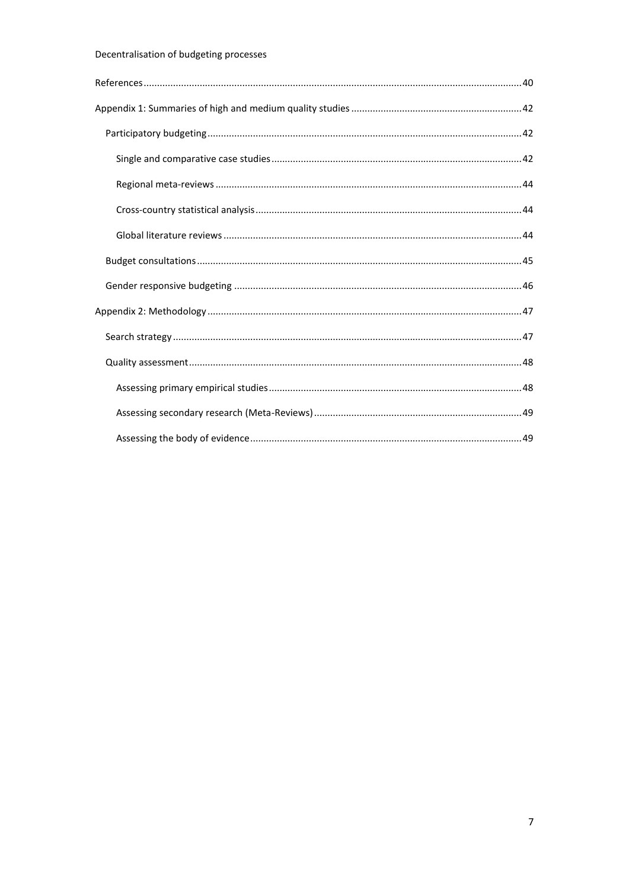References ..... 40

Appendix 1: Summaries of high and medium quality studies ..... 42

- Participatory budgeting ..... 42
  - Single and comparative case studies ..... 42
  - Regional meta-reviews ..... 44
  - Cross-country statistical analysis ..... 44
  - Global literature reviews ..... 44
- Budget consultations ..... 45
- Gender responsive budgeting ..... 46

Appendix 2: Methodology ..... 47

- Search strategy ..... 47
- Quality assessment ..... 48
  - Assessing primary empirical studies ..... 48
  - Assessing secondary research (Meta-Reviews) ..... 49
  - Assessing the body of evidence ..... 49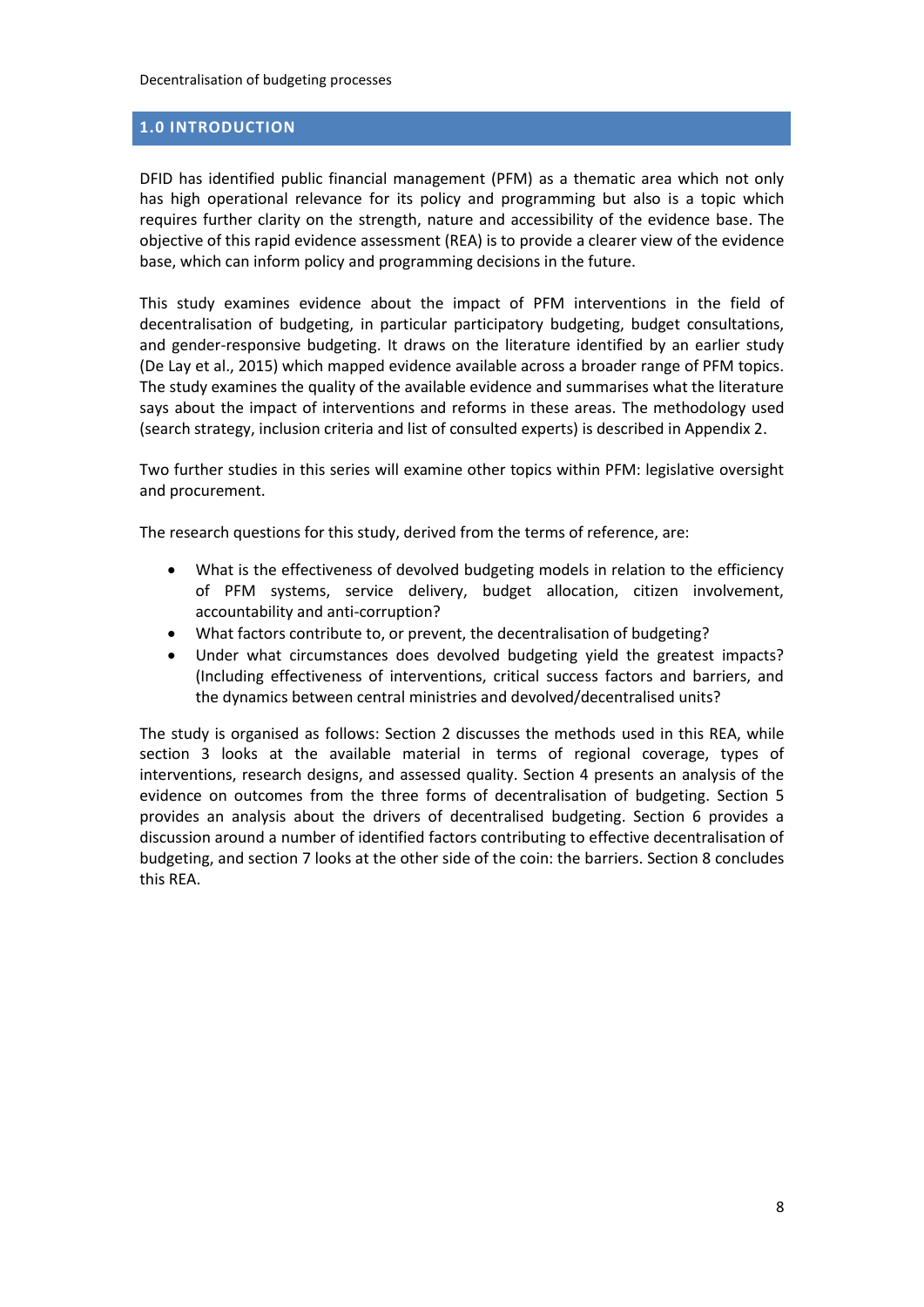## 1.0 INTRODUCTION

DFID has identified public financial management (PFM) as a thematic area which not only has high operational relevance for its policy and programming but also is a topic which requires further clarity on the strength, nature and accessibility of the evidence base. The objective of this rapid evidence assessment (REA) is to provide a clearer view of the evidence base, which can inform policy and programming decisions in the future.

This study examines evidence about the impact of PFM interventions in the field of decentralisation of budgeting, in particular participatory budgeting, budget consultations, and gender-responsive budgeting. It draws on the literature identified by an earlier study (De Lay et al., 2015) which mapped evidence available across a broader range of PFM topics. The study examines the quality of the available evidence and summarises what the literature says about the impact of interventions and reforms in these areas. The methodology used (search strategy, inclusion criteria and list of consulted experts) is described in Appendix 2.

Two further studies in this series will examine other topics within PFM: legislative oversight and procurement.

The research questions for this study, derived from the terms of reference, are:

- What is the effectiveness of devolved budgeting models in relation to the efficiency of PFM systems, service delivery, budget allocation, citizen involvement, accountability and anti-corruption?
- What factors contribute to, or prevent, the decentralisation of budgeting?
- Under what circumstances does devolved budgeting yield the greatest impacts? (Including effectiveness of interventions, critical success factors and barriers, and the dynamics between central ministries and devolved/decentralised units?

The study is organised as follows: Section 2 discusses the methods used in this REA, while section 3 looks at the available material in terms of regional coverage, types of interventions, research designs, and assessed quality. Section 4 presents an analysis of the evidence on outcomes from the three forms of decentralisation of budgeting. Section 5 provides an analysis about the drivers of decentralised budgeting. Section 6 provides a discussion around a number of identified factors contributing to effective decentralisation of budgeting, and section 7 looks at the other side of the coin: the barriers. Section 8 concludes this REA.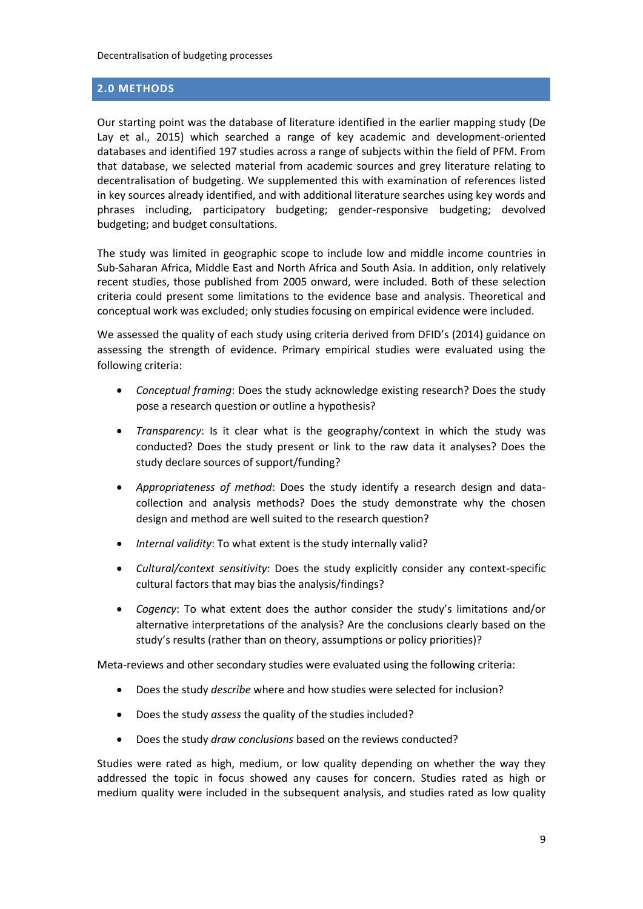## 2.0 METHODS

Our starting point was the database of literature identified in the earlier mapping study (De Lay et al., 2015) which searched a range of key academic and development-oriented databases and identified 197 studies across a range of subjects within the field of PFM. From that database, we selected material from academic sources and grey literature relating to decentralisation of budgeting. We supplemented this with examination of references listed in key sources already identified, and with additional literature searches using key words and phrases including, participatory budgeting; gender-responsive budgeting; devolved budgeting; and budget consultations.

The study was limited in geographic scope to include low and middle income countries in Sub-Saharan Africa, Middle East and North Africa and South Asia. In addition, only relatively recent studies, those published from 2005 onward, were included. Both of these selection criteria could present some limitations to the evidence base and analysis. Theoretical and conceptual work was excluded; only studies focusing on empirical evidence were included.

We assessed the quality of each study using criteria derived from DFID's (2014) guidance on assessing the strength of evidence. Primary empirical studies were evaluated using the following criteria:

- *Conceptual framing*: Does the study acknowledge existing research? Does the study pose a research question or outline a hypothesis?
- *Transparency*: Is it clear what is the geography/context in which the study was conducted? Does the study present or link to the raw data it analyses? Does the study declare sources of support/funding?
- *Appropriateness of method*: Does the study identify a research design and data-collection and analysis methods? Does the study demonstrate why the chosen design and method are well suited to the research question?
- *Internal validity*: To what extent is the study internally valid?
- *Cultural/context sensitivity*: Does the study explicitly consider any context-specific cultural factors that may bias the analysis/findings?
- *Cogency*: To what extent does the author consider the study's limitations and/or alternative interpretations of the analysis? Are the conclusions clearly based on the study's results (rather than on theory, assumptions or policy priorities)?

Meta-reviews and other secondary studies were evaluated using the following criteria:

- Does the study *describe* where and how studies were selected for inclusion?
- Does the study *assess* the quality of the studies included?
- Does the study *draw conclusions* based on the reviews conducted?

Studies were rated as high, medium, or low quality depending on whether the way they addressed the topic in focus showed any causes for concern. Studies rated as high or medium quality were included in the subsequent analysis, and studies rated as low quality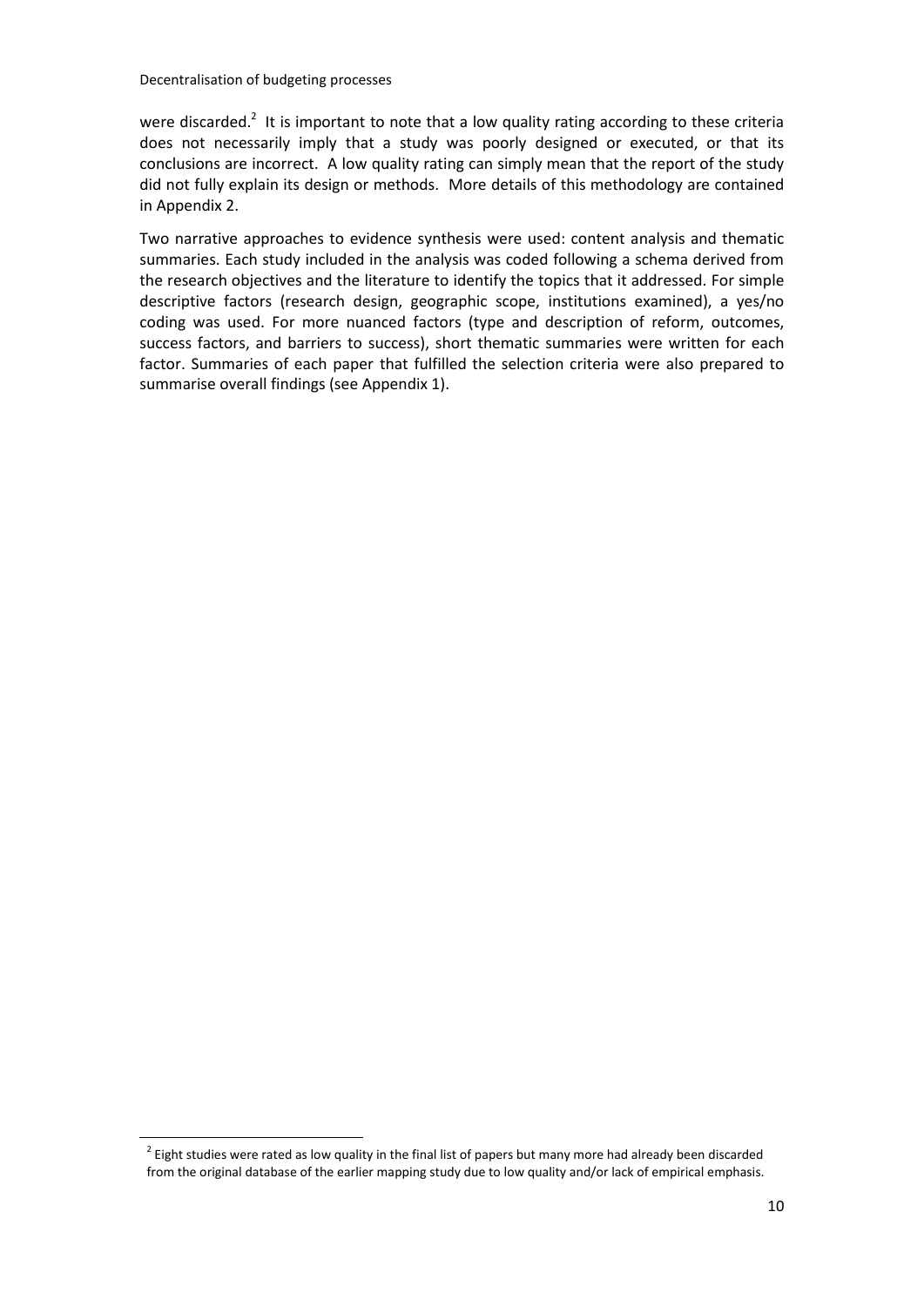were discarded.[2] It is important to note that a low quality rating according to these criteria does not necessarily imply that a study was poorly designed or executed, or that its conclusions are incorrect. A low quality rating can simply mean that the report of the study did not fully explain its design or methods. More details of this methodology are contained in Appendix 2.

Two narrative approaches to evidence synthesis were used: content analysis and thematic summaries. Each study included in the analysis was coded following a schema derived from the research objectives and the literature to identify the topics that it addressed. For simple descriptive factors (research design, geographic scope, institutions examined), a yes/no coding was used. For more nuanced factors (type and description of reform, outcomes, success factors, and barriers to success), short thematic summaries were written for each factor. Summaries of each paper that fulfilled the selection criteria were also prepared to summarise overall findings (see Appendix 1).

[2] Eight studies were rated as low quality in the final list of papers but many more had already been discarded from the original database of the earlier mapping study due to low quality and/or lack of empirical emphasis.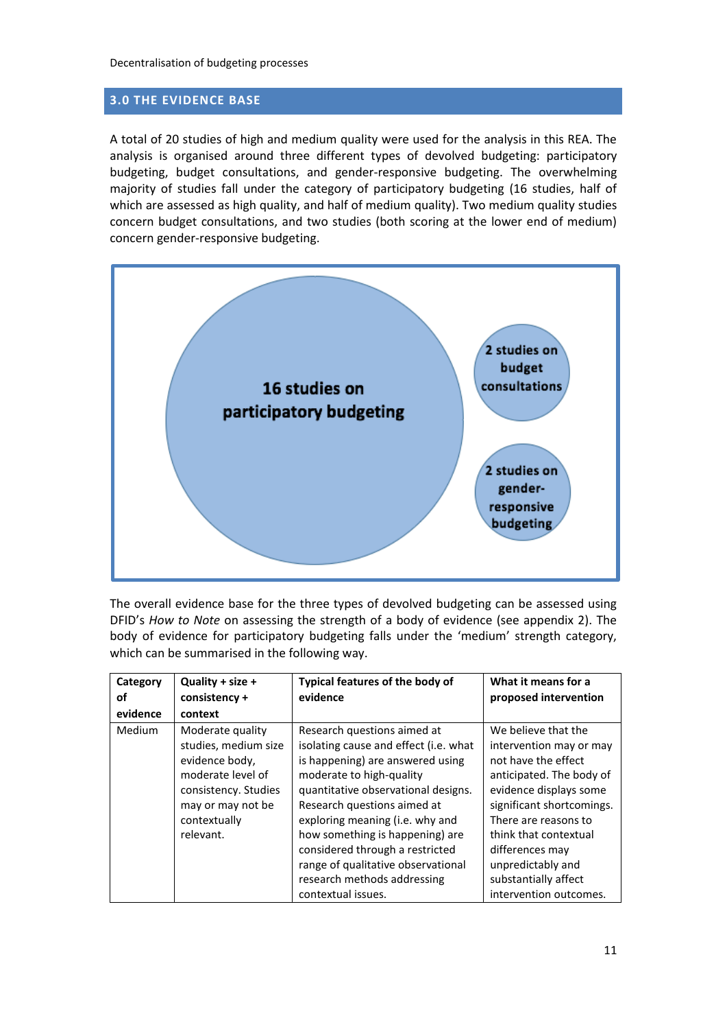## 3.0 THE EVIDENCE BASE

A total of 20 studies of high and medium quality were used for the analysis in this REA. The analysis is organised around three different types of devolved budgeting: participatory budgeting, budget consultations, and gender-responsive budgeting. The overwhelming majority of studies fall under the category of participatory budgeting (16 studies, half of which are assessed as high quality, and half of medium quality). Two medium quality studies concern budget consultations, and two studies (both scoring at the lower end of medium) concern gender-responsive budgeting.

**16 studies on participatory budgeting**

**2 studies on budget consultations**

**2 studies on gender-responsive budgeting**

The overall evidence base for the three types of devolved budgeting can be assessed using DFID's *How to Note* on assessing the strength of a body of evidence (see appendix 2). The body of evidence for participatory budgeting falls under the 'medium' strength category, which can be summarised in the following way.

| Category of evidence | Quality + size + consistency + context | Typical features of the body of evidence | What it means for a proposed intervention |
|---|---|---|---|
| Medium | Moderate quality studies, medium size evidence body, moderate level of consistency. Studies may or may not be contextually relevant. | Research questions aimed at isolating cause and effect (i.e. what is happening) are answered using moderate to high-quality quantitative observational designs. Research questions aimed at exploring meaning (i.e. why and how something is happening) are considered through a restricted range of qualitative observational research methods addressing contextual issues. | We believe that the intervention may or may not have the effect anticipated. The body of evidence displays some significant shortcomings. There are reasons to think that contextual differences may unpredictably and substantially affect intervention outcomes. |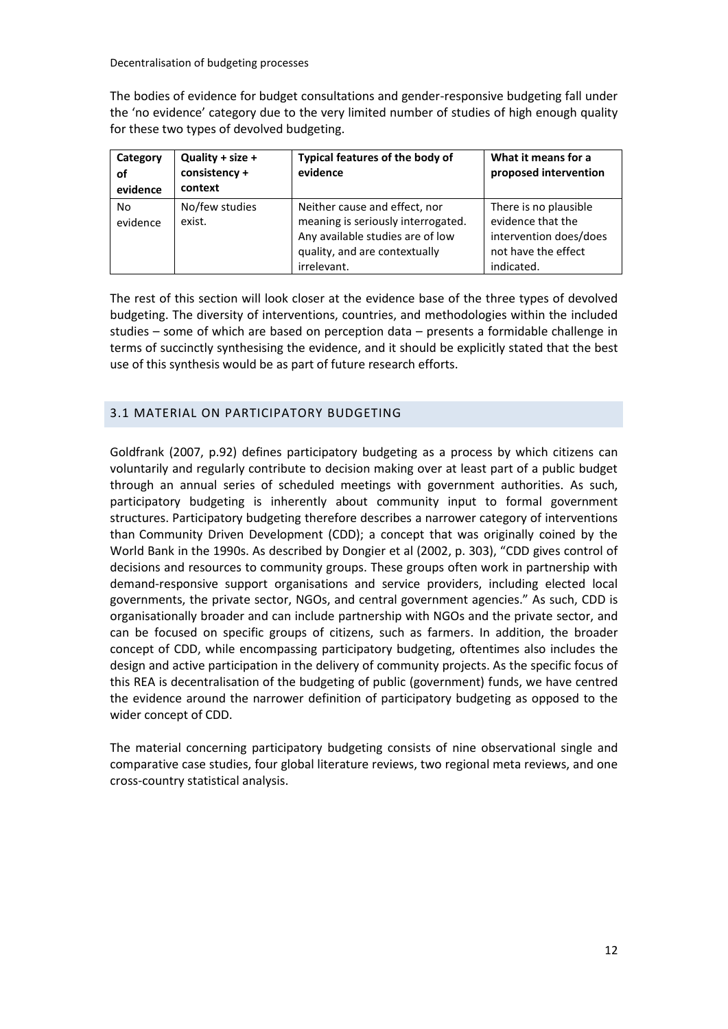The bodies of evidence for budget consultations and gender-responsive budgeting fall under the 'no evidence' category due to the very limited number of studies of high enough quality for these two types of devolved budgeting.

| Category of evidence | Quality + size + consistency + context | Typical features of the body of evidence | What it means for a proposed intervention |
|---|---|---|---|
| No evidence | No/few studies exist. | Neither cause and effect, nor meaning is seriously interrogated. Any available studies are of low quality, and are contextually irrelevant. | There is no plausible evidence that the intervention does/does not have the effect indicated. |

The rest of this section will look closer at the evidence base of the three types of devolved budgeting. The diversity of interventions, countries, and methodologies within the included studies – some of which are based on perception data – presents a formidable challenge in terms of succinctly synthesising the evidence, and it should be explicitly stated that the best use of this synthesis would be as part of future research efforts.

## 3.1 MATERIAL ON PARTICIPATORY BUDGETING

Goldfrank (2007, p.92) defines participatory budgeting as a process by which citizens can voluntarily and regularly contribute to decision making over at least part of a public budget through an annual series of scheduled meetings with government authorities. As such, participatory budgeting is inherently about community input to formal government structures. Participatory budgeting therefore describes a narrower category of interventions than Community Driven Development (CDD); a concept that was originally coined by the World Bank in the 1990s. As described by Dongier et al (2002, p. 303), "CDD gives control of decisions and resources to community groups. These groups often work in partnership with demand-responsive support organisations and service providers, including elected local governments, the private sector, NGOs, and central government agencies." As such, CDD is organisationally broader and can include partnership with NGOs and the private sector, and can be focused on specific groups of citizens, such as farmers. In addition, the broader concept of CDD, while encompassing participatory budgeting, oftentimes also includes the design and active participation in the delivery of community projects. As the specific focus of this REA is decentralisation of the budgeting of public (government) funds, we have centred the evidence around the narrower definition of participatory budgeting as opposed to the wider concept of CDD.

The material concerning participatory budgeting consists of nine observational single and comparative case studies, four global literature reviews, two regional meta reviews, and one cross-country statistical analysis.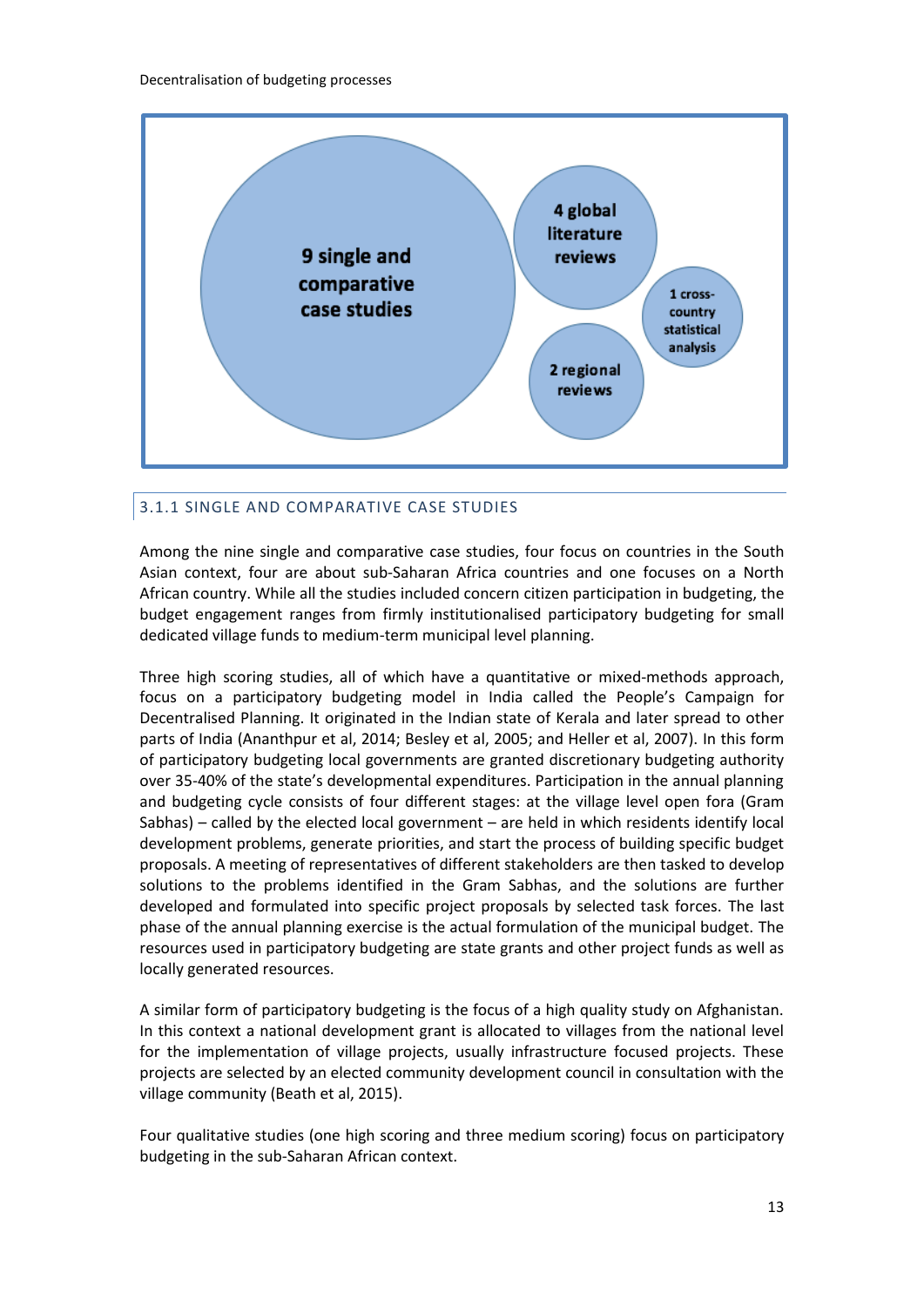9 single and comparative case studies

4 global literature reviews

1 cross-country statistical analysis

2 regional reviews

### 3.1.1 SINGLE AND COMPARATIVE CASE STUDIES

Among the nine single and comparative case studies, four focus on countries in the South Asian context, four are about sub-Saharan Africa countries and one focuses on a North African country. While all the studies included concern citizen participation in budgeting, the budget engagement ranges from firmly institutionalised participatory budgeting for small dedicated village funds to medium-term municipal level planning.

Three high scoring studies, all of which have a quantitative or mixed-methods approach, focus on a participatory budgeting model in India called the People's Campaign for Decentralised Planning. It originated in the Indian state of Kerala and later spread to other parts of India (Ananthpur et al, 2014; Besley et al, 2005; and Heller et al, 2007). In this form of participatory budgeting local governments are granted discretionary budgeting authority over 35-40% of the state's developmental expenditures. Participation in the annual planning and budgeting cycle consists of four different stages: at the village level open fora (Gram Sabhas) – called by the elected local government – are held in which residents identify local development problems, generate priorities, and start the process of building specific budget proposals. A meeting of representatives of different stakeholders are then tasked to develop solutions to the problems identified in the Gram Sabhas, and the solutions are further developed and formulated into specific project proposals by selected task forces. The last phase of the annual planning exercise is the actual formulation of the municipal budget. The resources used in participatory budgeting are state grants and other project funds as well as locally generated resources.

A similar form of participatory budgeting is the focus of a high quality study on Afghanistan. In this context a national development grant is allocated to villages from the national level for the implementation of village projects, usually infrastructure focused projects. These projects are selected by an elected community development council in consultation with the village community (Beath et al, 2015).

Four qualitative studies (one high scoring and three medium scoring) focus on participatory budgeting in the sub-Saharan African context.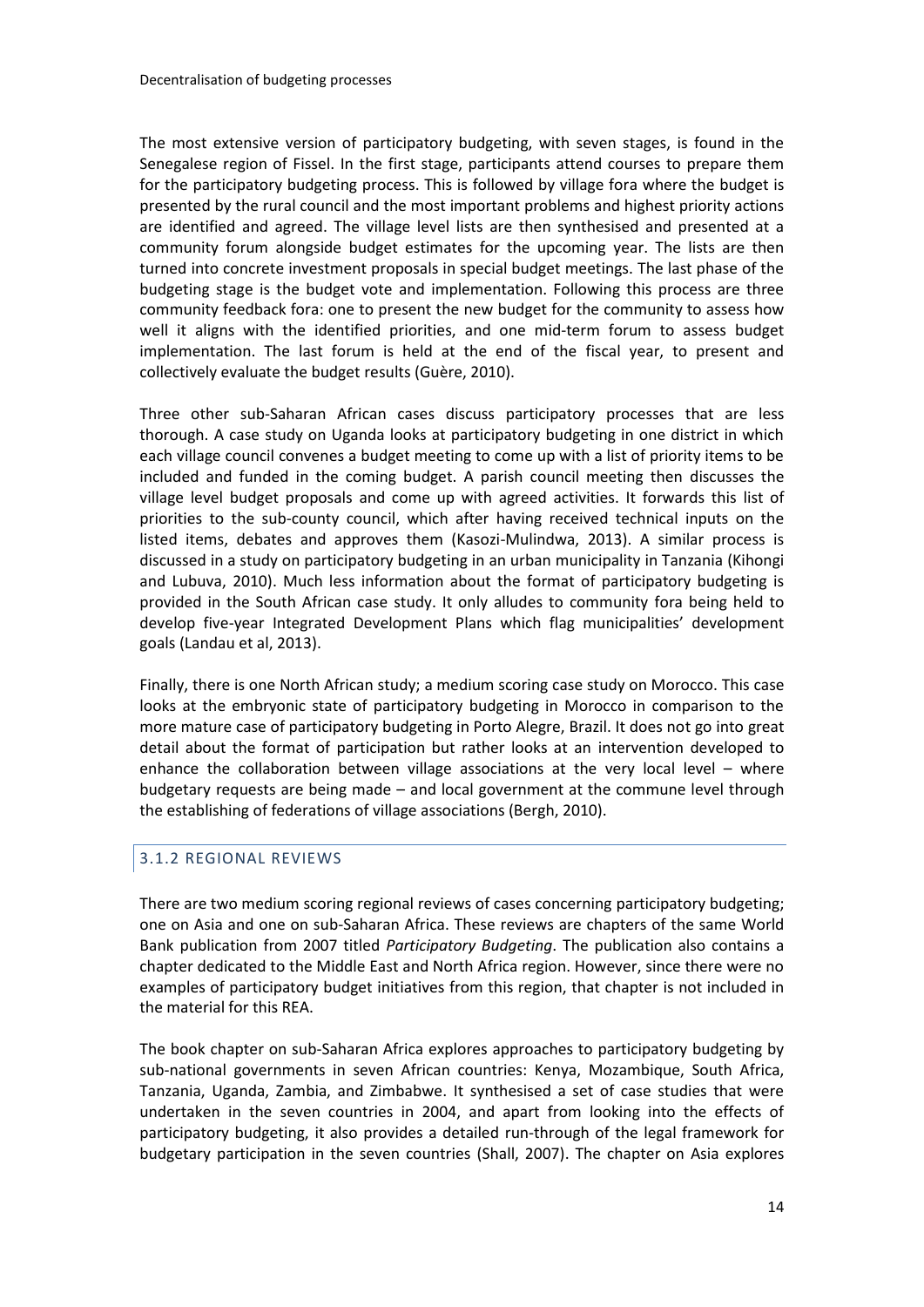The most extensive version of participatory budgeting, with seven stages, is found in the Senegalese region of Fissel. In the first stage, participants attend courses to prepare them for the participatory budgeting process. This is followed by village fora where the budget is presented by the rural council and the most important problems and highest priority actions are identified and agreed. The village level lists are then synthesised and presented at a community forum alongside budget estimates for the upcoming year. The lists are then turned into concrete investment proposals in special budget meetings. The last phase of the budgeting stage is the budget vote and implementation. Following this process are three community feedback fora: one to present the new budget for the community to assess how well it aligns with the identified priorities, and one mid-term forum to assess budget implementation. The last forum is held at the end of the fiscal year, to present and collectively evaluate the budget results (Guère, 2010).

Three other sub-Saharan African cases discuss participatory processes that are less thorough. A case study on Uganda looks at participatory budgeting in one district in which each village council convenes a budget meeting to come up with a list of priority items to be included and funded in the coming budget. A parish council meeting then discusses the village level budget proposals and come up with agreed activities. It forwards this list of priorities to the sub-county council, which after having received technical inputs on the listed items, debates and approves them (Kasozi-Mulindwa, 2013). A similar process is discussed in a study on participatory budgeting in an urban municipality in Tanzania (Kihongi and Lubuva, 2010). Much less information about the format of participatory budgeting is provided in the South African case study. It only alludes to community fora being held to develop five-year Integrated Development Plans which flag municipalities' development goals (Landau et al, 2013).

Finally, there is one North African study; a medium scoring case study on Morocco. This case looks at the embryonic state of participatory budgeting in Morocco in comparison to the more mature case of participatory budgeting in Porto Alegre, Brazil. It does not go into great detail about the format of participation but rather looks at an intervention developed to enhance the collaboration between village associations at the very local level – where budgetary requests are being made – and local government at the commune level through the establishing of federations of village associations (Bergh, 2010).

### 3.1.2 REGIONAL REVIEWS

There are two medium scoring regional reviews of cases concerning participatory budgeting; one on Asia and one on sub-Saharan Africa. These reviews are chapters of the same World Bank publication from 2007 titled *Participatory Budgeting*. The publication also contains a chapter dedicated to the Middle East and North Africa region. However, since there were no examples of participatory budget initiatives from this region, that chapter is not included in the material for this REA.

The book chapter on sub-Saharan Africa explores approaches to participatory budgeting by sub-national governments in seven African countries: Kenya, Mozambique, South Africa, Tanzania, Uganda, Zambia, and Zimbabwe. It synthesised a set of case studies that were undertaken in the seven countries in 2004, and apart from looking into the effects of participatory budgeting, it also provides a detailed run-through of the legal framework for budgetary participation in the seven countries (Shall, 2007). The chapter on Asia explores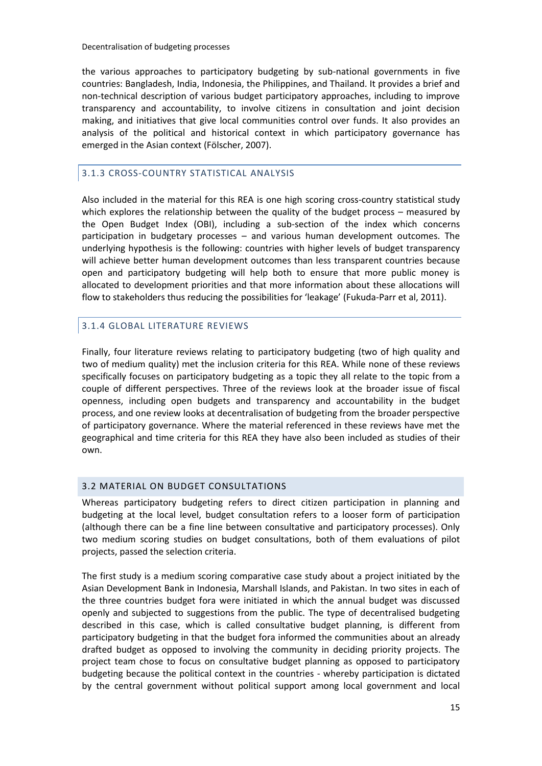the various approaches to participatory budgeting by sub-national governments in five countries: Bangladesh, India, Indonesia, the Philippines, and Thailand. It provides a brief and non-technical description of various budget participatory approaches, including to improve transparency and accountability, to involve citizens in consultation and joint decision making, and initiatives that give local communities control over funds. It also provides an analysis of the political and historical context in which participatory governance has emerged in the Asian context (Fölscher, 2007).

### 3.1.3 CROSS-COUNTRY STATISTICAL ANALYSIS

Also included in the material for this REA is one high scoring cross-country statistical study which explores the relationship between the quality of the budget process – measured by the Open Budget Index (OBI), including a sub-section of the index which concerns participation in budgetary processes – and various human development outcomes. The underlying hypothesis is the following: countries with higher levels of budget transparency will achieve better human development outcomes than less transparent countries because open and participatory budgeting will help both to ensure that more public money is allocated to development priorities and that more information about these allocations will flow to stakeholders thus reducing the possibilities for 'leakage' (Fukuda-Parr et al, 2011).

### 3.1.4 GLOBAL LITERATURE REVIEWS

Finally, four literature reviews relating to participatory budgeting (two of high quality and two of medium quality) met the inclusion criteria for this REA. While none of these reviews specifically focuses on participatory budgeting as a topic they all relate to the topic from a couple of different perspectives. Three of the reviews look at the broader issue of fiscal openness, including open budgets and transparency and accountability in the budget process, and one review looks at decentralisation of budgeting from the broader perspective of participatory governance. Where the material referenced in these reviews have met the geographical and time criteria for this REA they have also been included as studies of their own.

## 3.2 MATERIAL ON BUDGET CONSULTATIONS

Whereas participatory budgeting refers to direct citizen participation in planning and budgeting at the local level, budget consultation refers to a looser form of participation (although there can be a fine line between consultative and participatory processes). Only two medium scoring studies on budget consultations, both of them evaluations of pilot projects, passed the selection criteria.

The first study is a medium scoring comparative case study about a project initiated by the Asian Development Bank in Indonesia, Marshall Islands, and Pakistan. In two sites in each of the three countries budget fora were initiated in which the annual budget was discussed openly and subjected to suggestions from the public. The type of decentralised budgeting described in this case, which is called consultative budget planning, is different from participatory budgeting in that the budget fora informed the communities about an already drafted budget as opposed to involving the community in deciding priority projects. The project team chose to focus on consultative budget planning as opposed to participatory budgeting because the political context in the countries - whereby participation is dictated by the central government without political support among local government and local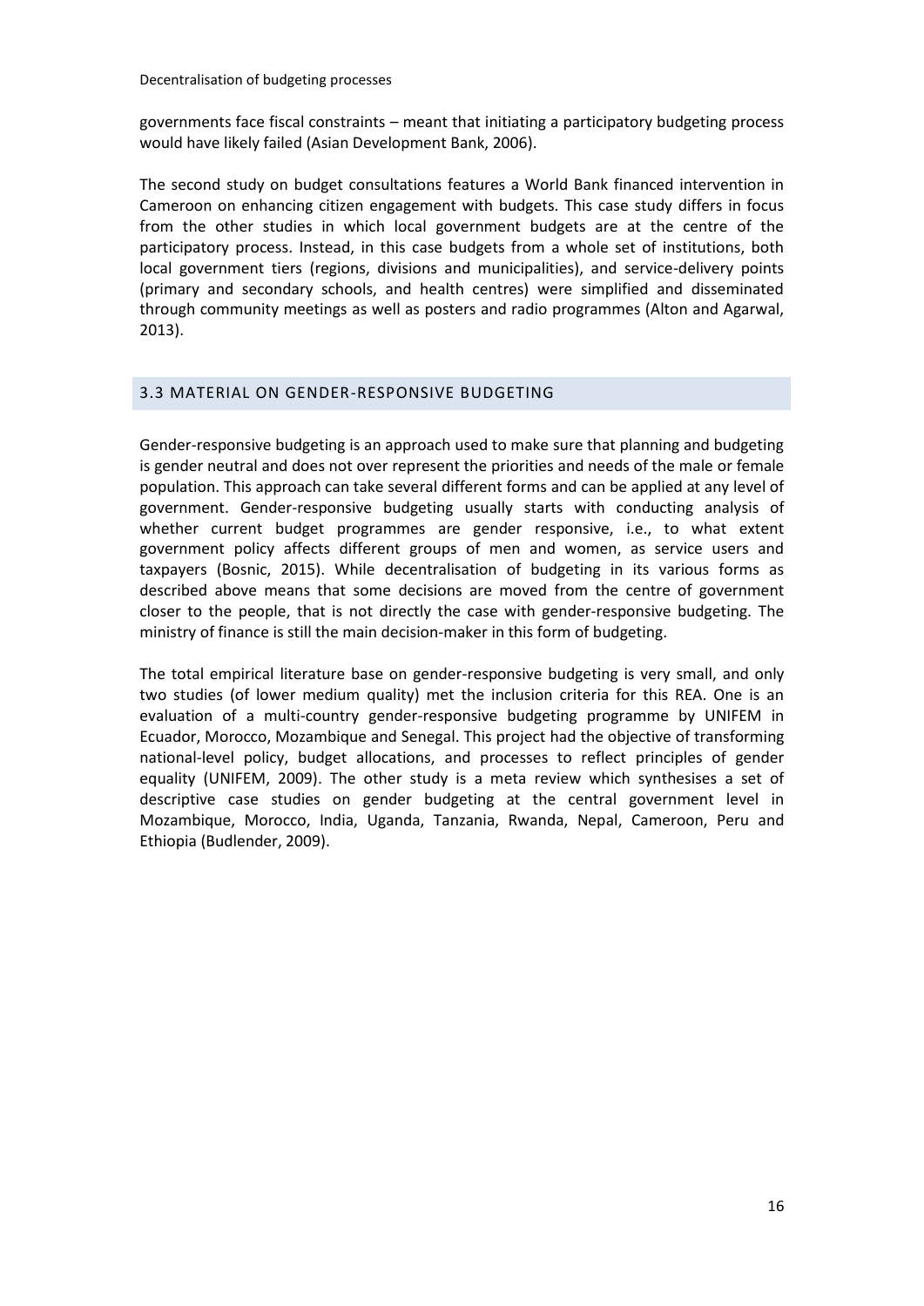governments face fiscal constraints – meant that initiating a participatory budgeting process would have likely failed (Asian Development Bank, 2006).

The second study on budget consultations features a World Bank financed intervention in Cameroon on enhancing citizen engagement with budgets. This case study differs in focus from the other studies in which local government budgets are at the centre of the participatory process. Instead, in this case budgets from a whole set of institutions, both local government tiers (regions, divisions and municipalities), and service-delivery points (primary and secondary schools, and health centres) were simplified and disseminated through community meetings as well as posters and radio programmes (Alton and Agarwal, 2013).

## 3.3 MATERIAL ON GENDER-RESPONSIVE BUDGETING

Gender-responsive budgeting is an approach used to make sure that planning and budgeting is gender neutral and does not over represent the priorities and needs of the male or female population. This approach can take several different forms and can be applied at any level of government. Gender-responsive budgeting usually starts with conducting analysis of whether current budget programmes are gender responsive, i.e., to what extent government policy affects different groups of men and women, as service users and taxpayers (Bosnic, 2015). While decentralisation of budgeting in its various forms as described above means that some decisions are moved from the centre of government closer to the people, that is not directly the case with gender-responsive budgeting. The ministry of finance is still the main decision-maker in this form of budgeting.

The total empirical literature base on gender-responsive budgeting is very small, and only two studies (of lower medium quality) met the inclusion criteria for this REA. One is an evaluation of a multi-country gender-responsive budgeting programme by UNIFEM in Ecuador, Morocco, Mozambique and Senegal. This project had the objective of transforming national-level policy, budget allocations, and processes to reflect principles of gender equality (UNIFEM, 2009). The other study is a meta review which synthesises a set of descriptive case studies on gender budgeting at the central government level in Mozambique, Morocco, India, Uganda, Tanzania, Rwanda, Nepal, Cameroon, Peru and Ethiopia (Budlender, 2009).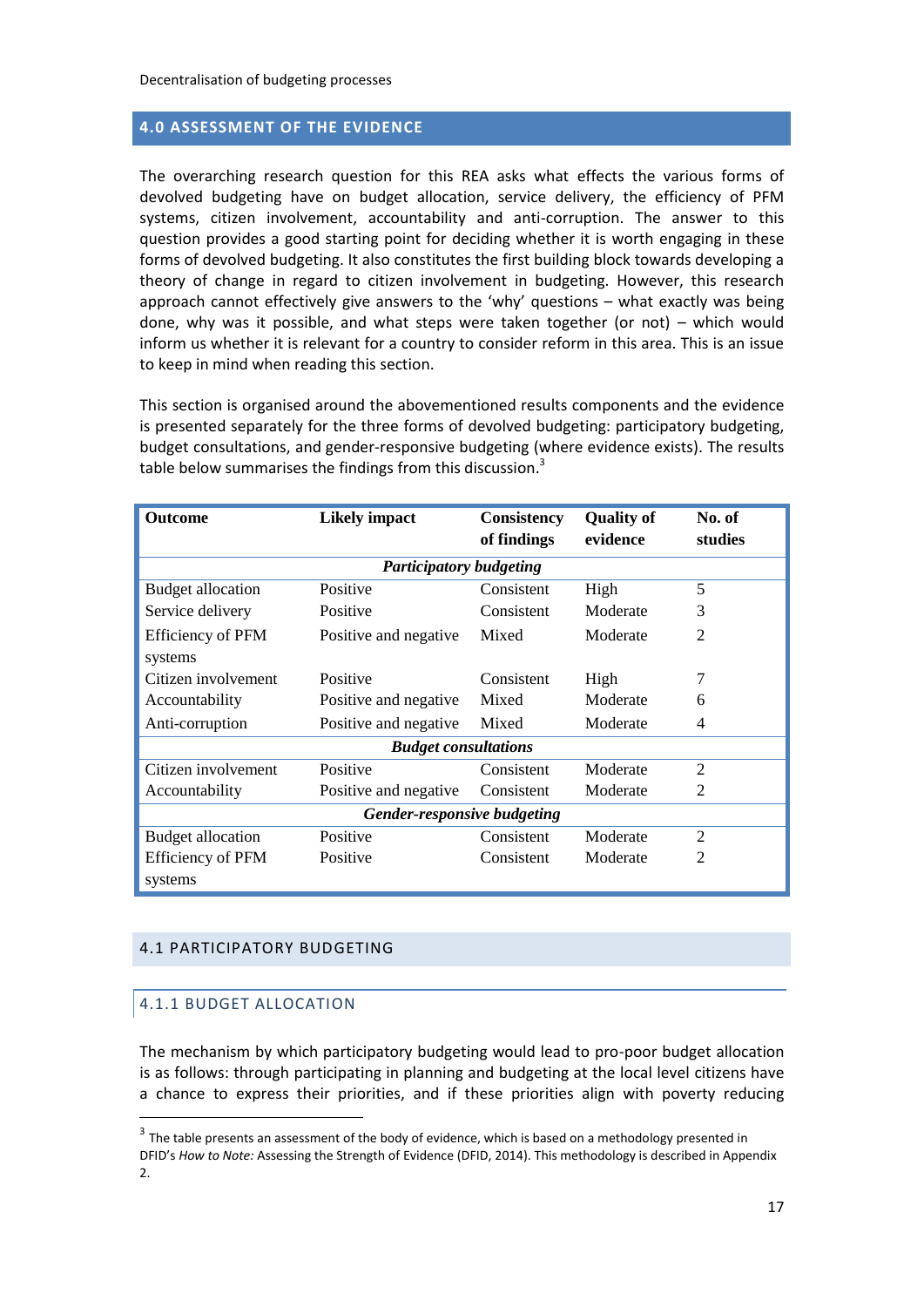## 4.0 ASSESSMENT OF THE EVIDENCE

The overarching research question for this REA asks what effects the various forms of devolved budgeting have on budget allocation, service delivery, the efficiency of PFM systems, citizen involvement, accountability and anti-corruption. The answer to this question provides a good starting point for deciding whether it is worth engaging in these forms of devolved budgeting. It also constitutes the first building block towards developing a theory of change in regard to citizen involvement in budgeting. However, this research approach cannot effectively give answers to the 'why' questions – what exactly was being done, why was it possible, and what steps were taken together (or not) – which would inform us whether it is relevant for a country to consider reform in this area. This is an issue to keep in mind when reading this section.

This section is organised around the abovementioned results components and the evidence is presented separately for the three forms of devolved budgeting: participatory budgeting, budget consultations, and gender-responsive budgeting (where evidence exists). The results table below summarises the findings from this discussion.[3]

| Outcome | Likely impact | Consistency of findings | Quality of evidence | No. of studies |
|---|---|---|---|---|
| | | ***Participatory budgeting*** | | |
| Budget allocation | Positive | Consistent | High | 5 |
| Service delivery | Positive | Consistent | Moderate | 3 |
| Efficiency of PFM systems | Positive and negative | Mixed | Moderate | 2 |
| Citizen involvement | Positive | Consistent | High | 7 |
| Accountability | Positive and negative | Mixed | Moderate | 6 |
| Anti-corruption | Positive and negative | Mixed | Moderate | 4 |
| | | ***Budget consultations*** | | |
| Citizen involvement | Positive | Consistent | Moderate | 2 |
| Accountability | Positive and negative | Consistent | Moderate | 2 |
| | | ***Gender-responsive budgeting*** | | |
| Budget allocation | Positive | Consistent | Moderate | 2 |
| Efficiency of PFM systems | Positive | Consistent | Moderate | 2 |

### 4.1 PARTICIPATORY BUDGETING

#### 4.1.1 BUDGET ALLOCATION

The mechanism by which participatory budgeting would lead to pro-poor budget allocation is as follows: through participating in planning and budgeting at the local level citizens have a chance to express their priorities, and if these priorities align with poverty reducing

[3] The table presents an assessment of the body of evidence, which is based on a methodology presented in DFID's *How to Note:* Assessing the Strength of Evidence (DFID, 2014). This methodology is described in Appendix 2.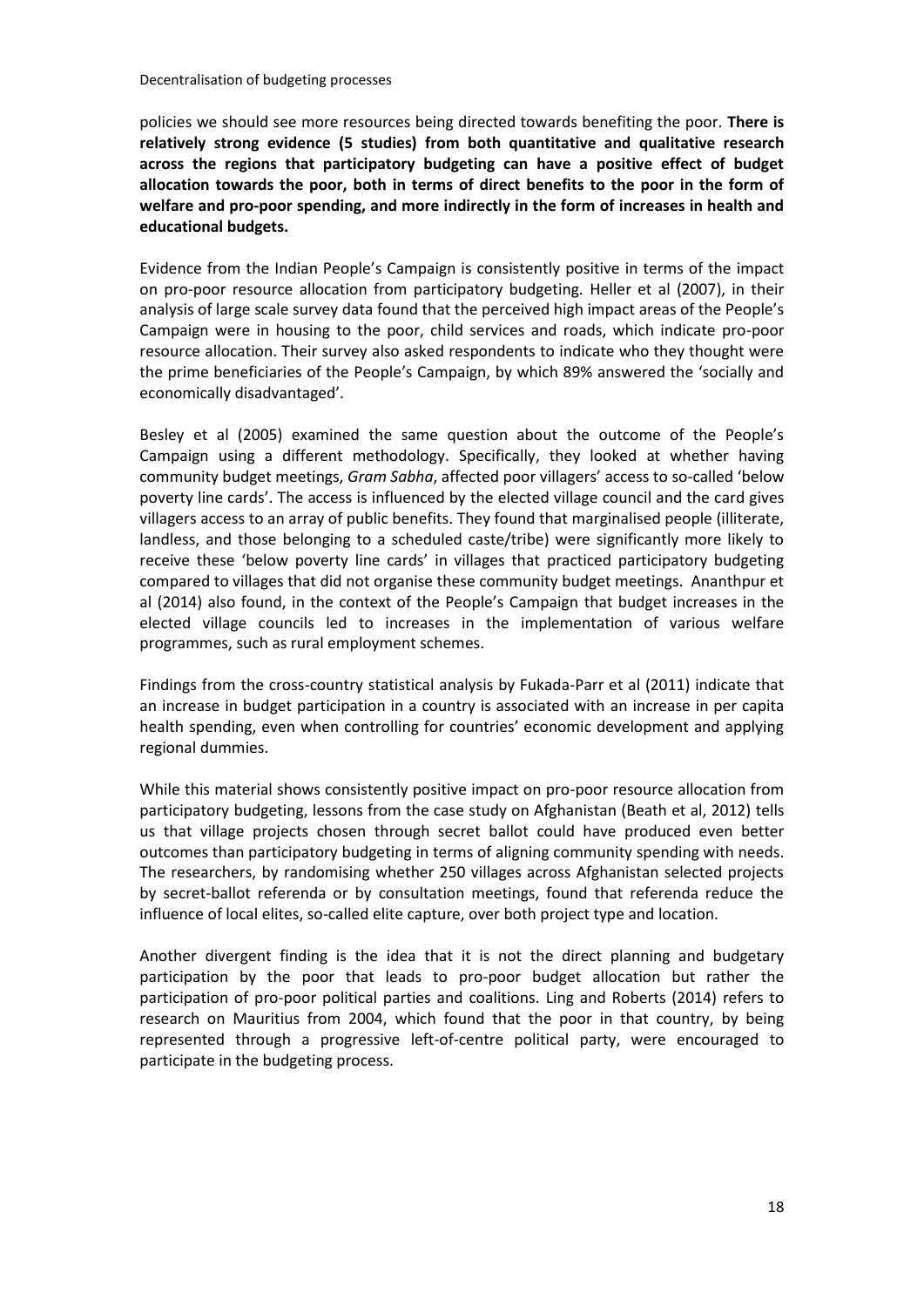policies we should see more resources being directed towards benefiting the poor. **There is relatively strong evidence (5 studies) from both quantitative and qualitative research across the regions that participatory budgeting can have a positive effect of budget allocation towards the poor, both in terms of direct benefits to the poor in the form of welfare and pro-poor spending, and more indirectly in the form of increases in health and educational budgets.**

Evidence from the Indian People's Campaign is consistently positive in terms of the impact on pro-poor resource allocation from participatory budgeting. Heller et al (2007), in their analysis of large scale survey data found that the perceived high impact areas of the People's Campaign were in housing to the poor, child services and roads, which indicate pro-poor resource allocation. Their survey also asked respondents to indicate who they thought were the prime beneficiaries of the People's Campaign, by which 89% answered the 'socially and economically disadvantaged'.

Besley et al (2005) examined the same question about the outcome of the People's Campaign using a different methodology. Specifically, they looked at whether having community budget meetings, *Gram Sabha*, affected poor villagers' access to so-called 'below poverty line cards'. The access is influenced by the elected village council and the card gives villagers access to an array of public benefits. They found that marginalised people (illiterate, landless, and those belonging to a scheduled caste/tribe) were significantly more likely to receive these 'below poverty line cards' in villages that practiced participatory budgeting compared to villages that did not organise these community budget meetings. Ananthpur et al (2014) also found, in the context of the People's Campaign that budget increases in the elected village councils led to increases in the implementation of various welfare programmes, such as rural employment schemes.

Findings from the cross-country statistical analysis by Fukada-Parr et al (2011) indicate that an increase in budget participation in a country is associated with an increase in per capita health spending, even when controlling for countries' economic development and applying regional dummies.

While this material shows consistently positive impact on pro-poor resource allocation from participatory budgeting, lessons from the case study on Afghanistan (Beath et al, 2012) tells us that village projects chosen through secret ballot could have produced even better outcomes than participatory budgeting in terms of aligning community spending with needs. The researchers, by randomising whether 250 villages across Afghanistan selected projects by secret-ballot referenda or by consultation meetings, found that referenda reduce the influence of local elites, so-called elite capture, over both project type and location.

Another divergent finding is the idea that it is not the direct planning and budgetary participation by the poor that leads to pro-poor budget allocation but rather the participation of pro-poor political parties and coalitions. Ling and Roberts (2014) refers to research on Mauritius from 2004, which found that the poor in that country, by being represented through a progressive left-of-centre political party, were encouraged to participate in the budgeting process.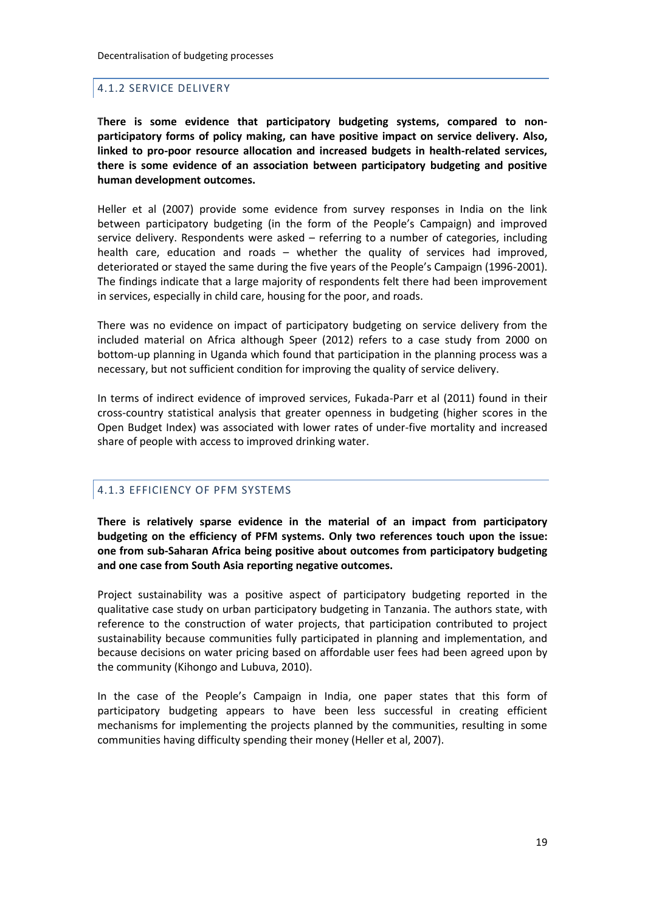### 4.1.2 SERVICE DELIVERY

**There is some evidence that participatory budgeting systems, compared to non-participatory forms of policy making, can have positive impact on service delivery. Also, linked to pro-poor resource allocation and increased budgets in health-related services, there is some evidence of an association between participatory budgeting and positive human development outcomes.**

Heller et al (2007) provide some evidence from survey responses in India on the link between participatory budgeting (in the form of the People's Campaign) and improved service delivery. Respondents were asked – referring to a number of categories, including health care, education and roads – whether the quality of services had improved, deteriorated or stayed the same during the five years of the People's Campaign (1996-2001). The findings indicate that a large majority of respondents felt there had been improvement in services, especially in child care, housing for the poor, and roads.

There was no evidence on impact of participatory budgeting on service delivery from the included material on Africa although Speer (2012) refers to a case study from 2000 on bottom-up planning in Uganda which found that participation in the planning process was a necessary, but not sufficient condition for improving the quality of service delivery.

In terms of indirect evidence of improved services, Fukada-Parr et al (2011) found in their cross-country statistical analysis that greater openness in budgeting (higher scores in the Open Budget Index) was associated with lower rates of under-five mortality and increased share of people with access to improved drinking water.

### 4.1.3 EFFICIENCY OF PFM SYSTEMS

**There is relatively sparse evidence in the material of an impact from participatory budgeting on the efficiency of PFM systems. Only two references touch upon the issue: one from sub-Saharan Africa being positive about outcomes from participatory budgeting and one case from South Asia reporting negative outcomes.**

Project sustainability was a positive aspect of participatory budgeting reported in the qualitative case study on urban participatory budgeting in Tanzania. The authors state, with reference to the construction of water projects, that participation contributed to project sustainability because communities fully participated in planning and implementation, and because decisions on water pricing based on affordable user fees had been agreed upon by the community (Kihongo and Lubuva, 2010).

In the case of the People's Campaign in India, one paper states that this form of participatory budgeting appears to have been less successful in creating efficient mechanisms for implementing the projects planned by the communities, resulting in some communities having difficulty spending their money (Heller et al, 2007).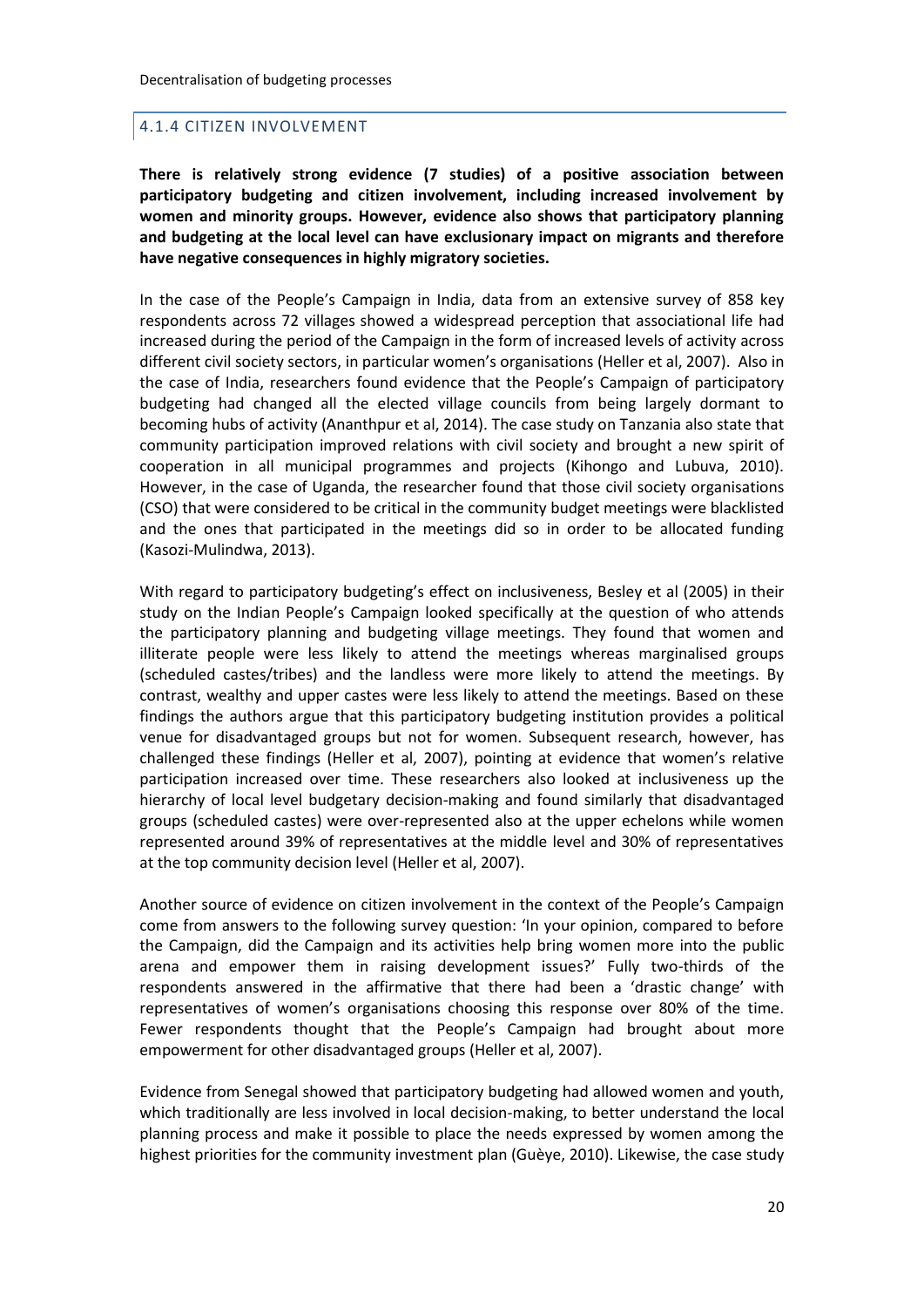### 4.1.4 CITIZEN INVOLVEMENT

**There is relatively strong evidence (7 studies) of a positive association between participatory budgeting and citizen involvement, including increased involvement by women and minority groups. However, evidence also shows that participatory planning and budgeting at the local level can have exclusionary impact on migrants and therefore have negative consequences in highly migratory societies.**

In the case of the People's Campaign in India, data from an extensive survey of 858 key respondents across 72 villages showed a widespread perception that associational life had increased during the period of the Campaign in the form of increased levels of activity across different civil society sectors, in particular women's organisations (Heller et al, 2007). Also in the case of India, researchers found evidence that the People's Campaign of participatory budgeting had changed all the elected village councils from being largely dormant to becoming hubs of activity (Ananthpur et al, 2014). The case study on Tanzania also state that community participation improved relations with civil society and brought a new spirit of cooperation in all municipal programmes and projects (Kihongo and Lubuva, 2010). However, in the case of Uganda, the researcher found that those civil society organisations (CSO) that were considered to be critical in the community budget meetings were blacklisted and the ones that participated in the meetings did so in order to be allocated funding (Kasozi-Mulindwa, 2013).

With regard to participatory budgeting's effect on inclusiveness, Besley et al (2005) in their study on the Indian People's Campaign looked specifically at the question of who attends the participatory planning and budgeting village meetings. They found that women and illiterate people were less likely to attend the meetings whereas marginalised groups (scheduled castes/tribes) and the landless were more likely to attend the meetings. By contrast, wealthy and upper castes were less likely to attend the meetings. Based on these findings the authors argue that this participatory budgeting institution provides a political venue for disadvantaged groups but not for women. Subsequent research, however, has challenged these findings (Heller et al, 2007), pointing at evidence that women's relative participation increased over time. These researchers also looked at inclusiveness up the hierarchy of local level budgetary decision-making and found similarly that disadvantaged groups (scheduled castes) were over-represented also at the upper echelons while women represented around 39% of representatives at the middle level and 30% of representatives at the top community decision level (Heller et al, 2007).

Another source of evidence on citizen involvement in the context of the People's Campaign come from answers to the following survey question: 'In your opinion, compared to before the Campaign, did the Campaign and its activities help bring women more into the public arena and empower them in raising development issues?' Fully two-thirds of the respondents answered in the affirmative that there had been a 'drastic change' with representatives of women's organisations choosing this response over 80% of the time. Fewer respondents thought that the People's Campaign had brought about more empowerment for other disadvantaged groups (Heller et al, 2007).

Evidence from Senegal showed that participatory budgeting had allowed women and youth, which traditionally are less involved in local decision-making, to better understand the local planning process and make it possible to place the needs expressed by women among the highest priorities for the community investment plan (Guèye, 2010). Likewise, the case study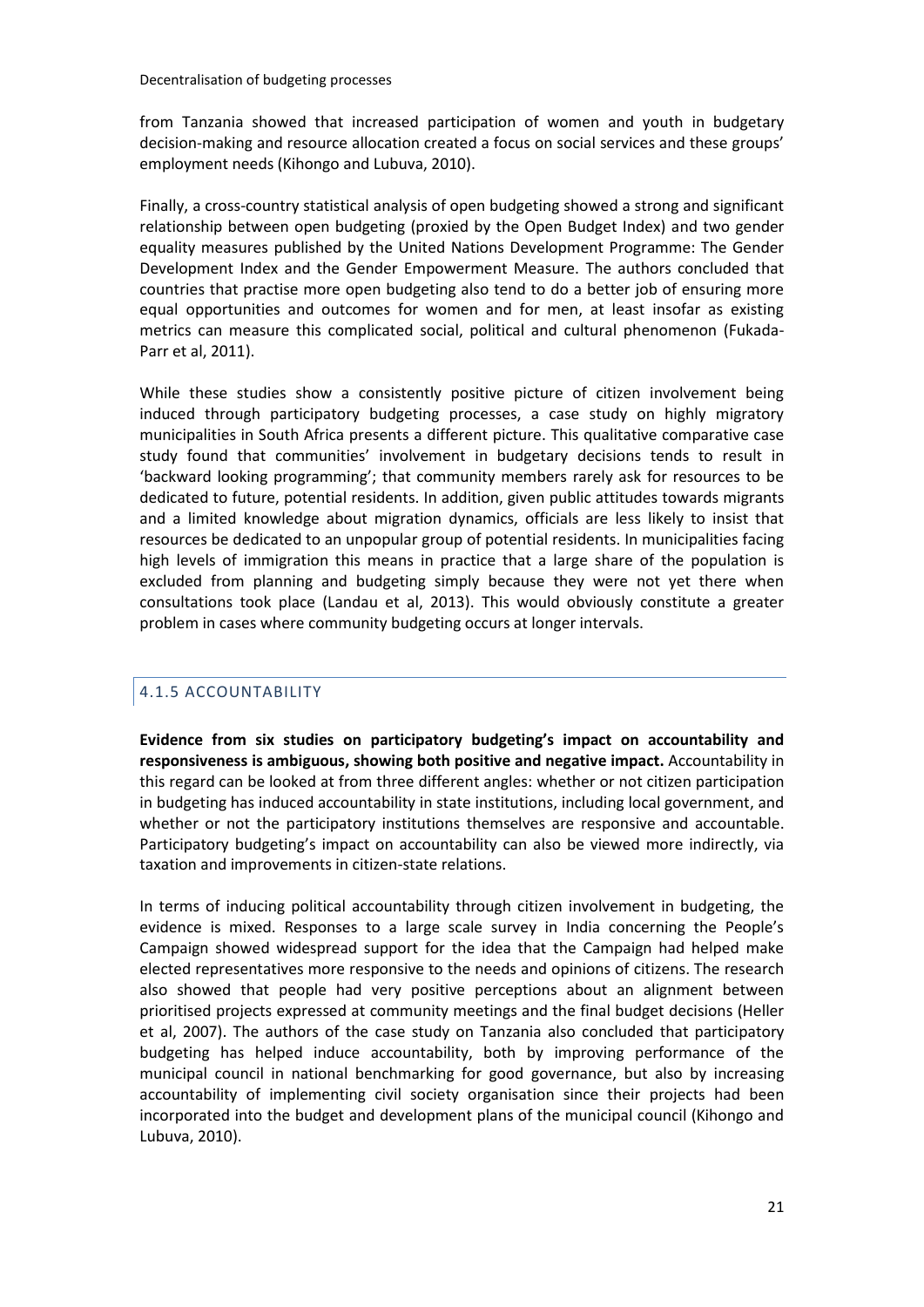from Tanzania showed that increased participation of women and youth in budgetary decision-making and resource allocation created a focus on social services and these groups' employment needs (Kihongo and Lubuva, 2010).

Finally, a cross-country statistical analysis of open budgeting showed a strong and significant relationship between open budgeting (proxied by the Open Budget Index) and two gender equality measures published by the United Nations Development Programme: The Gender Development Index and the Gender Empowerment Measure. The authors concluded that countries that practise more open budgeting also tend to do a better job of ensuring more equal opportunities and outcomes for women and for men, at least insofar as existing metrics can measure this complicated social, political and cultural phenomenon (Fukada-Parr et al, 2011).

While these studies show a consistently positive picture of citizen involvement being induced through participatory budgeting processes, a case study on highly migratory municipalities in South Africa presents a different picture. This qualitative comparative case study found that communities' involvement in budgetary decisions tends to result in 'backward looking programming'; that community members rarely ask for resources to be dedicated to future, potential residents. In addition, given public attitudes towards migrants and a limited knowledge about migration dynamics, officials are less likely to insist that resources be dedicated to an unpopular group of potential residents. In municipalities facing high levels of immigration this means in practice that a large share of the population is excluded from planning and budgeting simply because they were not yet there when consultations took place (Landau et al, 2013). This would obviously constitute a greater problem in cases where community budgeting occurs at longer intervals.

### 4.1.5 ACCOUNTABILITY

**Evidence from six studies on participatory budgeting's impact on accountability and responsiveness is ambiguous, showing both positive and negative impact.** Accountability in this regard can be looked at from three different angles: whether or not citizen participation in budgeting has induced accountability in state institutions, including local government, and whether or not the participatory institutions themselves are responsive and accountable. Participatory budgeting's impact on accountability can also be viewed more indirectly, via taxation and improvements in citizen-state relations.

In terms of inducing political accountability through citizen involvement in budgeting, the evidence is mixed. Responses to a large scale survey in India concerning the People's Campaign showed widespread support for the idea that the Campaign had helped make elected representatives more responsive to the needs and opinions of citizens. The research also showed that people had very positive perceptions about an alignment between prioritised projects expressed at community meetings and the final budget decisions (Heller et al, 2007). The authors of the case study on Tanzania also concluded that participatory budgeting has helped induce accountability, both by improving performance of the municipal council in national benchmarking for good governance, but also by increasing accountability of implementing civil society organisation since their projects had been incorporated into the budget and development plans of the municipal council (Kihongo and Lubuva, 2010).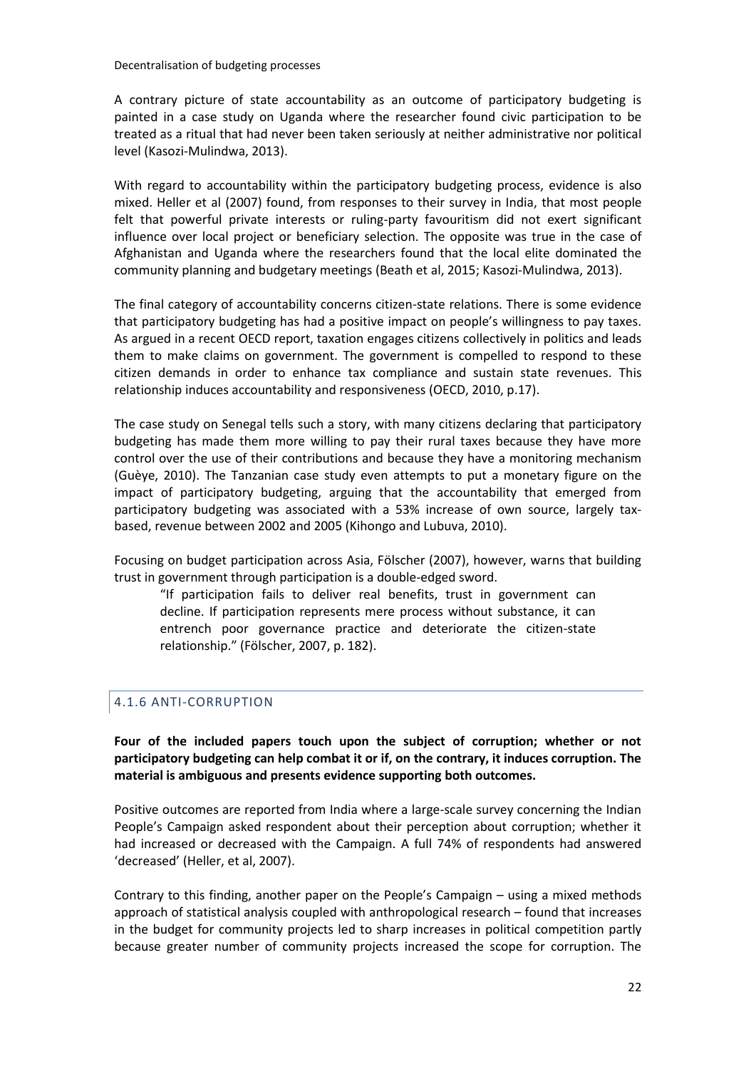A contrary picture of state accountability as an outcome of participatory budgeting is painted in a case study on Uganda where the researcher found civic participation to be treated as a ritual that had never been taken seriously at neither administrative nor political level (Kasozi-Mulindwa, 2013).

With regard to accountability within the participatory budgeting process, evidence is also mixed. Heller et al (2007) found, from responses to their survey in India, that most people felt that powerful private interests or ruling-party favouritism did not exert significant influence over local project or beneficiary selection. The opposite was true in the case of Afghanistan and Uganda where the researchers found that the local elite dominated the community planning and budgetary meetings (Beath et al, 2015; Kasozi-Mulindwa, 2013).

The final category of accountability concerns citizen-state relations. There is some evidence that participatory budgeting has had a positive impact on people's willingness to pay taxes. As argued in a recent OECD report, taxation engages citizens collectively in politics and leads them to make claims on government. The government is compelled to respond to these citizen demands in order to enhance tax compliance and sustain state revenues. This relationship induces accountability and responsiveness (OECD, 2010, p.17).

The case study on Senegal tells such a story, with many citizens declaring that participatory budgeting has made them more willing to pay their rural taxes because they have more control over the use of their contributions and because they have a monitoring mechanism (Guèye, 2010). The Tanzanian case study even attempts to put a monetary figure on the impact of participatory budgeting, arguing that the accountability that emerged from participatory budgeting was associated with a 53% increase of own source, largely tax-based, revenue between 2002 and 2005 (Kihongo and Lubuva, 2010).

Focusing on budget participation across Asia, Fölscher (2007), however, warns that building trust in government through participation is a double-edged sword.

> "If participation fails to deliver real benefits, trust in government can decline. If participation represents mere process without substance, it can entrench poor governance practice and deteriorate the citizen-state relationship." (Fölscher, 2007, p. 182).

### 4.1.6 ANTI-CORRUPTION

**Four of the included papers touch upon the subject of corruption; whether or not participatory budgeting can help combat it or if, on the contrary, it induces corruption. The material is ambiguous and presents evidence supporting both outcomes.**

Positive outcomes are reported from India where a large-scale survey concerning the Indian People's Campaign asked respondent about their perception about corruption; whether it had increased or decreased with the Campaign. A full 74% of respondents had answered 'decreased' (Heller, et al, 2007).

Contrary to this finding, another paper on the People's Campaign – using a mixed methods approach of statistical analysis coupled with anthropological research – found that increases in the budget for community projects led to sharp increases in political competition partly because greater number of community projects increased the scope for corruption. The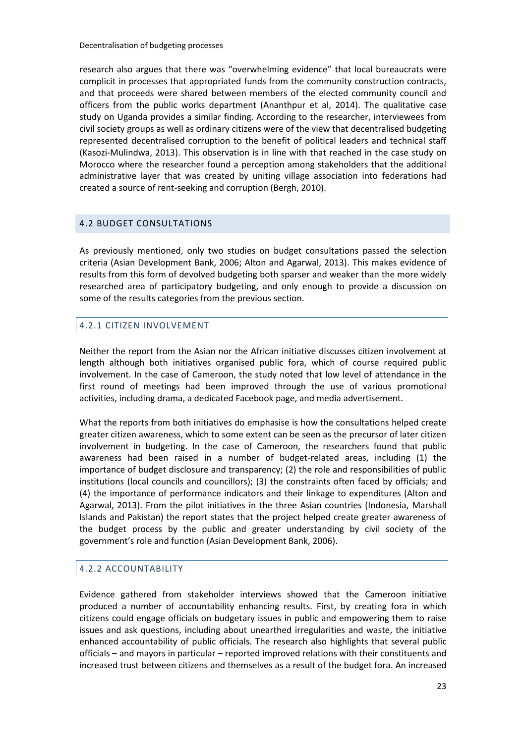research also argues that there was "overwhelming evidence" that local bureaucrats were complicit in processes that appropriated funds from the community construction contracts, and that proceeds were shared between members of the elected community council and officers from the public works department (Ananthpur et al, 2014). The qualitative case study on Uganda provides a similar finding. According to the researcher, interviewees from civil society groups as well as ordinary citizens were of the view that decentralised budgeting represented decentralised corruption to the benefit of political leaders and technical staff (Kasozi-Mulindwa, 2013). This observation is in line with that reached in the case study on Morocco where the researcher found a perception among stakeholders that the additional administrative layer that was created by uniting village association into federations had created a source of rent-seeking and corruption (Bergh, 2010).

## 4.2 BUDGET CONSULTATIONS

As previously mentioned, only two studies on budget consultations passed the selection criteria (Asian Development Bank, 2006; Alton and Agarwal, 2013). This makes evidence of results from this form of devolved budgeting both sparser and weaker than the more widely researched area of participatory budgeting, and only enough to provide a discussion on some of the results categories from the previous section.

### 4.2.1 CITIZEN INVOLVEMENT

Neither the report from the Asian nor the African initiative discusses citizen involvement at length although both initiatives organised public fora, which of course required public involvement. In the case of Cameroon, the study noted that low level of attendance in the first round of meetings had been improved through the use of various promotional activities, including drama, a dedicated Facebook page, and media advertisement.

What the reports from both initiatives do emphasise is how the consultations helped create greater citizen awareness, which to some extent can be seen as the precursor of later citizen involvement in budgeting. In the case of Cameroon, the researchers found that public awareness had been raised in a number of budget-related areas, including (1) the importance of budget disclosure and transparency; (2) the role and responsibilities of public institutions (local councils and councillors); (3) the constraints often faced by officials; and (4) the importance of performance indicators and their linkage to expenditures (Alton and Agarwal, 2013). From the pilot initiatives in the three Asian countries (Indonesia, Marshall Islands and Pakistan) the report states that the project helped create greater awareness of the budget process by the public and greater understanding by civil society of the government's role and function (Asian Development Bank, 2006).

### 4.2.2 ACCOUNTABILITY

Evidence gathered from stakeholder interviews showed that the Cameroon initiative produced a number of accountability enhancing results. First, by creating fora in which citizens could engage officials on budgetary issues in public and empowering them to raise issues and ask questions, including about unearthed irregularities and waste, the initiative enhanced accountability of public officials. The research also highlights that several public officials – and mayors in particular – reported improved relations with their constituents and increased trust between citizens and themselves as a result of the budget fora. An increased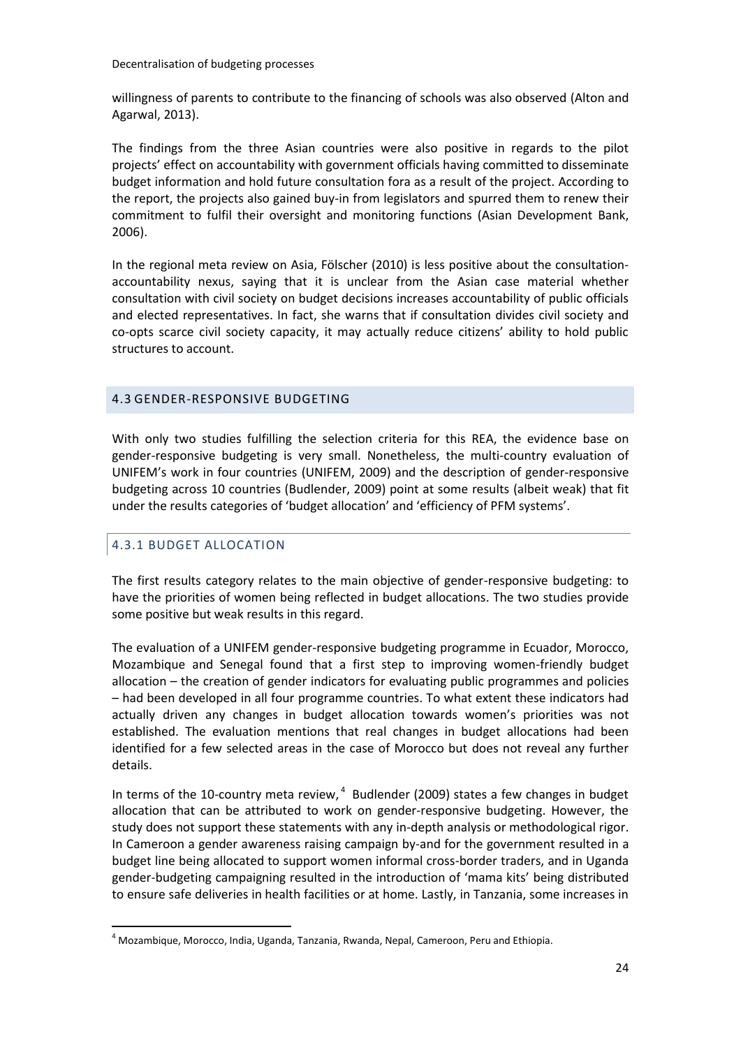willingness of parents to contribute to the financing of schools was also observed (Alton and Agarwal, 2013).

The findings from the three Asian countries were also positive in regards to the pilot projects' effect on accountability with government officials having committed to disseminate budget information and hold future consultation fora as a result of the project. According to the report, the projects also gained buy-in from legislators and spurred them to renew their commitment to fulfil their oversight and monitoring functions (Asian Development Bank, 2006).

In the regional meta review on Asia, Fölscher (2010) is less positive about the consultation-accountability nexus, saying that it is unclear from the Asian case material whether consultation with civil society on budget decisions increases accountability of public officials and elected representatives. In fact, she warns that if consultation divides civil society and co-opts scarce civil society capacity, it may actually reduce citizens' ability to hold public structures to account.

## 4.3 GENDER-RESPONSIVE BUDGETING

With only two studies fulfilling the selection criteria for this REA, the evidence base on gender-responsive budgeting is very small. Nonetheless, the multi-country evaluation of UNIFEM's work in four countries (UNIFEM, 2009) and the description of gender-responsive budgeting across 10 countries (Budlender, 2009) point at some results (albeit weak) that fit under the results categories of 'budget allocation' and 'efficiency of PFM systems'.

### 4.3.1 BUDGET ALLOCATION

The first results category relates to the main objective of gender-responsive budgeting: to have the priorities of women being reflected in budget allocations. The two studies provide some positive but weak results in this regard.

The evaluation of a UNIFEM gender-responsive budgeting programme in Ecuador, Morocco, Mozambique and Senegal found that a first step to improving women-friendly budget allocation – the creation of gender indicators for evaluating public programmes and policies – had been developed in all four programme countries. To what extent these indicators had actually driven any changes in budget allocation towards women's priorities was not established. The evaluation mentions that real changes in budget allocations had been identified for a few selected areas in the case of Morocco but does not reveal any further details.

In terms of the 10-country meta review,[4] Budlender (2009) states a few changes in budget allocation that can be attributed to work on gender-responsive budgeting. However, the study does not support these statements with any in-depth analysis or methodological rigor. In Cameroon a gender awareness raising campaign by-and for the government resulted in a budget line being allocated to support women informal cross-border traders, and in Uganda gender-budgeting campaigning resulted in the introduction of 'mama kits' being distributed to ensure safe deliveries in health facilities or at home. Lastly, in Tanzania, some increases in

[4] Mozambique, Morocco, India, Uganda, Tanzania, Rwanda, Nepal, Cameroon, Peru and Ethiopia.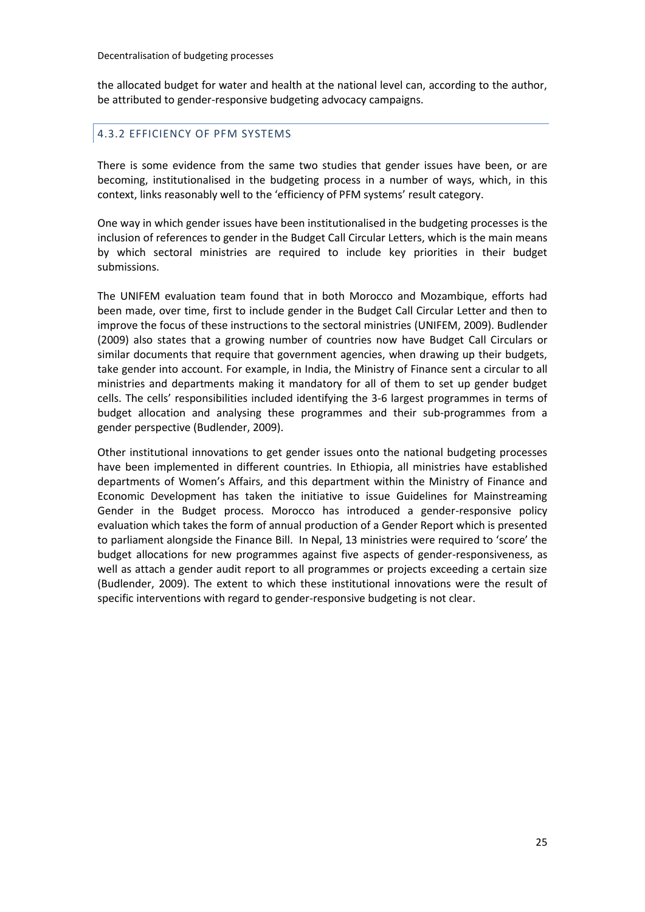the allocated budget for water and health at the national level can, according to the author, be attributed to gender-responsive budgeting advocacy campaigns.

### 4.3.2 EFFICIENCY OF PFM SYSTEMS

There is some evidence from the same two studies that gender issues have been, or are becoming, institutionalised in the budgeting process in a number of ways, which, in this context, links reasonably well to the 'efficiency of PFM systems' result category.

One way in which gender issues have been institutionalised in the budgeting processes is the inclusion of references to gender in the Budget Call Circular Letters, which is the main means by which sectoral ministries are required to include key priorities in their budget submissions.

The UNIFEM evaluation team found that in both Morocco and Mozambique, efforts had been made, over time, first to include gender in the Budget Call Circular Letter and then to improve the focus of these instructions to the sectoral ministries (UNIFEM, 2009). Budlender (2009) also states that a growing number of countries now have Budget Call Circulars or similar documents that require that government agencies, when drawing up their budgets, take gender into account. For example, in India, the Ministry of Finance sent a circular to all ministries and departments making it mandatory for all of them to set up gender budget cells. The cells' responsibilities included identifying the 3-6 largest programmes in terms of budget allocation and analysing these programmes and their sub-programmes from a gender perspective (Budlender, 2009).

Other institutional innovations to get gender issues onto the national budgeting processes have been implemented in different countries. In Ethiopia, all ministries have established departments of Women's Affairs, and this department within the Ministry of Finance and Economic Development has taken the initiative to issue Guidelines for Mainstreaming Gender in the Budget process. Morocco has introduced a gender-responsive policy evaluation which takes the form of annual production of a Gender Report which is presented to parliament alongside the Finance Bill. In Nepal, 13 ministries were required to 'score' the budget allocations for new programmes against five aspects of gender-responsiveness, as well as attach a gender audit report to all programmes or projects exceeding a certain size (Budlender, 2009). The extent to which these institutional innovations were the result of specific interventions with regard to gender-responsive budgeting is not clear.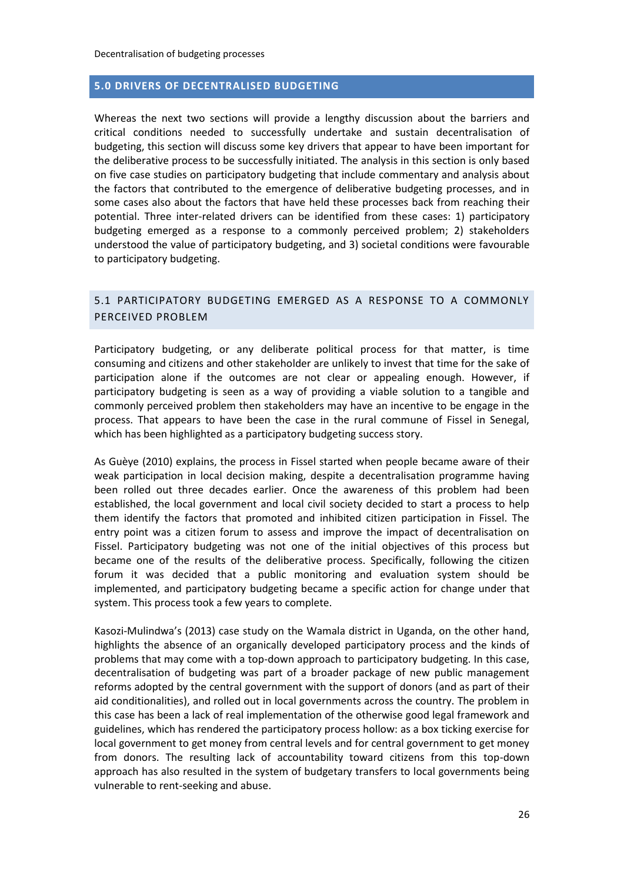## 5.0 DRIVERS OF DECENTRALISED BUDGETING

Whereas the next two sections will provide a lengthy discussion about the barriers and critical conditions needed to successfully undertake and sustain decentralisation of budgeting, this section will discuss some key drivers that appear to have been important for the deliberative process to be successfully initiated. The analysis in this section is only based on five case studies on participatory budgeting that include commentary and analysis about the factors that contributed to the emergence of deliberative budgeting processes, and in some cases also about the factors that have held these processes back from reaching their potential. Three inter-related drivers can be identified from these cases: 1) participatory budgeting emerged as a response to a commonly perceived problem; 2) stakeholders understood the value of participatory budgeting, and 3) societal conditions were favourable to participatory budgeting.

### 5.1 PARTICIPATORY BUDGETING EMERGED AS A RESPONSE TO A COMMONLY PERCEIVED PROBLEM

Participatory budgeting, or any deliberate political process for that matter, is time consuming and citizens and other stakeholder are unlikely to invest that time for the sake of participation alone if the outcomes are not clear or appealing enough. However, if participatory budgeting is seen as a way of providing a viable solution to a tangible and commonly perceived problem then stakeholders may have an incentive to be engage in the process. That appears to have been the case in the rural commune of Fissel in Senegal, which has been highlighted as a participatory budgeting success story.

As Guèye (2010) explains, the process in Fissel started when people became aware of their weak participation in local decision making, despite a decentralisation programme having been rolled out three decades earlier. Once the awareness of this problem had been established, the local government and local civil society decided to start a process to help them identify the factors that promoted and inhibited citizen participation in Fissel. The entry point was a citizen forum to assess and improve the impact of decentralisation on Fissel. Participatory budgeting was not one of the initial objectives of this process but became one of the results of the deliberative process. Specifically, following the citizen forum it was decided that a public monitoring and evaluation system should be implemented, and participatory budgeting became a specific action for change under that system. This process took a few years to complete.

Kasozi-Mulindwa's (2013) case study on the Wamala district in Uganda, on the other hand, highlights the absence of an organically developed participatory process and the kinds of problems that may come with a top-down approach to participatory budgeting. In this case, decentralisation of budgeting was part of a broader package of new public management reforms adopted by the central government with the support of donors (and as part of their aid conditionalities), and rolled out in local governments across the country. The problem in this case has been a lack of real implementation of the otherwise good legal framework and guidelines, which has rendered the participatory process hollow: as a box ticking exercise for local government to get money from central levels and for central government to get money from donors. The resulting lack of accountability toward citizens from this top-down approach has also resulted in the system of budgetary transfers to local governments being vulnerable to rent-seeking and abuse.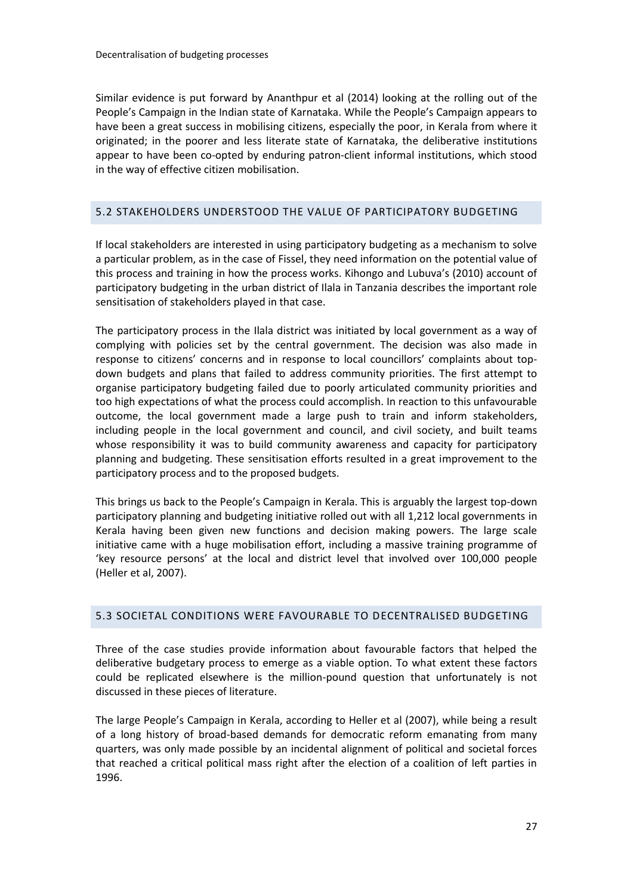Similar evidence is put forward by Ananthpur et al (2014) looking at the rolling out of the People's Campaign in the Indian state of Karnataka. While the People's Campaign appears to have been a great success in mobilising citizens, especially the poor, in Kerala from where it originated; in the poorer and less literate state of Karnataka, the deliberative institutions appear to have been co-opted by enduring patron-client informal institutions, which stood in the way of effective citizen mobilisation.

## 5.2 STAKEHOLDERS UNDERSTOOD THE VALUE OF PARTICIPATORY BUDGETING

If local stakeholders are interested in using participatory budgeting as a mechanism to solve a particular problem, as in the case of Fissel, they need information on the potential value of this process and training in how the process works. Kihongo and Lubuva's (2010) account of participatory budgeting in the urban district of Ilala in Tanzania describes the important role sensitisation of stakeholders played in that case.

The participatory process in the Ilala district was initiated by local government as a way of complying with policies set by the central government. The decision was also made in response to citizens' concerns and in response to local councillors' complaints about top-down budgets and plans that failed to address community priorities. The first attempt to organise participatory budgeting failed due to poorly articulated community priorities and too high expectations of what the process could accomplish. In reaction to this unfavourable outcome, the local government made a large push to train and inform stakeholders, including people in the local government and council, and civil society, and built teams whose responsibility it was to build community awareness and capacity for participatory planning and budgeting. These sensitisation efforts resulted in a great improvement to the participatory process and to the proposed budgets.

This brings us back to the People's Campaign in Kerala. This is arguably the largest top-down participatory planning and budgeting initiative rolled out with all 1,212 local governments in Kerala having been given new functions and decision making powers. The large scale initiative came with a huge mobilisation effort, including a massive training programme of 'key resource persons' at the local and district level that involved over 100,000 people (Heller et al, 2007).

## 5.3 SOCIETAL CONDITIONS WERE FAVOURABLE TO DECENTRALISED BUDGETING

Three of the case studies provide information about favourable factors that helped the deliberative budgetary process to emerge as a viable option. To what extent these factors could be replicated elsewhere is the million-pound question that unfortunately is not discussed in these pieces of literature.

The large People's Campaign in Kerala, according to Heller et al (2007), while being a result of a long history of broad-based demands for democratic reform emanating from many quarters, was only made possible by an incidental alignment of political and societal forces that reached a critical political mass right after the election of a coalition of left parties in 1996.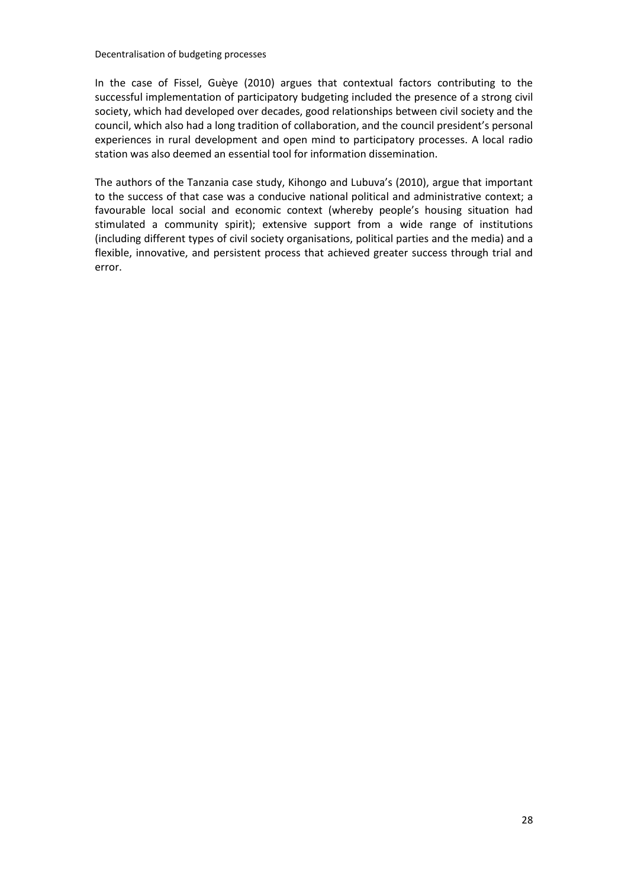In the case of Fissel, Guèye (2010) argues that contextual factors contributing to the successful implementation of participatory budgeting included the presence of a strong civil society, which had developed over decades, good relationships between civil society and the council, which also had a long tradition of collaboration, and the council president's personal experiences in rural development and open mind to participatory processes. A local radio station was also deemed an essential tool for information dissemination.

The authors of the Tanzania case study, Kihongo and Lubuva's (2010), argue that important to the success of that case was a conducive national political and administrative context; a favourable local social and economic context (whereby people's housing situation had stimulated a community spirit); extensive support from a wide range of institutions (including different types of civil society organisations, political parties and the media) and a flexible, innovative, and persistent process that achieved greater success through trial and error.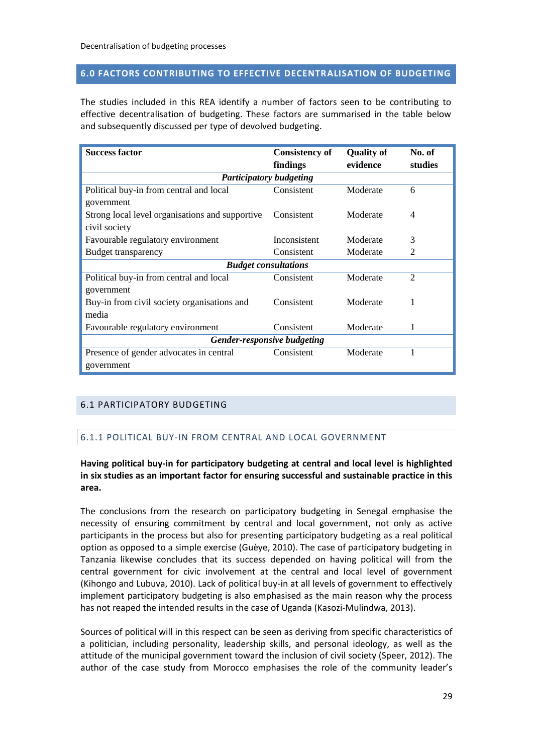## 6.0 FACTORS CONTRIBUTING TO EFFECTIVE DECENTRALISATION OF BUDGETING

The studies included in this REA identify a number of factors seen to be contributing to effective decentralisation of budgeting. These factors are summarised in the table below and subsequently discussed per type of devolved budgeting.

| Success factor | Consistency of findings | Quality of evidence | No. of studies |
|---|---|---|---|
| ***Participatory budgeting*** | | | |
| Political buy-in from central and local government | Consistent | Moderate | 6 |
| Strong local level organisations and supportive civil society | Consistent | Moderate | 4 |
| Favourable regulatory environment | Inconsistent | Moderate | 3 |
| Budget transparency | Consistent | Moderate | 2 |
| ***Budget consultations*** | | | |
| Political buy-in from central and local government | Consistent | Moderate | 2 |
| Buy-in from civil society organisations and media | Consistent | Moderate | 1 |
| Favourable regulatory environment | Consistent | Moderate | 1 |
| ***Gender-responsive budgeting*** | | | |
| Presence of gender advocates in central government | Consistent | Moderate | 1 |

### 6.1 PARTICIPATORY BUDGETING

#### 6.1.1 POLITICAL BUY-IN FROM CENTRAL AND LOCAL GOVERNMENT

**Having political buy-in for participatory budgeting at central and local level is highlighted in six studies as an important factor for ensuring successful and sustainable practice in this area.**

The conclusions from the research on participatory budgeting in Senegal emphasise the necessity of ensuring commitment by central and local government, not only as active participants in the process but also for presenting participatory budgeting as a real political option as opposed to a simple exercise (Guèye, 2010). The case of participatory budgeting in Tanzania likewise concludes that its success depended on having political will from the central government for civic involvement at the central and local level of government (Kihongo and Lubuva, 2010). Lack of political buy-in at all levels of government to effectively implement participatory budgeting is also emphasised as the main reason why the process has not reaped the intended results in the case of Uganda (Kasozi-Mulindwa, 2013).

Sources of political will in this respect can be seen as deriving from specific characteristics of a politician, including personality, leadership skills, and personal ideology, as well as the attitude of the municipal government toward the inclusion of civil society (Speer, 2012). The author of the case study from Morocco emphasises the role of the community leader's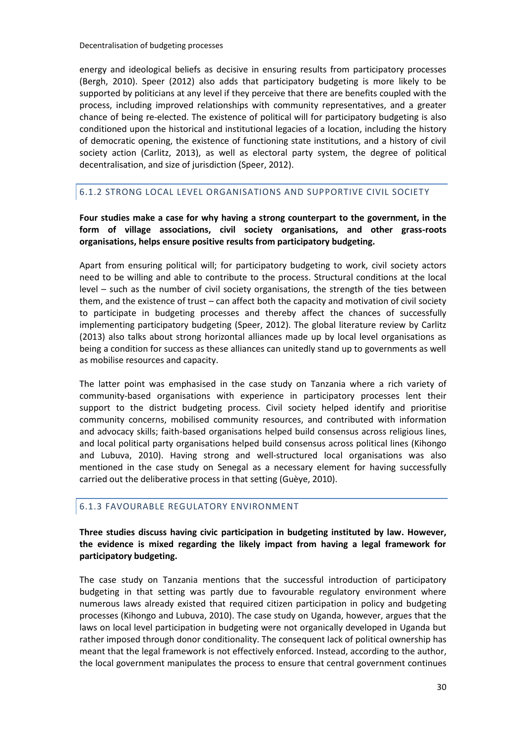energy and ideological beliefs as decisive in ensuring results from participatory processes (Bergh, 2010). Speer (2012) also adds that participatory budgeting is more likely to be supported by politicians at any level if they perceive that there are benefits coupled with the process, including improved relationships with community representatives, and a greater chance of being re-elected. The existence of political will for participatory budgeting is also conditioned upon the historical and institutional legacies of a location, including the history of democratic opening, the existence of functioning state institutions, and a history of civil society action (Carlitz, 2013), as well as electoral party system, the degree of political decentralisation, and size of jurisdiction (Speer, 2012).

### 6.1.2 STRONG LOCAL LEVEL ORGANISATIONS AND SUPPORTIVE CIVIL SOCIETY

**Four studies make a case for why having a strong counterpart to the government, in the form of village associations, civil society organisations, and other grass-roots organisations, helps ensure positive results from participatory budgeting.**

Apart from ensuring political will; for participatory budgeting to work, civil society actors need to be willing and able to contribute to the process. Structural conditions at the local level – such as the number of civil society organisations, the strength of the ties between them, and the existence of trust – can affect both the capacity and motivation of civil society to participate in budgeting processes and thereby affect the chances of successfully implementing participatory budgeting (Speer, 2012). The global literature review by Carlitz (2013) also talks about strong horizontal alliances made up by local level organisations as being a condition for success as these alliances can unitedly stand up to governments as well as mobilise resources and capacity.

The latter point was emphasised in the case study on Tanzania where a rich variety of community-based organisations with experience in participatory processes lent their support to the district budgeting process. Civil society helped identify and prioritise community concerns, mobilised community resources, and contributed with information and advocacy skills; faith-based organisations helped build consensus across religious lines, and local political party organisations helped build consensus across political lines (Kihongo and Lubuva, 2010). Having strong and well-structured local organisations was also mentioned in the case study on Senegal as a necessary element for having successfully carried out the deliberative process in that setting (Guèye, 2010).

### 6.1.3 FAVOURABLE REGULATORY ENVIRONMENT

**Three studies discuss having civic participation in budgeting instituted by law. However, the evidence is mixed regarding the likely impact from having a legal framework for participatory budgeting.**

The case study on Tanzania mentions that the successful introduction of participatory budgeting in that setting was partly due to favourable regulatory environment where numerous laws already existed that required citizen participation in policy and budgeting processes (Kihongo and Lubuva, 2010). The case study on Uganda, however, argues that the laws on local level participation in budgeting were not organically developed in Uganda but rather imposed through donor conditionality. The consequent lack of political ownership has meant that the legal framework is not effectively enforced. Instead, according to the author, the local government manipulates the process to ensure that central government continues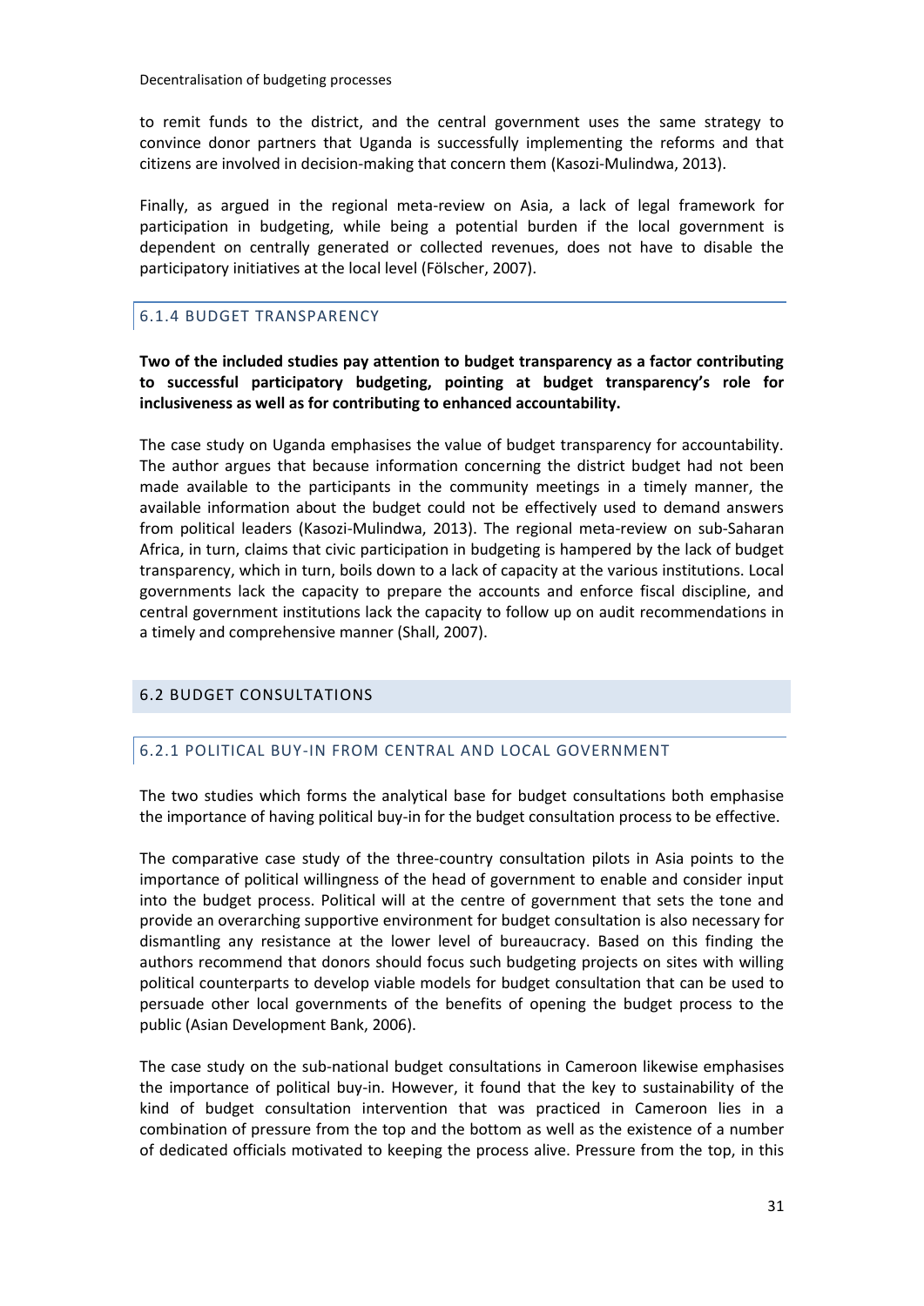to remit funds to the district, and the central government uses the same strategy to convince donor partners that Uganda is successfully implementing the reforms and that citizens are involved in decision-making that concern them (Kasozi-Mulindwa, 2013).

Finally, as argued in the regional meta-review on Asia, a lack of legal framework for participation in budgeting, while being a potential burden if the local government is dependent on centrally generated or collected revenues, does not have to disable the participatory initiatives at the local level (Fölscher, 2007).

### 6.1.4 BUDGET TRANSPARENCY

**Two of the included studies pay attention to budget transparency as a factor contributing to successful participatory budgeting, pointing at budget transparency's role for inclusiveness as well as for contributing to enhanced accountability.**

The case study on Uganda emphasises the value of budget transparency for accountability. The author argues that because information concerning the district budget had not been made available to the participants in the community meetings in a timely manner, the available information about the budget could not be effectively used to demand answers from political leaders (Kasozi-Mulindwa, 2013). The regional meta-review on sub-Saharan Africa, in turn, claims that civic participation in budgeting is hampered by the lack of budget transparency, which in turn, boils down to a lack of capacity at the various institutions. Local governments lack the capacity to prepare the accounts and enforce fiscal discipline, and central government institutions lack the capacity to follow up on audit recommendations in a timely and comprehensive manner (Shall, 2007).

## 6.2 BUDGET CONSULTATIONS

### 6.2.1 POLITICAL BUY-IN FROM CENTRAL AND LOCAL GOVERNMENT

The two studies which forms the analytical base for budget consultations both emphasise the importance of having political buy-in for the budget consultation process to be effective.

The comparative case study of the three-country consultation pilots in Asia points to the importance of political willingness of the head of government to enable and consider input into the budget process. Political will at the centre of government that sets the tone and provide an overarching supportive environment for budget consultation is also necessary for dismantling any resistance at the lower level of bureaucracy. Based on this finding the authors recommend that donors should focus such budgeting projects on sites with willing political counterparts to develop viable models for budget consultation that can be used to persuade other local governments of the benefits of opening the budget process to the public (Asian Development Bank, 2006).

The case study on the sub-national budget consultations in Cameroon likewise emphasises the importance of political buy-in. However, it found that the key to sustainability of the kind of budget consultation intervention that was practiced in Cameroon lies in a combination of pressure from the top and the bottom as well as the existence of a number of dedicated officials motivated to keeping the process alive. Pressure from the top, in this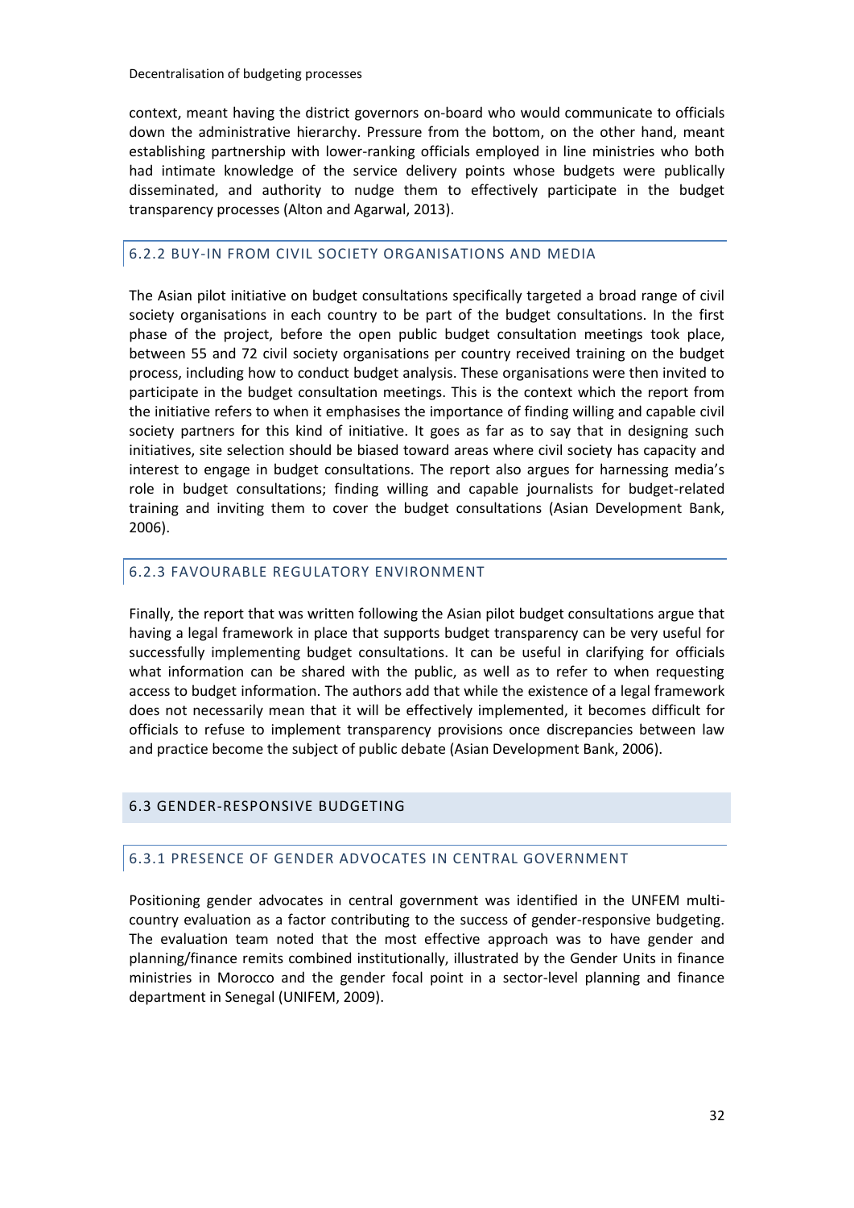context, meant having the district governors on-board who would communicate to officials down the administrative hierarchy. Pressure from the bottom, on the other hand, meant establishing partnership with lower-ranking officials employed in line ministries who both had intimate knowledge of the service delivery points whose budgets were publically disseminated, and authority to nudge them to effectively participate in the budget transparency processes (Alton and Agarwal, 2013).

### 6.2.2 BUY-IN FROM CIVIL SOCIETY ORGANISATIONS AND MEDIA

The Asian pilot initiative on budget consultations specifically targeted a broad range of civil society organisations in each country to be part of the budget consultations. In the first phase of the project, before the open public budget consultation meetings took place, between 55 and 72 civil society organisations per country received training on the budget process, including how to conduct budget analysis. These organisations were then invited to participate in the budget consultation meetings. This is the context which the report from the initiative refers to when it emphasises the importance of finding willing and capable civil society partners for this kind of initiative. It goes as far as to say that in designing such initiatives, site selection should be biased toward areas where civil society has capacity and interest to engage in budget consultations. The report also argues for harnessing media's role in budget consultations; finding willing and capable journalists for budget-related training and inviting them to cover the budget consultations (Asian Development Bank, 2006).

### 6.2.3 FAVOURABLE REGULATORY ENVIRONMENT

Finally, the report that was written following the Asian pilot budget consultations argue that having a legal framework in place that supports budget transparency can be very useful for successfully implementing budget consultations. It can be useful in clarifying for officials what information can be shared with the public, as well as to refer to when requesting access to budget information. The authors add that while the existence of a legal framework does not necessarily mean that it will be effectively implemented, it becomes difficult for officials to refuse to implement transparency provisions once discrepancies between law and practice become the subject of public debate (Asian Development Bank, 2006).

## 6.3 GENDER-RESPONSIVE BUDGETING

### 6.3.1 PRESENCE OF GENDER ADVOCATES IN CENTRAL GOVERNMENT

Positioning gender advocates in central government was identified in the UNFEM multi-country evaluation as a factor contributing to the success of gender-responsive budgeting. The evaluation team noted that the most effective approach was to have gender and planning/finance remits combined institutionally, illustrated by the Gender Units in finance ministries in Morocco and the gender focal point in a sector-level planning and finance department in Senegal (UNIFEM, 2009).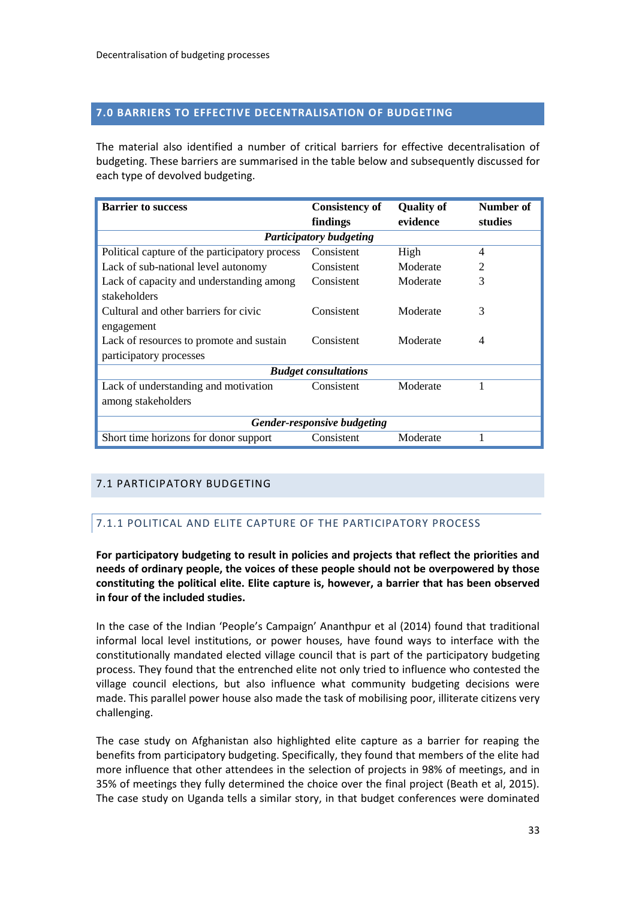## 7.0 BARRIERS TO EFFECTIVE DECENTRALISATION OF BUDGETING

The material also identified a number of critical barriers for effective decentralisation of budgeting. These barriers are summarised in the table below and subsequently discussed for each type of devolved budgeting.

| Barrier to success | Consistency of findings | Quality of evidence | Number of studies |
|---|---|---|---|
| ***Participatory budgeting*** | | | |
| Political capture of the participatory process | Consistent | High | 4 |
| Lack of sub-national level autonomy | Consistent | Moderate | 2 |
| Lack of capacity and understanding among stakeholders | Consistent | Moderate | 3 |
| Cultural and other barriers for civic engagement | Consistent | Moderate | 3 |
| Lack of resources to promote and sustain participatory processes | Consistent | Moderate | 4 |
| ***Budget consultations*** | | | |
| Lack of understanding and motivation among stakeholders | Consistent | Moderate | 1 |
| ***Gender-responsive budgeting*** | | | |
| Short time horizons for donor support | Consistent | Moderate | 1 |

### 7.1 PARTICIPATORY BUDGETING

#### 7.1.1 POLITICAL AND ELITE CAPTURE OF THE PARTICIPATORY PROCESS

**For participatory budgeting to result in policies and projects that reflect the priorities and needs of ordinary people, the voices of these people should not be overpowered by those constituting the political elite. Elite capture is, however, a barrier that has been observed in four of the included studies.**

In the case of the Indian 'People's Campaign' Ananthpur et al (2014) found that traditional informal local level institutions, or power houses, have found ways to interface with the constitutionally mandated elected village council that is part of the participatory budgeting process. They found that the entrenched elite not only tried to influence who contested the village council elections, but also influence what community budgeting decisions were made. This parallel power house also made the task of mobilising poor, illiterate citizens very challenging.

The case study on Afghanistan also highlighted elite capture as a barrier for reaping the benefits from participatory budgeting. Specifically, they found that members of the elite had more influence that other attendees in the selection of projects in 98% of meetings, and in 35% of meetings they fully determined the choice over the final project (Beath et al, 2015). The case study on Uganda tells a similar story, in that budget conferences were dominated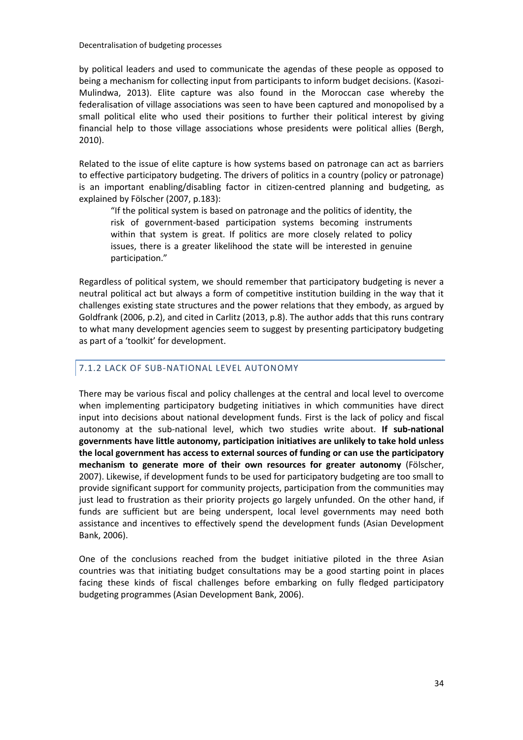by political leaders and used to communicate the agendas of these people as opposed to being a mechanism for collecting input from participants to inform budget decisions. (Kasozi-Mulindwa, 2013). Elite capture was also found in the Moroccan case whereby the federalisation of village associations was seen to have been captured and monopolised by a small political elite who used their positions to further their political interest by giving financial help to those village associations whose presidents were political allies (Bergh, 2010).

Related to the issue of elite capture is how systems based on patronage can act as barriers to effective participatory budgeting. The drivers of politics in a country (policy or patronage) is an important enabling/disabling factor in citizen-centred planning and budgeting, as explained by Fölscher (2007, p.183):

> "If the political system is based on patronage and the politics of identity, the risk of government-based participation systems becoming instruments within that system is great. If politics are more closely related to policy issues, there is a greater likelihood the state will be interested in genuine participation."

Regardless of political system, we should remember that participatory budgeting is never a neutral political act but always a form of competitive institution building in the way that it challenges existing state structures and the power relations that they embody, as argued by Goldfrank (2006, p.2), and cited in Carlitz (2013, p.8). The author adds that this runs contrary to what many development agencies seem to suggest by presenting participatory budgeting as part of a 'toolkit' for development.

### 7.1.2 LACK OF SUB-NATIONAL LEVEL AUTONOMY

There may be various fiscal and policy challenges at the central and local level to overcome when implementing participatory budgeting initiatives in which communities have direct input into decisions about national development funds. First is the lack of policy and fiscal autonomy at the sub-national level, which two studies write about. **If sub-national governments have little autonomy, participation initiatives are unlikely to take hold unless the local government has access to external sources of funding or can use the participatory mechanism to generate more of their own resources for greater autonomy** (Fölscher, 2007). Likewise, if development funds to be used for participatory budgeting are too small to provide significant support for community projects, participation from the communities may just lead to frustration as their priority projects go largely unfunded. On the other hand, if funds are sufficient but are being underspent, local level governments may need both assistance and incentives to effectively spend the development funds (Asian Development Bank, 2006).

One of the conclusions reached from the budget initiative piloted in the three Asian countries was that initiating budget consultations may be a good starting point in places facing these kinds of fiscal challenges before embarking on fully fledged participatory budgeting programmes (Asian Development Bank, 2006).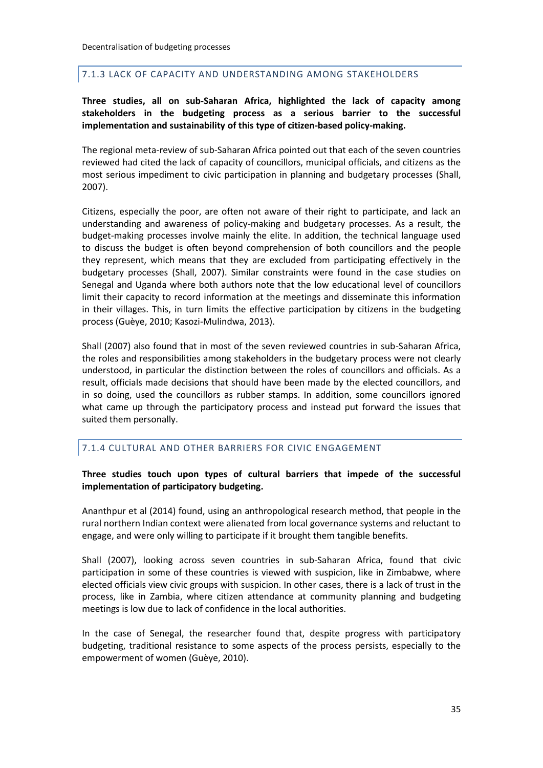### 7.1.3 LACK OF CAPACITY AND UNDERSTANDING AMONG STAKEHOLDERS

**Three studies, all on sub-Saharan Africa, highlighted the lack of capacity among stakeholders in the budgeting process as a serious barrier to the successful implementation and sustainability of this type of citizen-based policy-making.**

The regional meta-review of sub-Saharan Africa pointed out that each of the seven countries reviewed had cited the lack of capacity of councillors, municipal officials, and citizens as the most serious impediment to civic participation in planning and budgetary processes (Shall, 2007).

Citizens, especially the poor, are often not aware of their right to participate, and lack an understanding and awareness of policy-making and budgetary processes. As a result, the budget-making processes involve mainly the elite. In addition, the technical language used to discuss the budget is often beyond comprehension of both councillors and the people they represent, which means that they are excluded from participating effectively in the budgetary processes (Shall, 2007). Similar constraints were found in the case studies on Senegal and Uganda where both authors note that the low educational level of councillors limit their capacity to record information at the meetings and disseminate this information in their villages. This, in turn limits the effective participation by citizens in the budgeting process (Guèye, 2010; Kasozi-Mulindwa, 2013).

Shall (2007) also found that in most of the seven reviewed countries in sub-Saharan Africa, the roles and responsibilities among stakeholders in the budgetary process were not clearly understood, in particular the distinction between the roles of councillors and officials. As a result, officials made decisions that should have been made by the elected councillors, and in so doing, used the councillors as rubber stamps. In addition, some councillors ignored what came up through the participatory process and instead put forward the issues that suited them personally.

### 7.1.4 CULTURAL AND OTHER BARRIERS FOR CIVIC ENGAGEMENT

**Three studies touch upon types of cultural barriers that impede of the successful implementation of participatory budgeting.**

Ananthpur et al (2014) found, using an anthropological research method, that people in the rural northern Indian context were alienated from local governance systems and reluctant to engage, and were only willing to participate if it brought them tangible benefits.

Shall (2007), looking across seven countries in sub-Saharan Africa, found that civic participation in some of these countries is viewed with suspicion, like in Zimbabwe, where elected officials view civic groups with suspicion. In other cases, there is a lack of trust in the process, like in Zambia, where citizen attendance at community planning and budgeting meetings is low due to lack of confidence in the local authorities.

In the case of Senegal, the researcher found that, despite progress with participatory budgeting, traditional resistance to some aspects of the process persists, especially to the empowerment of women (Guèye, 2010).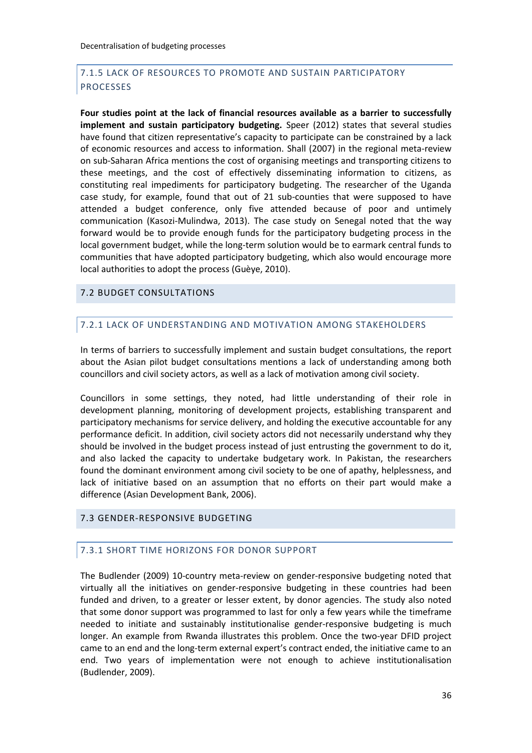#### 7.1.5 LACK OF RESOURCES TO PROMOTE AND SUSTAIN PARTICIPATORY PROCESSES

**Four studies point at the lack of financial resources available as a barrier to successfully implement and sustain participatory budgeting.** Speer (2012) states that several studies have found that citizen representative's capacity to participate can be constrained by a lack of economic resources and access to information. Shall (2007) in the regional meta-review on sub-Saharan Africa mentions the cost of organising meetings and transporting citizens to these meetings, and the cost of effectively disseminating information to citizens, as constituting real impediments for participatory budgeting. The researcher of the Uganda case study, for example, found that out of 21 sub-counties that were supposed to have attended a budget conference, only five attended because of poor and untimely communication (Kasozi-Mulindwa, 2013). The case study on Senegal noted that the way forward would be to provide enough funds for the participatory budgeting process in the local government budget, while the long-term solution would be to earmark central funds to communities that have adopted participatory budgeting, which also would encourage more local authorities to adopt the process (Guèye, 2010).

### 7.2 BUDGET CONSULTATIONS

#### 7.2.1 LACK OF UNDERSTANDING AND MOTIVATION AMONG STAKEHOLDERS

In terms of barriers to successfully implement and sustain budget consultations, the report about the Asian pilot budget consultations mentions a lack of understanding among both councillors and civil society actors, as well as a lack of motivation among civil society.

Councillors in some settings, they noted, had little understanding of their role in development planning, monitoring of development projects, establishing transparent and participatory mechanisms for service delivery, and holding the executive accountable for any performance deficit. In addition, civil society actors did not necessarily understand why they should be involved in the budget process instead of just entrusting the government to do it, and also lacked the capacity to undertake budgetary work. In Pakistan, the researchers found the dominant environment among civil society to be one of apathy, helplessness, and lack of initiative based on an assumption that no efforts on their part would make a difference (Asian Development Bank, 2006).

### 7.3 GENDER-RESPONSIVE BUDGETING

#### 7.3.1 SHORT TIME HORIZONS FOR DONOR SUPPORT

The Budlender (2009) 10-country meta-review on gender-responsive budgeting noted that virtually all the initiatives on gender-responsive budgeting in these countries had been funded and driven, to a greater or lesser extent, by donor agencies. The study also noted that some donor support was programmed to last for only a few years while the timeframe needed to initiate and sustainably institutionalise gender-responsive budgeting is much longer. An example from Rwanda illustrates this problem. Once the two-year DFID project came to an end and the long-term external expert's contract ended, the initiative came to an end. Two years of implementation were not enough to achieve institutionalisation (Budlender, 2009).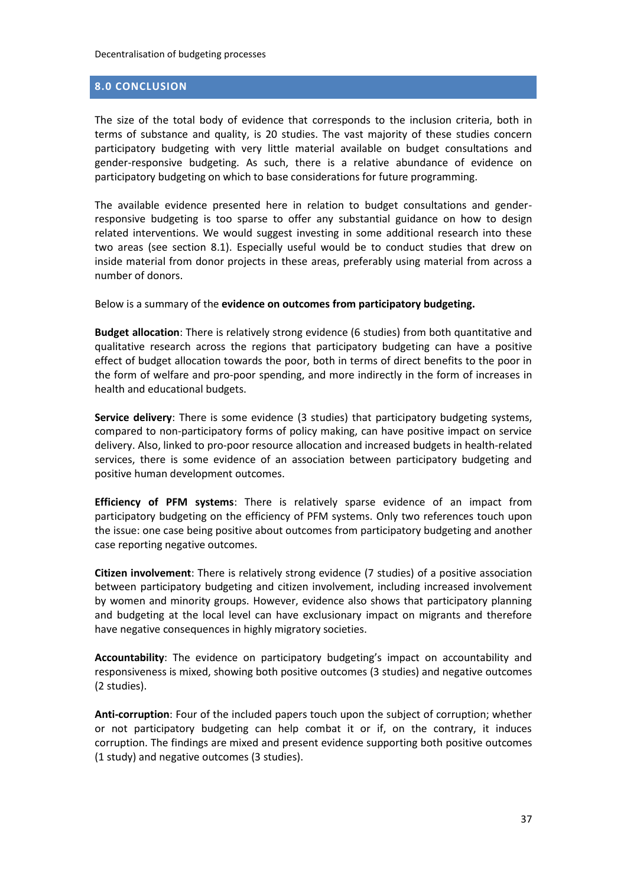## 8.0 CONCLUSION

The size of the total body of evidence that corresponds to the inclusion criteria, both in terms of substance and quality, is 20 studies. The vast majority of these studies concern participatory budgeting with very little material available on budget consultations and gender-responsive budgeting. As such, there is a relative abundance of evidence on participatory budgeting on which to base considerations for future programming.

The available evidence presented here in relation to budget consultations and gender-responsive budgeting is too sparse to offer any substantial guidance on how to design related interventions. We would suggest investing in some additional research into these two areas (see section 8.1). Especially useful would be to conduct studies that drew on inside material from donor projects in these areas, preferably using material from across a number of donors.

Below is a summary of the **evidence on outcomes from participatory budgeting.**

**Budget allocation**: There is relatively strong evidence (6 studies) from both quantitative and qualitative research across the regions that participatory budgeting can have a positive effect of budget allocation towards the poor, both in terms of direct benefits to the poor in the form of welfare and pro-poor spending, and more indirectly in the form of increases in health and educational budgets.

**Service delivery**: There is some evidence (3 studies) that participatory budgeting systems, compared to non-participatory forms of policy making, can have positive impact on service delivery. Also, linked to pro-poor resource allocation and increased budgets in health-related services, there is some evidence of an association between participatory budgeting and positive human development outcomes.

**Efficiency of PFM systems**: There is relatively sparse evidence of an impact from participatory budgeting on the efficiency of PFM systems. Only two references touch upon the issue: one case being positive about outcomes from participatory budgeting and another case reporting negative outcomes.

**Citizen involvement**: There is relatively strong evidence (7 studies) of a positive association between participatory budgeting and citizen involvement, including increased involvement by women and minority groups. However, evidence also shows that participatory planning and budgeting at the local level can have exclusionary impact on migrants and therefore have negative consequences in highly migratory societies.

**Accountability**: The evidence on participatory budgeting's impact on accountability and responsiveness is mixed, showing both positive outcomes (3 studies) and negative outcomes (2 studies).

**Anti-corruption**: Four of the included papers touch upon the subject of corruption; whether or not participatory budgeting can help combat it or if, on the contrary, it induces corruption. The findings are mixed and present evidence supporting both positive outcomes (1 study) and negative outcomes (3 studies).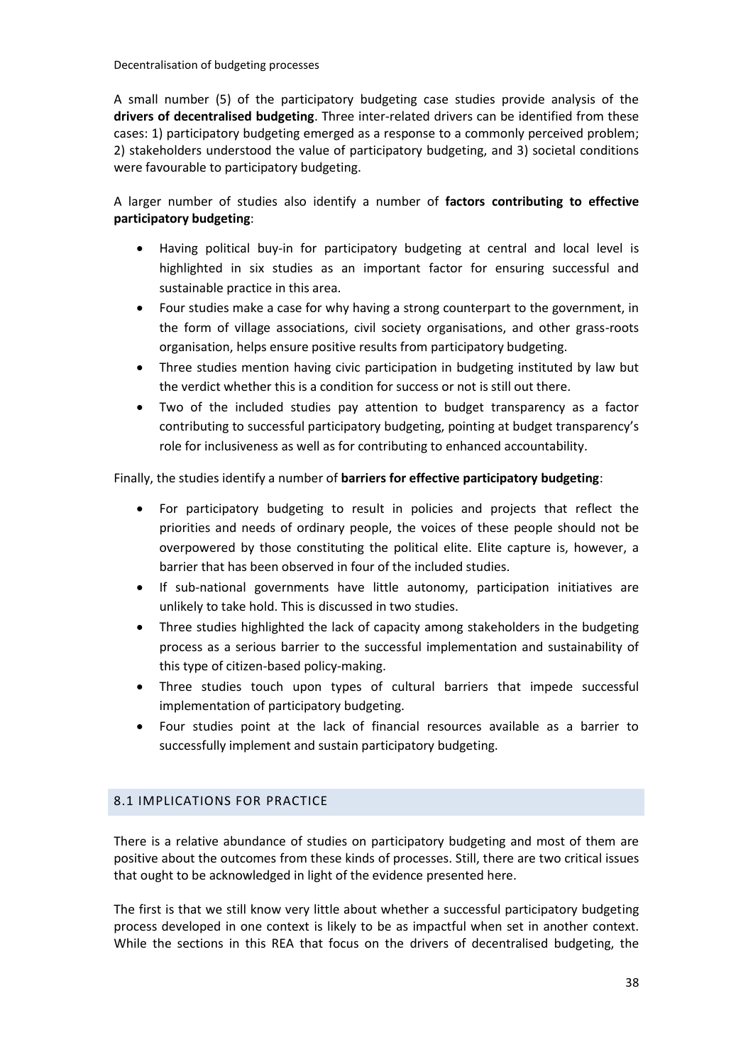A small number (5) of the participatory budgeting case studies provide analysis of the **drivers of decentralised budgeting**. Three inter-related drivers can be identified from these cases: 1) participatory budgeting emerged as a response to a commonly perceived problem; 2) stakeholders understood the value of participatory budgeting, and 3) societal conditions were favourable to participatory budgeting.

A larger number of studies also identify a number of **factors contributing to effective participatory budgeting**:

- Having political buy-in for participatory budgeting at central and local level is highlighted in six studies as an important factor for ensuring successful and sustainable practice in this area.
- Four studies make a case for why having a strong counterpart to the government, in the form of village associations, civil society organisations, and other grass-roots organisation, helps ensure positive results from participatory budgeting.
- Three studies mention having civic participation in budgeting instituted by law but the verdict whether this is a condition for success or not is still out there.
- Two of the included studies pay attention to budget transparency as a factor contributing to successful participatory budgeting, pointing at budget transparency's role for inclusiveness as well as for contributing to enhanced accountability.

Finally, the studies identify a number of **barriers for effective participatory budgeting**:

- For participatory budgeting to result in policies and projects that reflect the priorities and needs of ordinary people, the voices of these people should not be overpowered by those constituting the political elite. Elite capture is, however, a barrier that has been observed in four of the included studies.
- If sub-national governments have little autonomy, participation initiatives are unlikely to take hold. This is discussed in two studies.
- Three studies highlighted the lack of capacity among stakeholders in the budgeting process as a serious barrier to the successful implementation and sustainability of this type of citizen-based policy-making.
- Three studies touch upon types of cultural barriers that impede successful implementation of participatory budgeting.
- Four studies point at the lack of financial resources available as a barrier to successfully implement and sustain participatory budgeting.

## 8.1 IMPLICATIONS FOR PRACTICE

There is a relative abundance of studies on participatory budgeting and most of them are positive about the outcomes from these kinds of processes. Still, there are two critical issues that ought to be acknowledged in light of the evidence presented here.

The first is that we still know very little about whether a successful participatory budgeting process developed in one context is likely to be as impactful when set in another context. While the sections in this REA that focus on the drivers of decentralised budgeting, the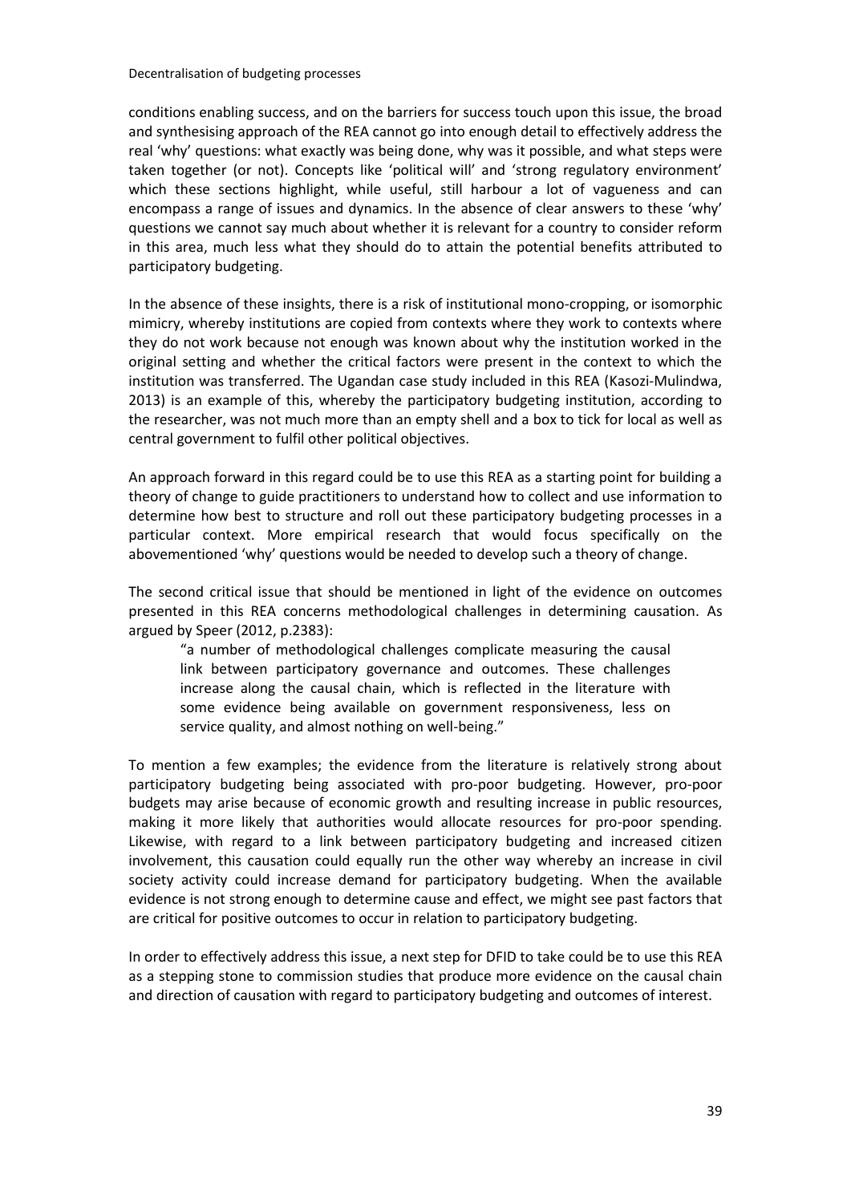conditions enabling success, and on the barriers for success touch upon this issue, the broad and synthesising approach of the REA cannot go into enough detail to effectively address the real 'why' questions: what exactly was being done, why was it possible, and what steps were taken together (or not). Concepts like 'political will' and 'strong regulatory environment' which these sections highlight, while useful, still harbour a lot of vagueness and can encompass a range of issues and dynamics. In the absence of clear answers to these 'why' questions we cannot say much about whether it is relevant for a country to consider reform in this area, much less what they should do to attain the potential benefits attributed to participatory budgeting.

In the absence of these insights, there is a risk of institutional mono-cropping, or isomorphic mimicry, whereby institutions are copied from contexts where they work to contexts where they do not work because not enough was known about why the institution worked in the original setting and whether the critical factors were present in the context to which the institution was transferred. The Ugandan case study included in this REA (Kasozi-Mulindwa, 2013) is an example of this, whereby the participatory budgeting institution, according to the researcher, was not much more than an empty shell and a box to tick for local as well as central government to fulfil other political objectives.

An approach forward in this regard could be to use this REA as a starting point for building a theory of change to guide practitioners to understand how to collect and use information to determine how best to structure and roll out these participatory budgeting processes in a particular context. More empirical research that would focus specifically on the abovementioned 'why' questions would be needed to develop such a theory of change.

The second critical issue that should be mentioned in light of the evidence on outcomes presented in this REA concerns methodological challenges in determining causation. As argued by Speer (2012, p.2383):

> "a number of methodological challenges complicate measuring the causal link between participatory governance and outcomes. These challenges increase along the causal chain, which is reflected in the literature with some evidence being available on government responsiveness, less on service quality, and almost nothing on well-being."

To mention a few examples; the evidence from the literature is relatively strong about participatory budgeting being associated with pro-poor budgeting. However, pro-poor budgets may arise because of economic growth and resulting increase in public resources, making it more likely that authorities would allocate resources for pro-poor spending. Likewise, with regard to a link between participatory budgeting and increased citizen involvement, this causation could equally run the other way whereby an increase in civil society activity could increase demand for participatory budgeting. When the available evidence is not strong enough to determine cause and effect, we might see past factors that are critical for positive outcomes to occur in relation to participatory budgeting.

In order to effectively address this issue, a next step for DFID to take could be to use this REA as a stepping stone to commission studies that produce more evidence on the causal chain and direction of causation with regard to participatory budgeting and outcomes of interest.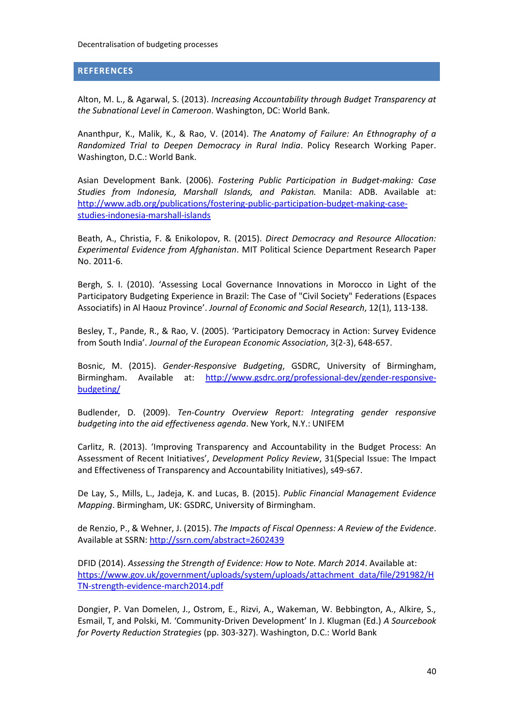## REFERENCES

Alton, M. L., & Agarwal, S. (2013). *Increasing Accountability through Budget Transparency at the Subnational Level in Cameroon*. Washington, DC: World Bank.

Ananthpur, K., Malik, K., & Rao, V. (2014). *The Anatomy of Failure: An Ethnography of a Randomized Trial to Deepen Democracy in Rural India*. Policy Research Working Paper. Washington, D.C.: World Bank.

Asian Development Bank. (2006). *Fostering Public Participation in Budget-making: Case Studies from Indonesia, Marshall Islands, and Pakistan.* Manila: ADB. Available at: http://www.adb.org/publications/fostering-public-participation-budget-making-case-studies-indonesia-marshall-islands

Beath, A., Christia, F. & Enikolopov, R. (2015). *Direct Democracy and Resource Allocation: Experimental Evidence from Afghanistan*. MIT Political Science Department Research Paper No. 2011-6.

Bergh, S. I. (2010). 'Assessing Local Governance Innovations in Morocco in Light of the Participatory Budgeting Experience in Brazil: The Case of "Civil Society" Federations (Espaces Associatifs) in Al Haouz Province'. *Journal of Economic and Social Research*, 12(1), 113-138.

Besley, T., Pande, R., & Rao, V. (2005). 'Participatory Democracy in Action: Survey Evidence from South India'. *Journal of the European Economic Association*, 3(2-3), 648-657.

Bosnic, M. (2015). *Gender-Responsive Budgeting*, GSDRC, University of Birmingham, Birmingham. Available at: http://www.gsdrc.org/professional-dev/gender-responsive-budgeting/

Budlender, D. (2009). *Ten-Country Overview Report: Integrating gender responsive budgeting into the aid effectiveness agenda*. New York, N.Y.: UNIFEM

Carlitz, R. (2013). 'Improving Transparency and Accountability in the Budget Process: An Assessment of Recent Initiatives', *Development Policy Review*, 31(Special Issue: The Impact and Effectiveness of Transparency and Accountability Initiatives), s49-s67.

De Lay, S., Mills, L., Jadeja, K. and Lucas, B. (2015). *Public Financial Management Evidence Mapping*. Birmingham, UK: GSDRC, University of Birmingham.

de Renzio, P., & Wehner, J. (2015). *The Impacts of Fiscal Openness: A Review of the Evidence*. Available at SSRN: http://ssrn.com/abstract=2602439

DFID (2014). *Assessing the Strength of Evidence: How to Note. March 2014*. Available at: https://www.gov.uk/government/uploads/system/uploads/attachment_data/file/291982/HTN-strength-evidence-march2014.pdf

Dongier, P. Van Domelen, J., Ostrom, E., Rizvi, A., Wakeman, W. Bebbington, A., Alkire, S., Esmail, T, and Polski, M. 'Community-Driven Development' In J. Klugman (Ed.) *A Sourcebook for Poverty Reduction Strategies* (pp. 303-327). Washington, D.C.: World Bank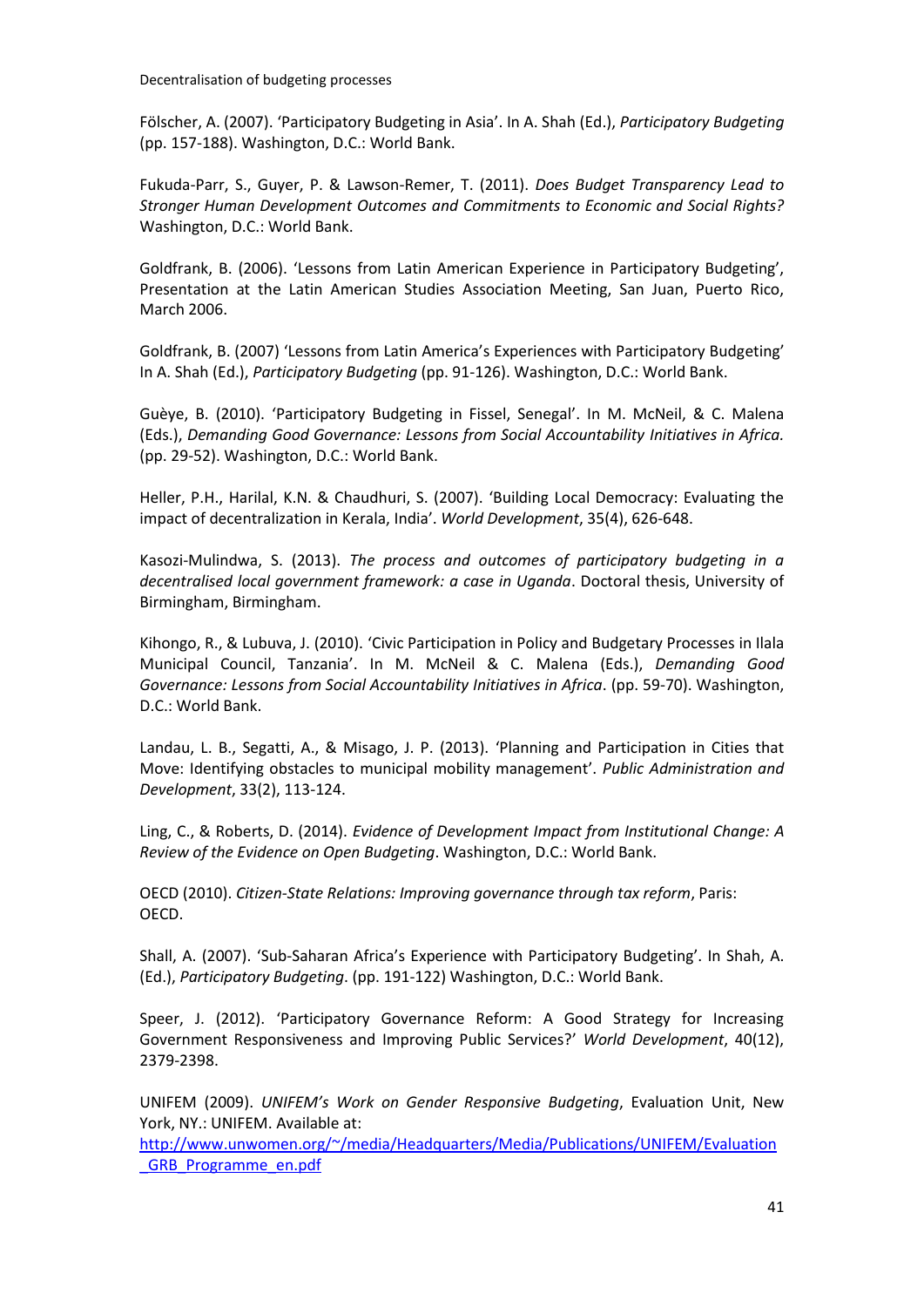Fölscher, A. (2007). 'Participatory Budgeting in Asia'. In A. Shah (Ed.), *Participatory Budgeting* (pp. 157-188). Washington, D.C.: World Bank.

Fukuda-Parr, S., Guyer, P. & Lawson-Remer, T. (2011). *Does Budget Transparency Lead to Stronger Human Development Outcomes and Commitments to Economic and Social Rights?* Washington, D.C.: World Bank.

Goldfrank, B. (2006). 'Lessons from Latin American Experience in Participatory Budgeting', Presentation at the Latin American Studies Association Meeting, San Juan, Puerto Rico, March 2006.

Goldfrank, B. (2007) 'Lessons from Latin America's Experiences with Participatory Budgeting' In A. Shah (Ed.), *Participatory Budgeting* (pp. 91-126). Washington, D.C.: World Bank.

Guèye, B. (2010). 'Participatory Budgeting in Fissel, Senegal'. In M. McNeil, & C. Malena (Eds.), *Demanding Good Governance: Lessons from Social Accountability Initiatives in Africa.* (pp. 29-52). Washington, D.C.: World Bank.

Heller, P.H., Harilal, K.N. & Chaudhuri, S. (2007). 'Building Local Democracy: Evaluating the impact of decentralization in Kerala, India'. *World Development*, 35(4), 626-648.

Kasozi-Mulindwa, S. (2013). *The process and outcomes of participatory budgeting in a decentralised local government framework: a case in Uganda*. Doctoral thesis, University of Birmingham, Birmingham.

Kihongo, R., & Lubuva, J. (2010). 'Civic Participation in Policy and Budgetary Processes in Ilala Municipal Council, Tanzania'. In M. McNeil & C. Malena (Eds.), *Demanding Good Governance: Lessons from Social Accountability Initiatives in Africa*. (pp. 59-70). Washington, D.C.: World Bank.

Landau, L. B., Segatti, A., & Misago, J. P. (2013). 'Planning and Participation in Cities that Move: Identifying obstacles to municipal mobility management'. *Public Administration and Development*, 33(2), 113-124.

Ling, C., & Roberts, D. (2014). *Evidence of Development Impact from Institutional Change: A Review of the Evidence on Open Budgeting*. Washington, D.C.: World Bank.

OECD (2010). *Citizen-State Relations: Improving governance through tax reform*, Paris: OECD.

Shall, A. (2007). 'Sub-Saharan Africa's Experience with Participatory Budgeting'. In Shah, A. (Ed.), *Participatory Budgeting*. (pp. 191-122) Washington, D.C.: World Bank.

Speer, J. (2012). 'Participatory Governance Reform: A Good Strategy for Increasing Government Responsiveness and Improving Public Services?' *World Development*, 40(12), 2379-2398.

UNIFEM (2009). *UNIFEM's Work on Gender Responsive Budgeting*, Evaluation Unit, New York, NY.: UNIFEM. Available at: http://www.unwomen.org/~/media/Headquarters/Media/Publications/UNIFEM/Evaluation_GRB_Programme_en.pdf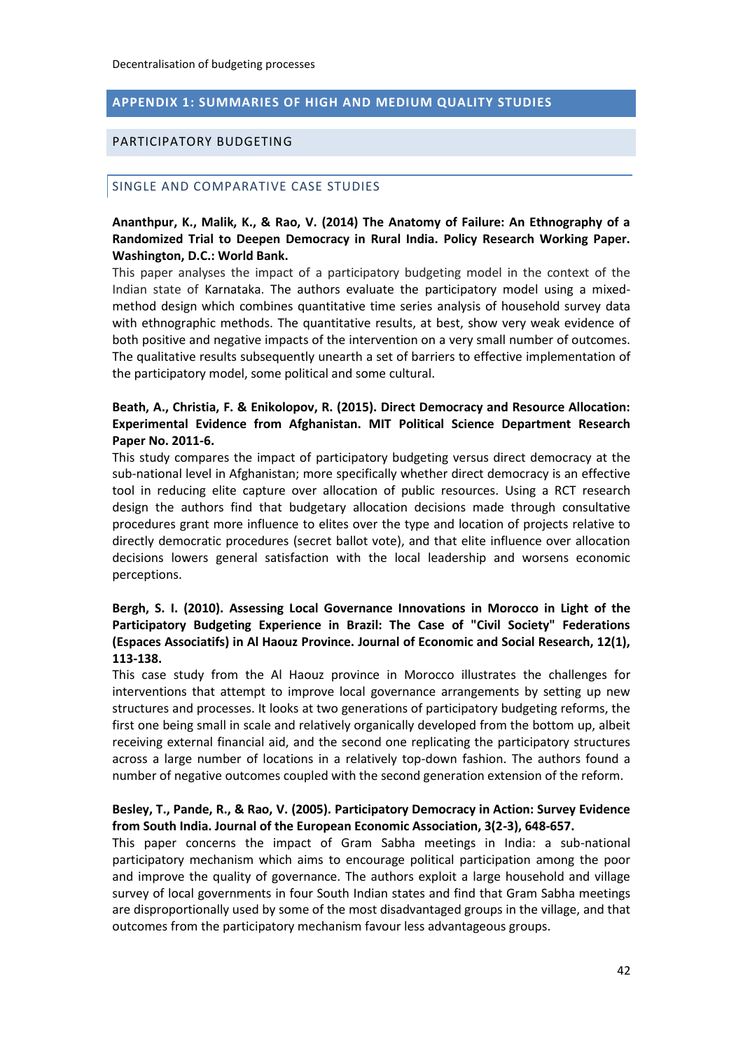## APPENDIX 1: SUMMARIES OF HIGH AND MEDIUM QUALITY STUDIES

### PARTICIPATORY BUDGETING

#### SINGLE AND COMPARATIVE CASE STUDIES

**Ananthpur, K., Malik, K., & Rao, V. (2014) The Anatomy of Failure: An Ethnography of a Randomized Trial to Deepen Democracy in Rural India. Policy Research Working Paper. Washington, D.C.: World Bank.**

This paper analyses the impact of a participatory budgeting model in the context of the Indian state of Karnataka. The authors evaluate the participatory model using a mixed-method design which combines quantitative time series analysis of household survey data with ethnographic methods. The quantitative results, at best, show very weak evidence of both positive and negative impacts of the intervention on a very small number of outcomes. The qualitative results subsequently unearth a set of barriers to effective implementation of the participatory model, some political and some cultural.

**Beath, A., Christia, F. & Enikolopov, R. (2015). Direct Democracy and Resource Allocation: Experimental Evidence from Afghanistan. MIT Political Science Department Research Paper No. 2011-6.**

This study compares the impact of participatory budgeting versus direct democracy at the sub-national level in Afghanistan; more specifically whether direct democracy is an effective tool in reducing elite capture over allocation of public resources. Using a RCT research design the authors find that budgetary allocation decisions made through consultative procedures grant more influence to elites over the type and location of projects relative to directly democratic procedures (secret ballot vote), and that elite influence over allocation decisions lowers general satisfaction with the local leadership and worsens economic perceptions.

**Bergh, S. I. (2010). Assessing Local Governance Innovations in Morocco in Light of the Participatory Budgeting Experience in Brazil: The Case of "Civil Society" Federations (Espaces Associatifs) in Al Haouz Province. Journal of Economic and Social Research, 12(1), 113-138.**

This case study from the Al Haouz province in Morocco illustrates the challenges for interventions that attempt to improve local governance arrangements by setting up new structures and processes. It looks at two generations of participatory budgeting reforms, the first one being small in scale and relatively organically developed from the bottom up, albeit receiving external financial aid, and the second one replicating the participatory structures across a large number of locations in a relatively top-down fashion. The authors found a number of negative outcomes coupled with the second generation extension of the reform.

**Besley, T., Pande, R., & Rao, V. (2005). Participatory Democracy in Action: Survey Evidence from South India. Journal of the European Economic Association, 3(2-3), 648-657.**

This paper concerns the impact of Gram Sabha meetings in India: a sub-national participatory mechanism which aims to encourage political participation among the poor and improve the quality of governance. The authors exploit a large household and village survey of local governments in four South Indian states and find that Gram Sabha meetings are disproportionally used by some of the most disadvantaged groups in the village, and that outcomes from the participatory mechanism favour less advantageous groups.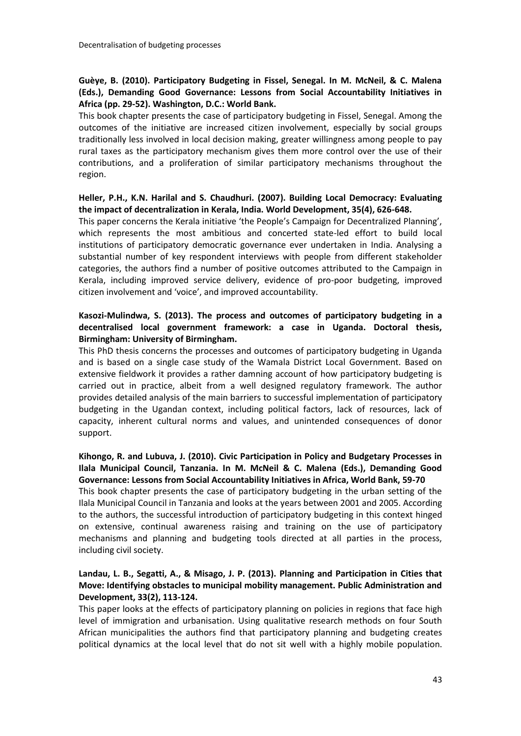**Guèye, B. (2010). Participatory Budgeting in Fissel, Senegal. In M. McNeil, & C. Malena (Eds.), Demanding Good Governance: Lessons from Social Accountability Initiatives in Africa (pp. 29-52). Washington, D.C.: World Bank.**

This book chapter presents the case of participatory budgeting in Fissel, Senegal. Among the outcomes of the initiative are increased citizen involvement, especially by social groups traditionally less involved in local decision making, greater willingness among people to pay rural taxes as the participatory mechanism gives them more control over the use of their contributions, and a proliferation of similar participatory mechanisms throughout the region.

**Heller, P.H., K.N. Harilal and S. Chaudhuri. (2007). Building Local Democracy: Evaluating the impact of decentralization in Kerala, India. World Development, 35(4), 626-648.**

This paper concerns the Kerala initiative 'the People's Campaign for Decentralized Planning', which represents the most ambitious and concerted state-led effort to build local institutions of participatory democratic governance ever undertaken in India. Analysing a substantial number of key respondent interviews with people from different stakeholder categories, the authors find a number of positive outcomes attributed to the Campaign in Kerala, including improved service delivery, evidence of pro-poor budgeting, improved citizen involvement and 'voice', and improved accountability.

**Kasozi-Mulindwa, S. (2013). The process and outcomes of participatory budgeting in a decentralised local government framework: a case in Uganda. Doctoral thesis, Birmingham: University of Birmingham.**

This PhD thesis concerns the processes and outcomes of participatory budgeting in Uganda and is based on a single case study of the Wamala District Local Government. Based on extensive fieldwork it provides a rather damning account of how participatory budgeting is carried out in practice, albeit from a well designed regulatory framework. The author provides detailed analysis of the main barriers to successful implementation of participatory budgeting in the Ugandan context, including political factors, lack of resources, lack of capacity, inherent cultural norms and values, and unintended consequences of donor support.

**Kihongo, R. and Lubuva, J. (2010). Civic Participation in Policy and Budgetary Processes in Ilala Municipal Council, Tanzania. In M. McNeil & C. Malena (Eds.), Demanding Good Governance: Lessons from Social Accountability Initiatives in Africa, World Bank, 59-70**

This book chapter presents the case of participatory budgeting in the urban setting of the Ilala Municipal Council in Tanzania and looks at the years between 2001 and 2005. According to the authors, the successful introduction of participatory budgeting in this context hinged on extensive, continual awareness raising and training on the use of participatory mechanisms and planning and budgeting tools directed at all parties in the process, including civil society.

**Landau, L. B., Segatti, A., & Misago, J. P. (2013). Planning and Participation in Cities that Move: Identifying obstacles to municipal mobility management. Public Administration and Development, 33(2), 113-124.**

This paper looks at the effects of participatory planning on policies in regions that face high level of immigration and urbanisation. Using qualitative research methods on four South African municipalities the authors find that participatory planning and budgeting creates political dynamics at the local level that do not sit well with a highly mobile population.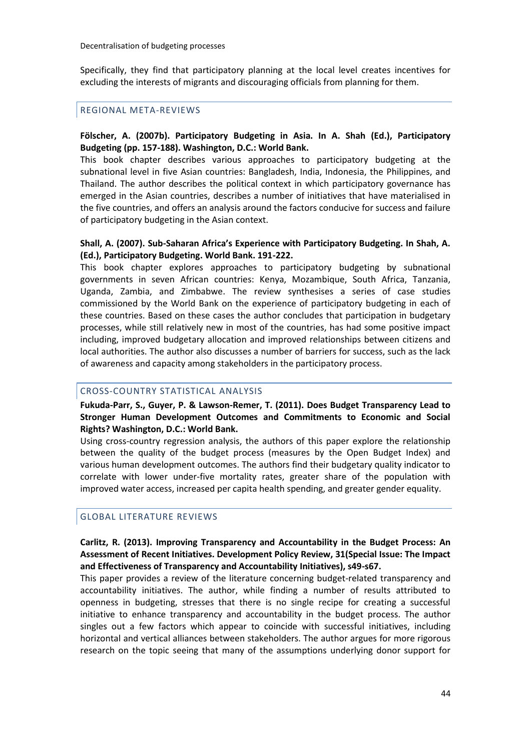Specifically, they find that participatory planning at the local level creates incentives for excluding the interests of migrants and discouraging officials from planning for them.

## REGIONAL META-REVIEWS

**Fölscher, A. (2007b). Participatory Budgeting in Asia. In A. Shah (Ed.), Participatory Budgeting (pp. 157-188). Washington, D.C.: World Bank.**

This book chapter describes various approaches to participatory budgeting at the subnational level in five Asian countries: Bangladesh, India, Indonesia, the Philippines, and Thailand. The author describes the political context in which participatory governance has emerged in the Asian countries, describes a number of initiatives that have materialised in the five countries, and offers an analysis around the factors conducive for success and failure of participatory budgeting in the Asian context.

**Shall, A. (2007). Sub-Saharan Africa's Experience with Participatory Budgeting. In Shah, A. (Ed.), Participatory Budgeting. World Bank. 191-222.**

This book chapter explores approaches to participatory budgeting by subnational governments in seven African countries: Kenya, Mozambique, South Africa, Tanzania, Uganda, Zambia, and Zimbabwe. The review synthesises a series of case studies commissioned by the World Bank on the experience of participatory budgeting in each of these countries. Based on these cases the author concludes that participation in budgetary processes, while still relatively new in most of the countries, has had some positive impact including, improved budgetary allocation and improved relationships between citizens and local authorities. The author also discusses a number of barriers for success, such as the lack of awareness and capacity among stakeholders in the participatory process.

## CROSS-COUNTRY STATISTICAL ANALYSIS

**Fukuda-Parr, S., Guyer, P. & Lawson-Remer, T. (2011). Does Budget Transparency Lead to Stronger Human Development Outcomes and Commitments to Economic and Social Rights? Washington, D.C.: World Bank.**

Using cross-country regression analysis, the authors of this paper explore the relationship between the quality of the budget process (measures by the Open Budget Index) and various human development outcomes. The authors find their budgetary quality indicator to correlate with lower under-five mortality rates, greater share of the population with improved water access, increased per capita health spending, and greater gender equality.

## GLOBAL LITERATURE REVIEWS

**Carlitz, R. (2013). Improving Transparency and Accountability in the Budget Process: An Assessment of Recent Initiatives. Development Policy Review, 31(Special Issue: The Impact and Effectiveness of Transparency and Accountability Initiatives), s49-s67.**

This paper provides a review of the literature concerning budget-related transparency and accountability initiatives. The author, while finding a number of results attributed to openness in budgeting, stresses that there is no single recipe for creating a successful initiative to enhance transparency and accountability in the budget process. The author singles out a few factors which appear to coincide with successful initiatives, including horizontal and vertical alliances between stakeholders. The author argues for more rigorous research on the topic seeing that many of the assumptions underlying donor support for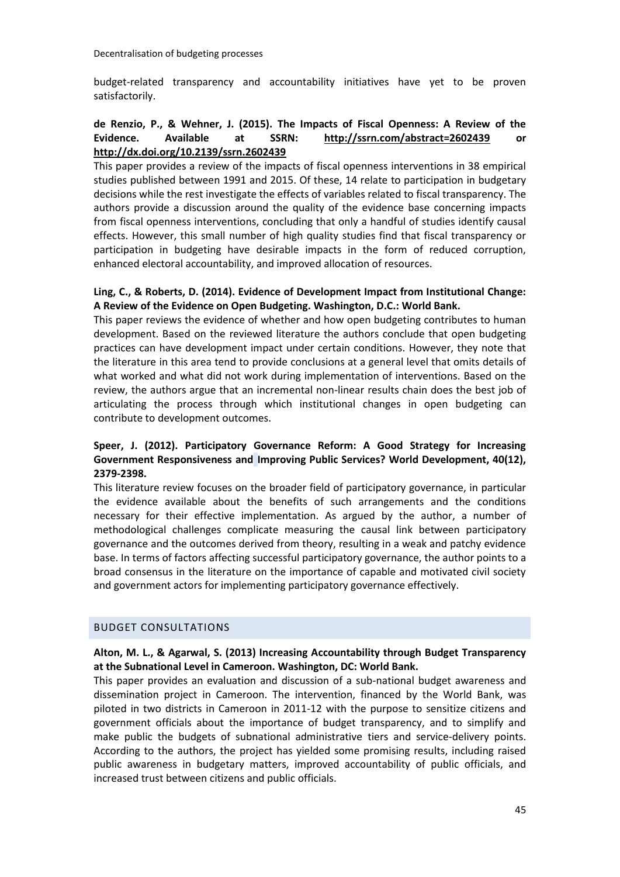budget-related transparency and accountability initiatives have yet to be proven satisfactorily.

**de Renzio, P., & Wehner, J. (2015). The Impacts of Fiscal Openness: A Review of the Evidence. Available at SSRN: http://ssrn.com/abstract=2602439 or http://dx.doi.org/10.2139/ssrn.2602439**

This paper provides a review of the impacts of fiscal openness interventions in 38 empirical studies published between 1991 and 2015. Of these, 14 relate to participation in budgetary decisions while the rest investigate the effects of variables related to fiscal transparency. The authors provide a discussion around the quality of the evidence base concerning impacts from fiscal openness interventions, concluding that only a handful of studies identify causal effects. However, this small number of high quality studies find that fiscal transparency or participation in budgeting have desirable impacts in the form of reduced corruption, enhanced electoral accountability, and improved allocation of resources.

**Ling, C., & Roberts, D. (2014). Evidence of Development Impact from Institutional Change: A Review of the Evidence on Open Budgeting. Washington, D.C.: World Bank.**

This paper reviews the evidence of whether and how open budgeting contributes to human development. Based on the reviewed literature the authors conclude that open budgeting practices can have development impact under certain conditions. However, they note that the literature in this area tend to provide conclusions at a general level that omits details of what worked and what did not work during implementation of interventions. Based on the review, the authors argue that an incremental non-linear results chain does the best job of articulating the process through which institutional changes in open budgeting can contribute to development outcomes.

**Speer, J. (2012). Participatory Governance Reform: A Good Strategy for Increasing Government Responsiveness and Improving Public Services? World Development, 40(12), 2379-2398.**

This literature review focuses on the broader field of participatory governance, in particular the evidence available about the benefits of such arrangements and the conditions necessary for their effective implementation. As argued by the author, a number of methodological challenges complicate measuring the causal link between participatory governance and the outcomes derived from theory, resulting in a weak and patchy evidence base. In terms of factors affecting successful participatory governance, the author points to a broad consensus in the literature on the importance of capable and motivated civil society and government actors for implementing participatory governance effectively.

## BUDGET CONSULTATIONS

**Alton, M. L., & Agarwal, S. (2013) Increasing Accountability through Budget Transparency at the Subnational Level in Cameroon. Washington, DC: World Bank.**

This paper provides an evaluation and discussion of a sub-national budget awareness and dissemination project in Cameroon. The intervention, financed by the World Bank, was piloted in two districts in Cameroon in 2011-12 with the purpose to sensitize citizens and government officials about the importance of budget transparency, and to simplify and make public the budgets of subnational administrative tiers and service-delivery points. According to the authors, the project has yielded some promising results, including raised public awareness in budgetary matters, improved accountability of public officials, and increased trust between citizens and public officials.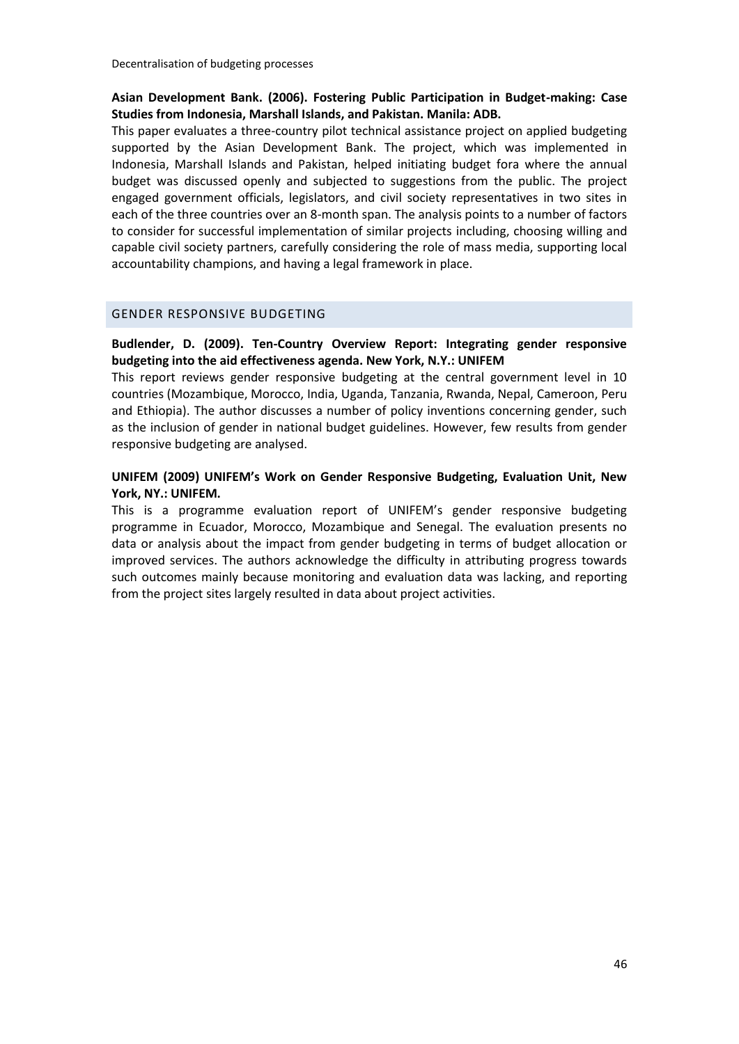Decentralisation of budgeting processes

**Asian Development Bank. (2006). Fostering Public Participation in Budget-making: Case Studies from Indonesia, Marshall Islands, and Pakistan. Manila: ADB.**

This paper evaluates a three-country pilot technical assistance project on applied budgeting supported by the Asian Development Bank. The project, which was implemented in Indonesia, Marshall Islands and Pakistan, helped initiating budget fora where the annual budget was discussed openly and subjected to suggestions from the public. The project engaged government officials, legislators, and civil society representatives in two sites in each of the three countries over an 8-month span. The analysis points to a number of factors to consider for successful implementation of similar projects including, choosing willing and capable civil society partners, carefully considering the role of mass media, supporting local accountability champions, and having a legal framework in place.

## GENDER RESPONSIVE BUDGETING

**Budlender, D. (2009). Ten-Country Overview Report: Integrating gender responsive budgeting into the aid effectiveness agenda. New York, N.Y.: UNIFEM**

This report reviews gender responsive budgeting at the central government level in 10 countries (Mozambique, Morocco, India, Uganda, Tanzania, Rwanda, Nepal, Cameroon, Peru and Ethiopia). The author discusses a number of policy inventions concerning gender, such as the inclusion of gender in national budget guidelines. However, few results from gender responsive budgeting are analysed.

**UNIFEM (2009) UNIFEM's Work on Gender Responsive Budgeting, Evaluation Unit, New York, NY.: UNIFEM.**

This is a programme evaluation report of UNIFEM's gender responsive budgeting programme in Ecuador, Morocco, Mozambique and Senegal. The evaluation presents no data or analysis about the impact from gender budgeting in terms of budget allocation or improved services. The authors acknowledge the difficulty in attributing progress towards such outcomes mainly because monitoring and evaluation data was lacking, and reporting from the project sites largely resulted in data about project activities.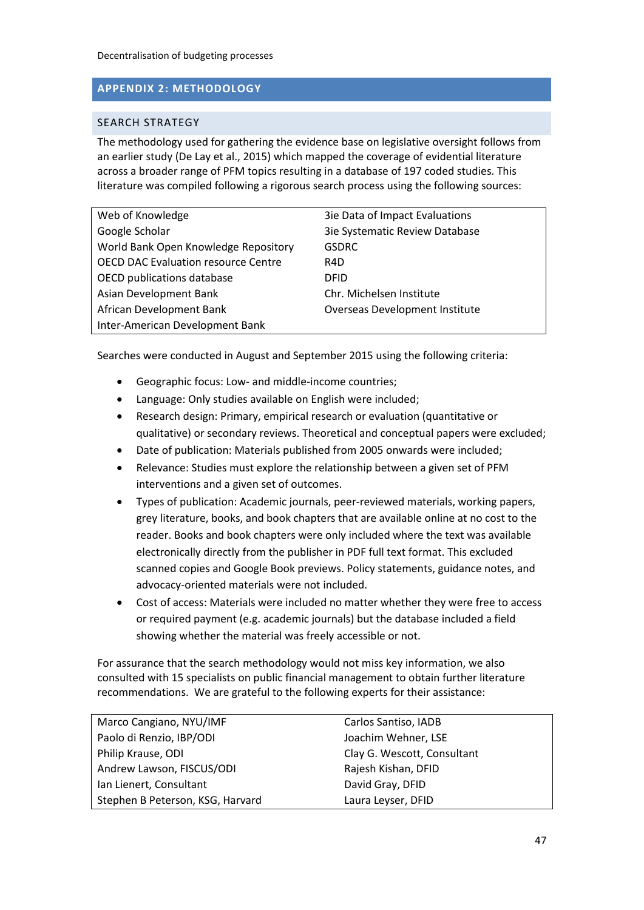## APPENDIX 2: METHODOLOGY

### SEARCH STRATEGY

The methodology used for gathering the evidence base on legislative oversight follows from an earlier study (De Lay et al., 2015) which mapped the coverage of evidential literature across a broader range of PFM topics resulting in a database of 197 coded studies. This literature was compiled following a rigorous search process using the following sources:

| | |
|---|---|
| Web of Knowledge | 3ie Data of Impact Evaluations |
| Google Scholar | 3ie Systematic Review Database |
| World Bank Open Knowledge Repository | GSDRC |
| OECD DAC Evaluation resource Centre | R4D |
| OECD publications database | DFID |
| Asian Development Bank | Chr. Michelsen Institute |
| African Development Bank | Overseas Development Institute |
| Inter-American Development Bank | |

Searches were conducted in August and September 2015 using the following criteria:

- Geographic focus: Low- and middle-income countries;
- Language: Only studies available on English were included;
- Research design: Primary, empirical research or evaluation (quantitative or qualitative) or secondary reviews. Theoretical and conceptual papers were excluded;
- Date of publication: Materials published from 2005 onwards were included;
- Relevance: Studies must explore the relationship between a given set of PFM interventions and a given set of outcomes.
- Types of publication: Academic journals, peer-reviewed materials, working papers, grey literature, books, and book chapters that are available online at no cost to the reader. Books and book chapters were only included where the text was available electronically directly from the publisher in PDF full text format. This excluded scanned copies and Google Book previews. Policy statements, guidance notes, and advocacy-oriented materials were not included.
- Cost of access: Materials were included no matter whether they were free to access or required payment (e.g. academic journals) but the database included a field showing whether the material was freely accessible or not.

For assurance that the search methodology would not miss key information, we also consulted with 15 specialists on public financial management to obtain further literature recommendations. We are grateful to the following experts for their assistance:

| | |
|---|---|
| Marco Cangiano, NYU/IMF | Carlos Santiso, IADB |
| Paolo di Renzio, IBP/ODI | Joachim Wehner, LSE |
| Philip Krause, ODI | Clay G. Wescott, Consultant |
| Andrew Lawson, FISCUS/ODI | Rajesh Kishan, DFID |
| Ian Lienert, Consultant | David Gray, DFID |
| Stephen B Peterson, KSG, Harvard | Laura Leyser, DFID |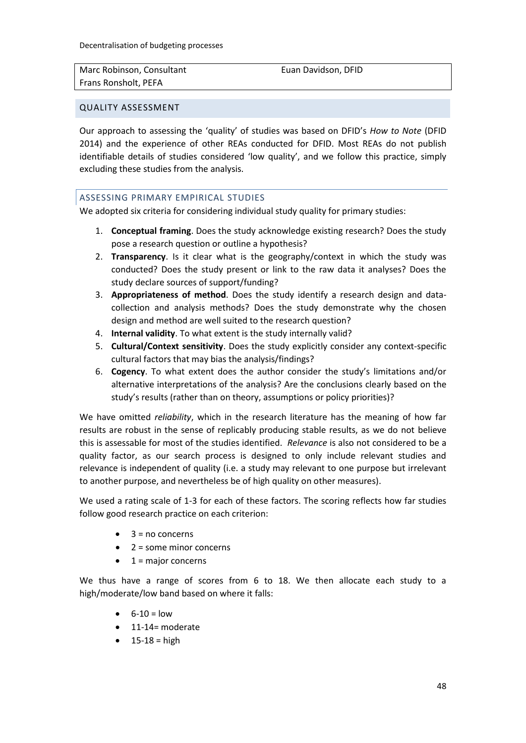| Marc Robinson, Consultant | Euan Davidson, DFID |
| --- | --- |
| Frans Ronsholt, PEFA | |

## QUALITY ASSESSMENT

Our approach to assessing the 'quality' of studies was based on DFID's *How to Note* (DFID 2014) and the experience of other REAs conducted for DFID. Most REAs do not publish identifiable details of studies considered 'low quality', and we follow this practice, simply excluding these studies from the analysis.

### ASSESSING PRIMARY EMPIRICAL STUDIES

We adopted six criteria for considering individual study quality for primary studies:

1. **Conceptual framing**. Does the study acknowledge existing research? Does the study pose a research question or outline a hypothesis?
2. **Transparency**. Is it clear what is the geography/context in which the study was conducted? Does the study present or link to the raw data it analyses? Does the study declare sources of support/funding?
3. **Appropriateness of method**. Does the study identify a research design and data-collection and analysis methods? Does the study demonstrate why the chosen design and method are well suited to the research question?
4. **Internal validity**. To what extent is the study internally valid?
5. **Cultural/Context sensitivity**. Does the study explicitly consider any context-specific cultural factors that may bias the analysis/findings?
6. **Cogency**. To what extent does the author consider the study's limitations and/or alternative interpretations of the analysis? Are the conclusions clearly based on the study's results (rather than on theory, assumptions or policy priorities)?

We have omitted *reliability*, which in the research literature has the meaning of how far results are robust in the sense of replicably producing stable results, as we do not believe this is assessable for most of the studies identified. *Relevance* is also not considered to be a quality factor, as our search process is designed to only include relevant studies and relevance is independent of quality (i.e. a study may relevant to one purpose but irrelevant to another purpose, and nevertheless be of high quality on other measures).

We used a rating scale of 1-3 for each of these factors. The scoring reflects how far studies follow good research practice on each criterion:

- 3 = no concerns
- 2 = some minor concerns
- 1 = major concerns

We thus have a range of scores from 6 to 18. We then allocate each study to a high/moderate/low band based on where it falls:

- 6-10 = low
- 11-14= moderate
- 15-18 = high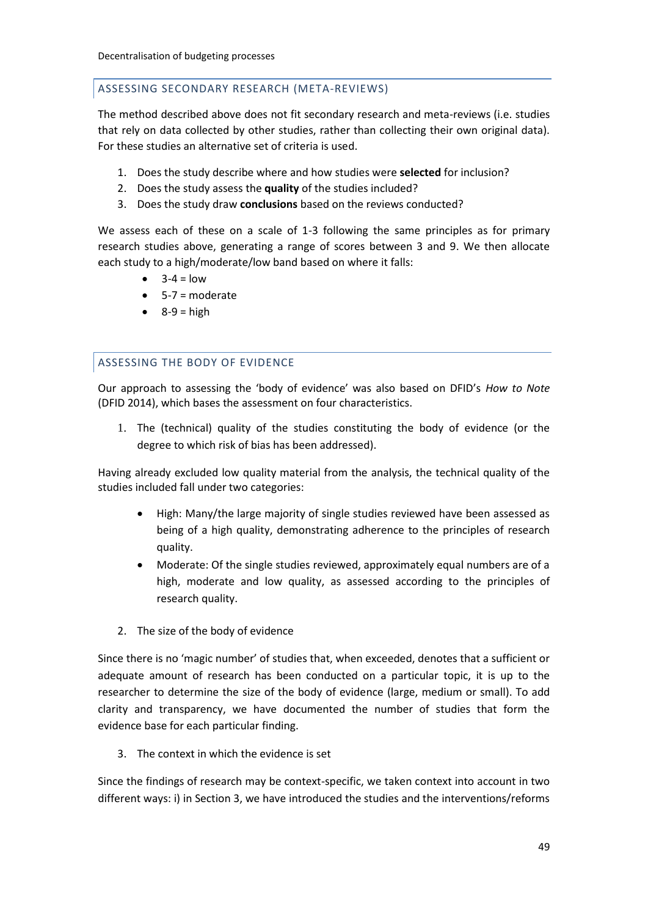## ASSESSING SECONDARY RESEARCH (META-REVIEWS)

The method described above does not fit secondary research and meta-reviews (i.e. studies that rely on data collected by other studies, rather than collecting their own original data). For these studies an alternative set of criteria is used.

1. Does the study describe where and how studies were **selected** for inclusion?
2. Does the study assess the **quality** of the studies included?
3. Does the study draw **conclusions** based on the reviews conducted?

We assess each of these on a scale of 1-3 following the same principles as for primary research studies above, generating a range of scores between 3 and 9. We then allocate each study to a high/moderate/low band based on where it falls:

- 3-4 = low
- 5-7 = moderate
- 8-9 = high

## ASSESSING THE BODY OF EVIDENCE

Our approach to assessing the 'body of evidence' was also based on DFID's *How to Note* (DFID 2014), which bases the assessment on four characteristics.

1. The (technical) quality of the studies constituting the body of evidence (or the degree to which risk of bias has been addressed).

Having already excluded low quality material from the analysis, the technical quality of the studies included fall under two categories:

- High: Many/the large majority of single studies reviewed have been assessed as being of a high quality, demonstrating adherence to the principles of research quality.
- Moderate: Of the single studies reviewed, approximately equal numbers are of a high, moderate and low quality, as assessed according to the principles of research quality.

2. The size of the body of evidence

Since there is no 'magic number' of studies that, when exceeded, denotes that a sufficient or adequate amount of research has been conducted on a particular topic, it is up to the researcher to determine the size of the body of evidence (large, medium or small). To add clarity and transparency, we have documented the number of studies that form the evidence base for each particular finding.

3. The context in which the evidence is set

Since the findings of research may be context-specific, we taken context into account in two different ways: i) in Section 3, we have introduced the studies and the interventions/reforms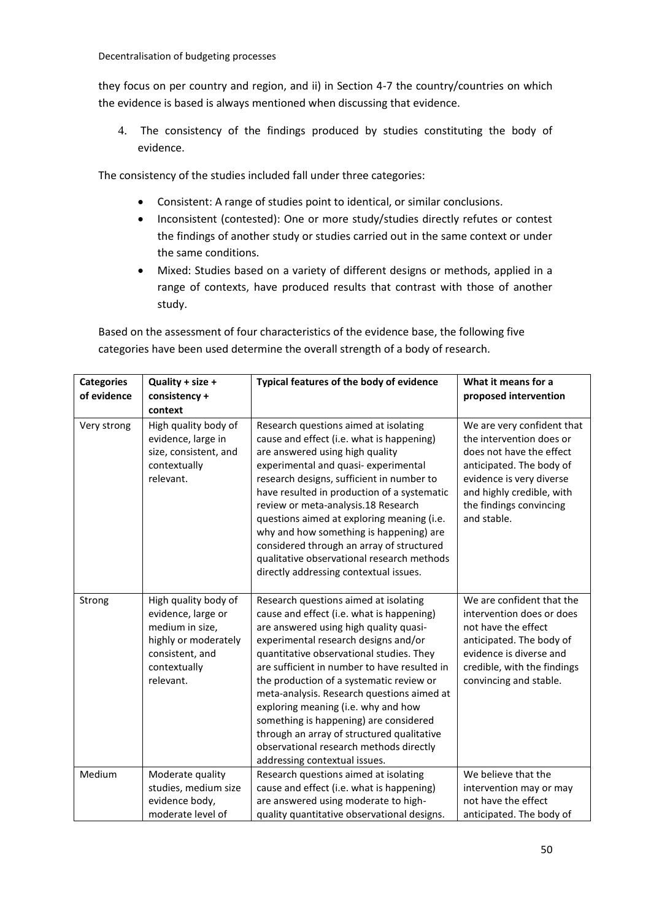they focus on per country and region, and ii) in Section 4-7 the country/countries on which the evidence is based is always mentioned when discussing that evidence.

4. The consistency of the findings produced by studies constituting the body of evidence.

The consistency of the studies included fall under three categories:

- Consistent: A range of studies point to identical, or similar conclusions.
- Inconsistent (contested): One or more study/studies directly refutes or contest the findings of another study or studies carried out in the same context or under the same conditions.
- Mixed: Studies based on a variety of different designs or methods, applied in a range of contexts, have produced results that contrast with those of another study.

Based on the assessment of four characteristics of the evidence base, the following five categories have been used determine the overall strength of a body of research.

| Categories of evidence | Quality + size + consistency + context | Typical features of the body of evidence | What it means for a proposed intervention |
|---|---|---|---|
| Very strong | High quality body of evidence, large in size, consistent, and contextually relevant. | Research questions aimed at isolating cause and effect (i.e. what is happening) are answered using high quality experimental and quasi- experimental research designs, sufficient in number to have resulted in production of a systematic review or meta-analysis.18 Research questions aimed at exploring meaning (i.e. why and how something is happening) are considered through an array of structured qualitative observational research methods directly addressing contextual issues. | We are very confident that the intervention does or does not have the effect anticipated. The body of evidence is very diverse and highly credible, with the findings convincing and stable. |
| Strong | High quality body of evidence, large or medium in size, highly or moderately consistent, and contextually relevant. | Research questions aimed at isolating cause and effect (i.e. what is happening) are answered using high quality quasi-experimental research designs and/or quantitative observational studies. They are sufficient in number to have resulted in the production of a systematic review or meta-analysis. Research questions aimed at exploring meaning (i.e. why and how something is happening) are considered through an array of structured qualitative observational research methods directly addressing contextual issues. | We are confident that the intervention does or does not have the effect anticipated. The body of evidence is diverse and credible, with the findings convincing and stable. |
| Medium | Moderate quality studies, medium size evidence body, moderate level of | Research questions aimed at isolating cause and effect (i.e. what is happening) are answered using moderate to high-quality quantitative observational designs. | We believe that the intervention may or may not have the effect anticipated. The body of |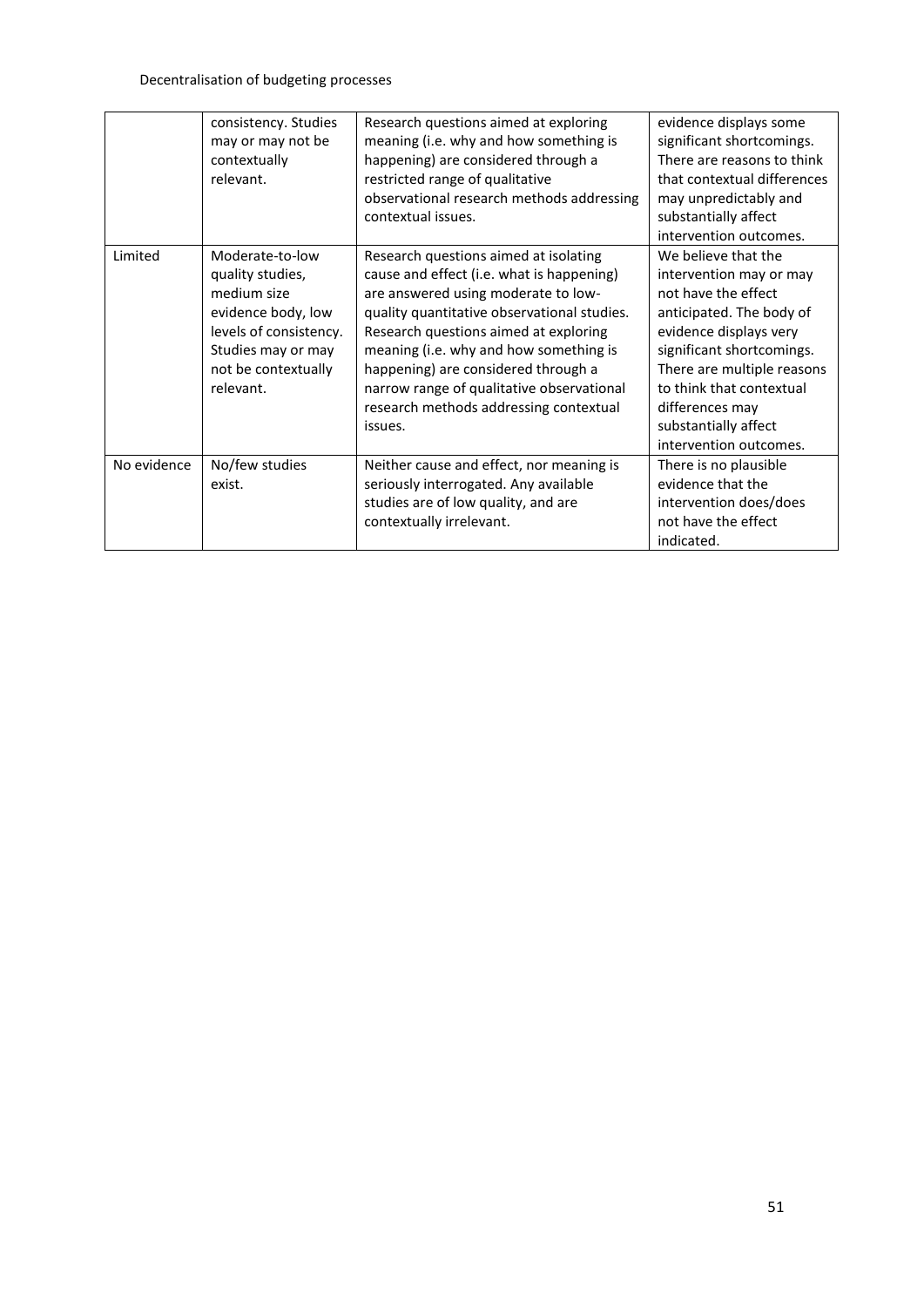|  | consistency. Studies may or may not be contextually relevant. | Research questions aimed at exploring meaning (i.e. why and how something is happening) are considered through a restricted range of qualitative observational research methods addressing contextual issues. | evidence displays some significant shortcomings. There are reasons to think that contextual differences may unpredictably and substantially affect intervention outcomes. |
|---|---|---|---|
| Limited | Moderate-to-low quality studies, medium size evidence body, low levels of consistency. Studies may or may not be contextually relevant. | Research questions aimed at isolating cause and effect (i.e. what is happening) are answered using moderate to low-quality quantitative observational studies. Research questions aimed at exploring meaning (i.e. why and how something is happening) are considered through a narrow range of qualitative observational research methods addressing contextual issues. | We believe that the intervention may or may not have the effect anticipated. The body of evidence displays very significant shortcomings. There are multiple reasons to think that contextual differences may substantially affect intervention outcomes. |
| No evidence | No/few studies exist. | Neither cause and effect, nor meaning is seriously interrogated. Any available studies are of low quality, and are contextually irrelevant. | There is no plausible evidence that the intervention does/does not have the effect indicated. |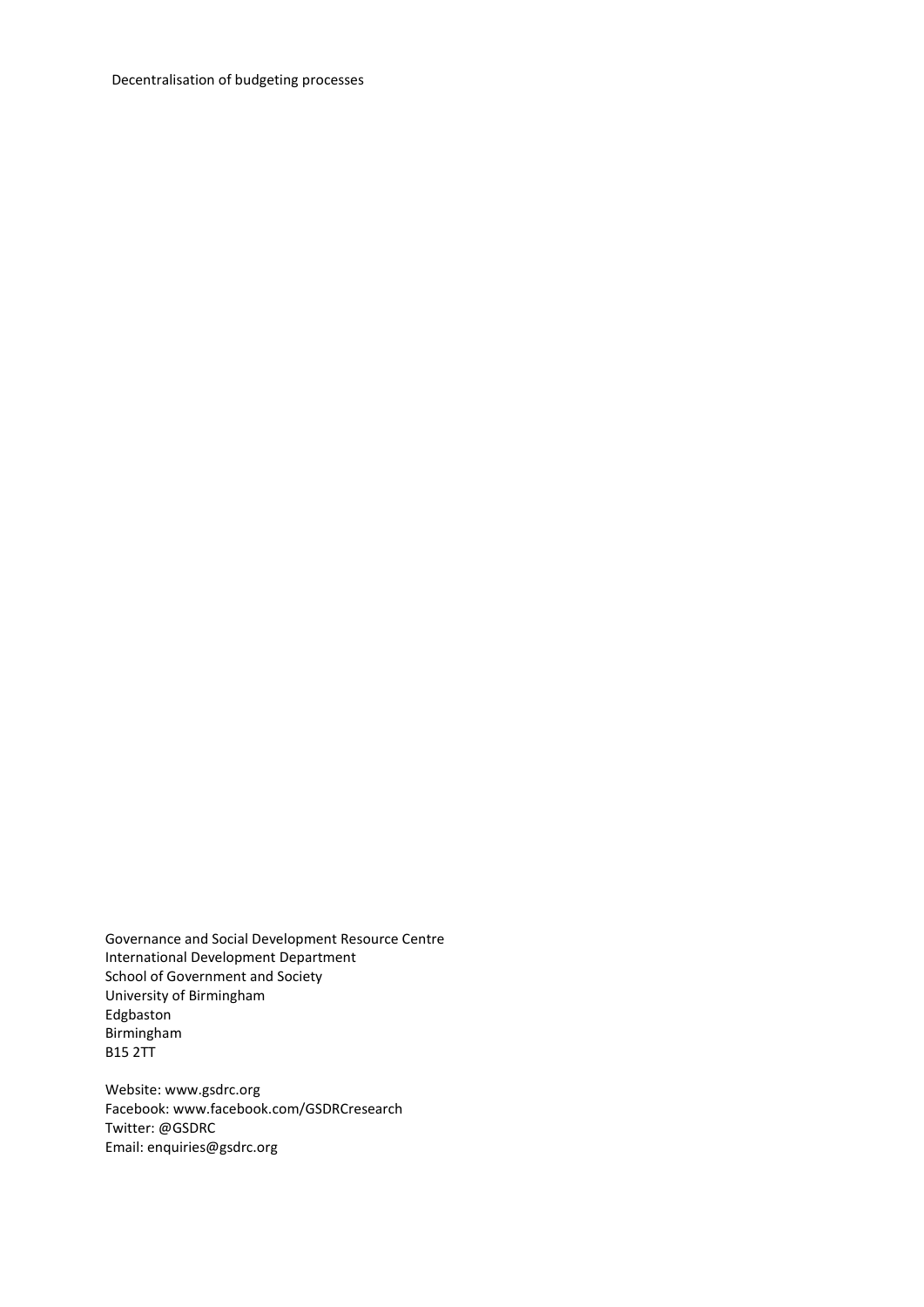Governance and Social Development Resource Centre
International Development Department
School of Government and Society
University of Birmingham
Edgbaston
Birmingham
B15 2TT

Website: www.gsdrc.org
Facebook: www.facebook.com/GSDRCresearch
Twitter: @GSDRC
Email: enquiries@gsdrc.org